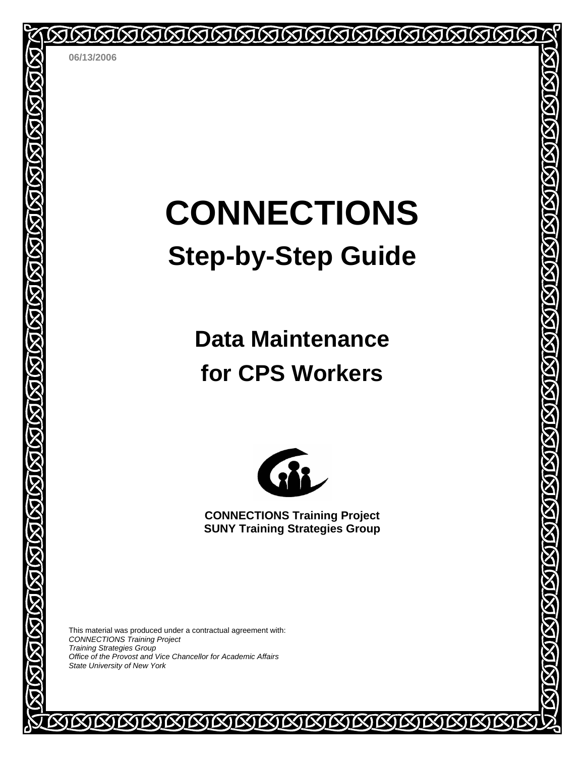06/13/2006

# CONNECTIONS

## Step-by-Step Guide

## Data Maintenance for CPS Workers

**CONNECTIONS Training Project**
**SUNY Training Strategies Group**

This material was produced under a contractual agreement with:
*CONNECTIONS Training Project*
*Training Strategies Group*
*Office of the Provost and Vice Chancellor for Academic Affairs*
*State University of New York*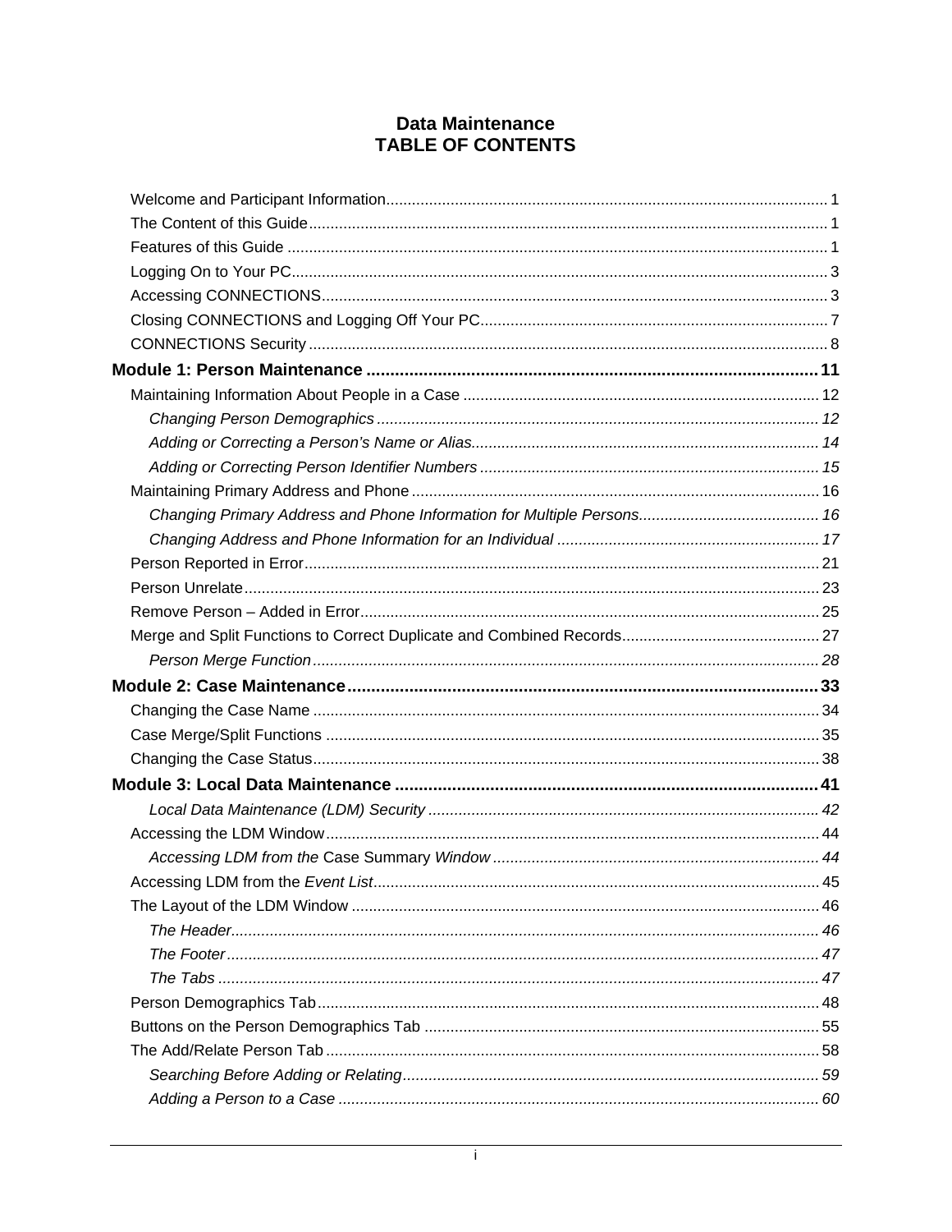# Data Maintenance
# TABLE OF CONTENTS

Welcome and Participant Information ..... 1
The Content of this Guide ..... 1
Features of this Guide ..... 1
Logging On to Your PC ..... 3
Accessing CONNECTIONS ..... 3
Closing CONNECTIONS and Logging Off Your PC ..... 7
CONNECTIONS Security ..... 8

**Module 1: Person Maintenance ..... 11**

Maintaining Information About People in a Case ..... 12
- *Changing Person Demographics ..... 12*
- *Adding or Correcting a Person's Name or Alias ..... 14*
- *Adding or Correcting Person Identifier Numbers ..... 15*

Maintaining Primary Address and Phone ..... 16
- *Changing Primary Address and Phone Information for Multiple Persons ..... 16*
- *Changing Address and Phone Information for an Individual ..... 17*

Person Reported in Error ..... 21
Person Unrelate ..... 23
Remove Person – Added in Error ..... 25
Merge and Split Functions to Correct Duplicate and Combined Records ..... 27
- *Person Merge Function ..... 28*

**Module 2: Case Maintenance ..... 33**

Changing the Case Name ..... 34
Case Merge/Split Functions ..... 35
Changing the Case Status ..... 38

**Module 3: Local Data Maintenance ..... 41**

- *Local Data Maintenance (LDM) Security ..... 42*

Accessing the LDM Window ..... 44
- *Accessing LDM from the* Case Summary *Window ..... 44*

Accessing LDM from the *Event List* ..... 45
The Layout of the LDM Window ..... 46
- *The Header ..... 46*
- *The Footer ..... 47*
- *The Tabs ..... 47*

Person Demographics Tab ..... 48
Buttons on the Person Demographics Tab ..... 55
The Add/Relate Person Tab ..... 58
- *Searching Before Adding or Relating ..... 59*
- *Adding a Person to a Case ..... 60*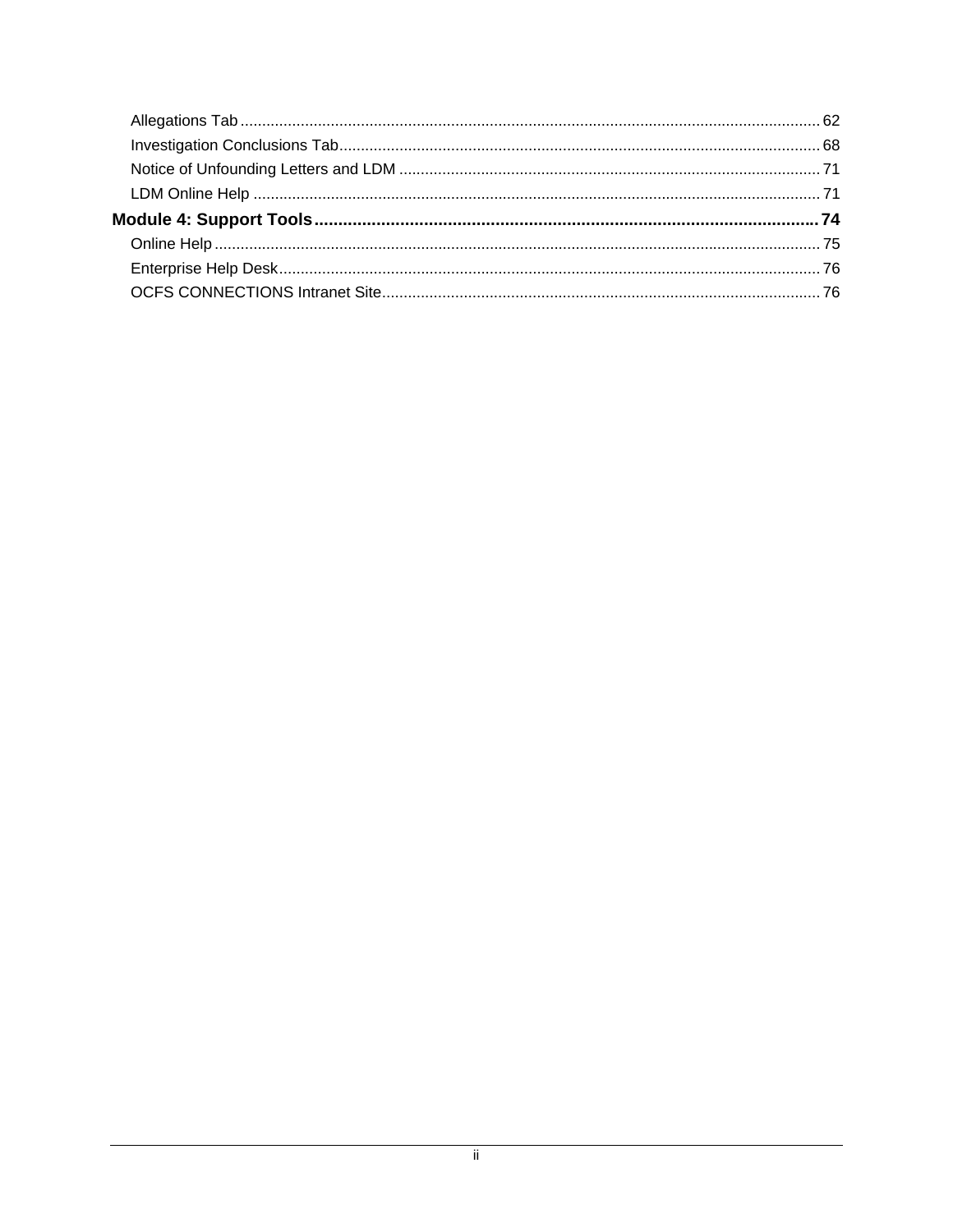Allegations Tab ........................................................ 62
Investigation Conclusions Tab ........................................................ 68
Notice of Unfounding Letters and LDM ........................................................ 71
LDM Online Help ........................................................ 71

**Module 4: Support Tools ........................................................ 74**

Online Help ........................................................ 75
Enterprise Help Desk ........................................................ 76
OCFS CONNECTIONS Intranet Site ........................................................ 76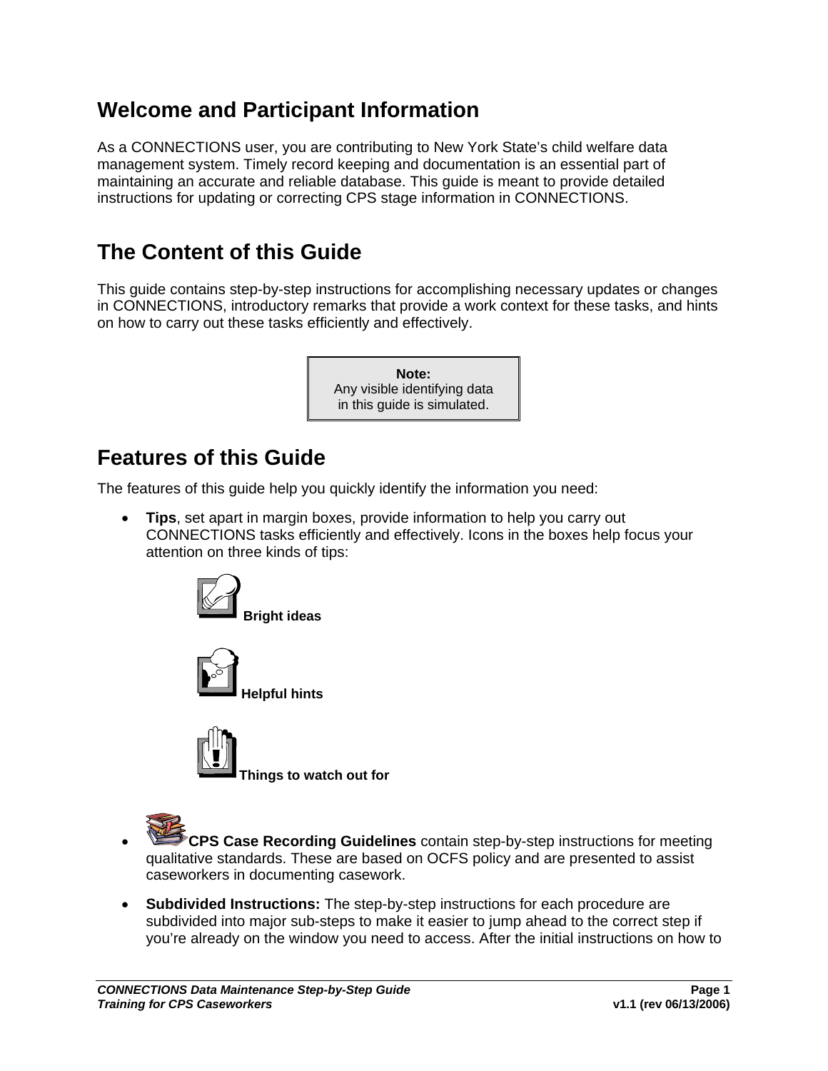## Welcome and Participant Information

As a CONNECTIONS user, you are contributing to New York State's child welfare data management system. Timely record keeping and documentation is an essential part of maintaining an accurate and reliable database. This guide is meant to provide detailed instructions for updating or correcting CPS stage information in CONNECTIONS.

## The Content of this Guide

This guide contains step-by-step instructions for accomplishing necessary updates or changes in CONNECTIONS, introductory remarks that provide a work context for these tasks, and hints on how to carry out these tasks efficiently and effectively.

> **Note:**
> Any visible identifying data in this guide is simulated.

## Features of this Guide

The features of this guide help you quickly identify the information you need:

- **Tips**, set apart in margin boxes, provide information to help you carry out CONNECTIONS tasks efficiently and effectively. Icons in the boxes help focus your attention on three kinds of tips:

  **Bright ideas**

  **Helpful hints**

  **Things to watch out for**

- **CPS Case Recording Guidelines** contain step-by-step instructions for meeting qualitative standards. These are based on OCFS policy and are presented to assist caseworkers in documenting casework.

- **Subdivided Instructions:** The step-by-step instructions for each procedure are subdivided into major sub-steps to make it easier to jump ahead to the correct step if you're already on the window you need to access. After the initial instructions on how to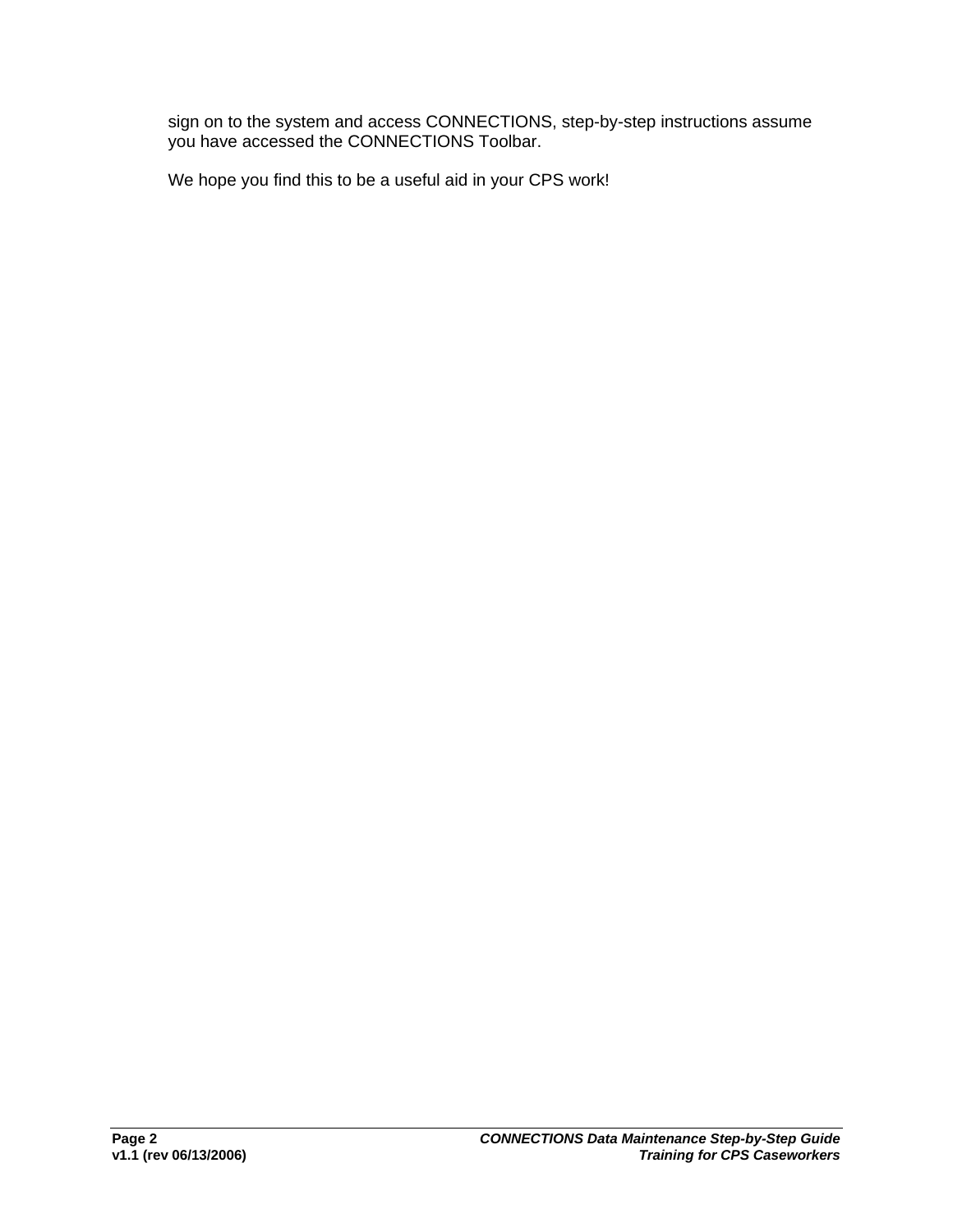sign on to the system and access CONNECTIONS, step-by-step instructions assume you have accessed the CONNECTIONS Toolbar.

We hope you find this to be a useful aid in your CPS work!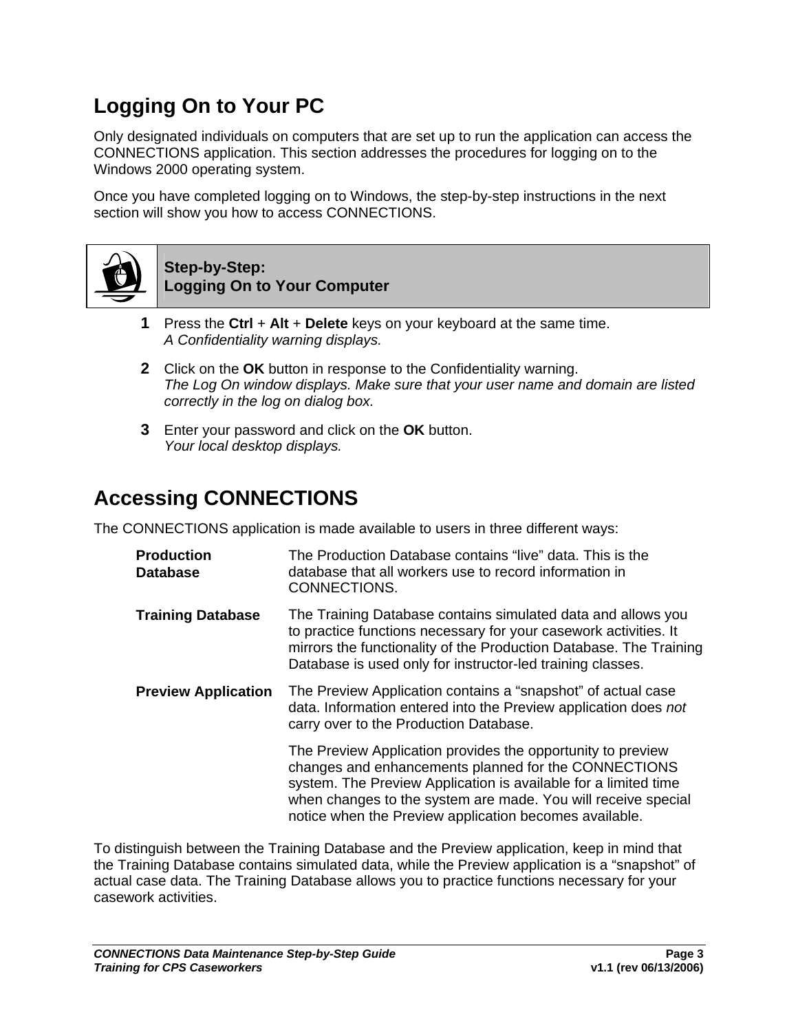## Logging On to Your PC

Only designated individuals on computers that are set up to run the application can access the CONNECTIONS application. This section addresses the procedures for logging on to the Windows 2000 operating system.

Once you have completed logging on to Windows, the step-by-step instructions in the next section will show you how to access CONNECTIONS.

**Step-by-Step:**
**Logging On to Your Computer**

1. Press the **Ctrl** + **Alt** + **Delete** keys on your keyboard at the same time.
   *A Confidentiality warning displays.*

2. Click on the **OK** button in response to the Confidentiality warning.
   *The Log On window displays. Make sure that your user name and domain are listed correctly in the log on dialog box.*

3. Enter your password and click on the **OK** button.
   *Your local desktop displays.*

## Accessing CONNECTIONS

The CONNECTIONS application is made available to users in three different ways:

| | |
|---|---|
| **Production Database** | The Production Database contains "live" data. This is the database that all workers use to record information in CONNECTIONS. |
| **Training Database** | The Training Database contains simulated data and allows you to practice functions necessary for your casework activities. It mirrors the functionality of the Production Database. The Training Database is used only for instructor-led training classes. |
| **Preview Application** | The Preview Application contains a "snapshot" of actual case data. Information entered into the Preview application does *not* carry over to the Production Database.<br><br>The Preview Application provides the opportunity to preview changes and enhancements planned for the CONNECTIONS system. The Preview Application is available for a limited time when changes to the system are made. You will receive special notice when the Preview application becomes available. |

To distinguish between the Training Database and the Preview application, keep in mind that the Training Database contains simulated data, while the Preview application is a "snapshot" of actual case data. The Training Database allows you to practice functions necessary for your casework activities.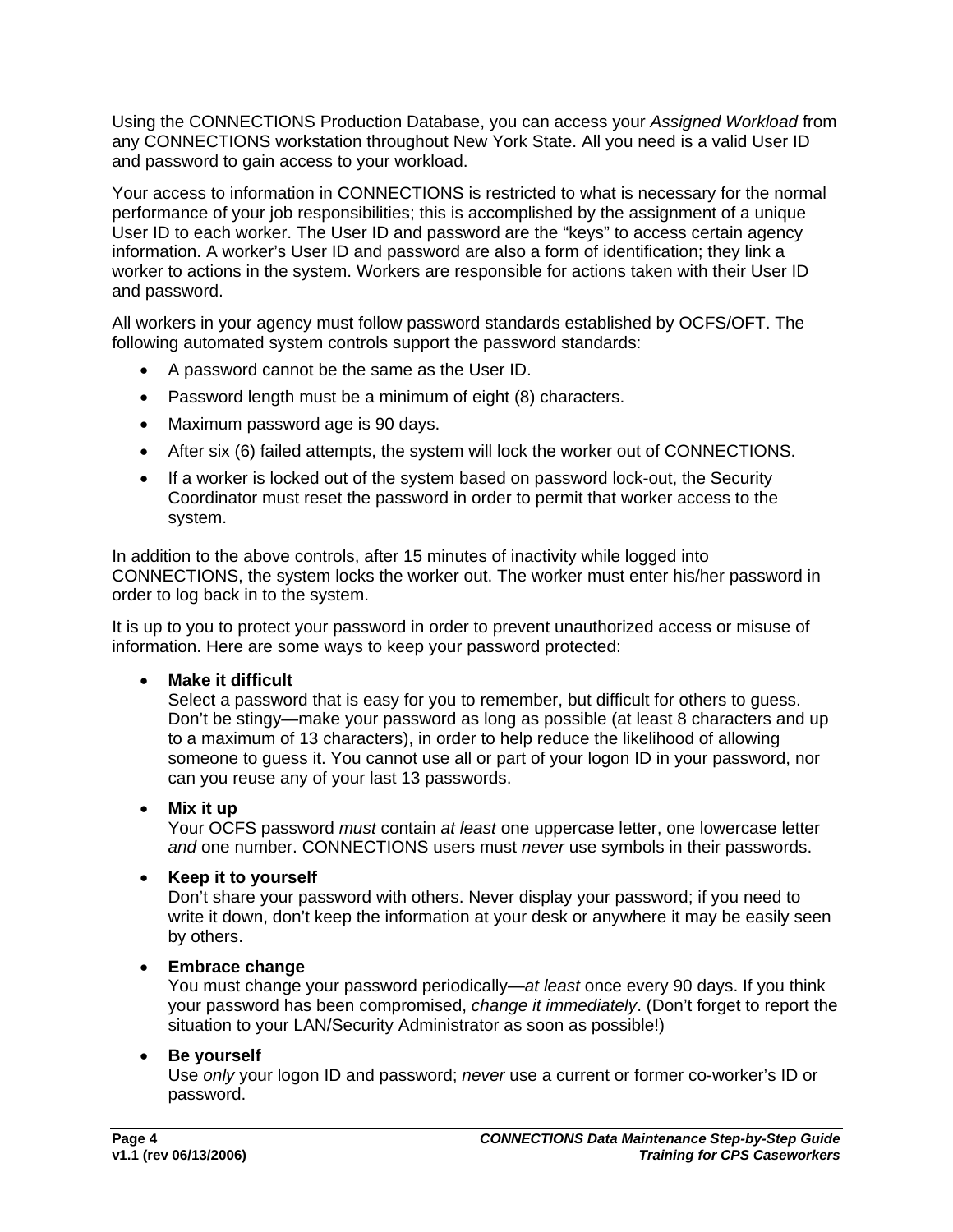Using the CONNECTIONS Production Database, you can access your *Assigned Workload* from any CONNECTIONS workstation throughout New York State. All you need is a valid User ID and password to gain access to your workload.

Your access to information in CONNECTIONS is restricted to what is necessary for the normal performance of your job responsibilities; this is accomplished by the assignment of a unique User ID to each worker. The User ID and password are the "keys" to access certain agency information. A worker's User ID and password are also a form of identification; they link a worker to actions in the system. Workers are responsible for actions taken with their User ID and password.

All workers in your agency must follow password standards established by OCFS/OFT. The following automated system controls support the password standards:

- A password cannot be the same as the User ID.
- Password length must be a minimum of eight (8) characters.
- Maximum password age is 90 days.
- After six (6) failed attempts, the system will lock the worker out of CONNECTIONS.
- If a worker is locked out of the system based on password lock-out, the Security Coordinator must reset the password in order to permit that worker access to the system.

In addition to the above controls, after 15 minutes of inactivity while logged into CONNECTIONS, the system locks the worker out. The worker must enter his/her password in order to log back in to the system.

It is up to you to protect your password in order to prevent unauthorized access or misuse of information. Here are some ways to keep your password protected:

- **Make it difficult**
  Select a password that is easy for you to remember, but difficult for others to guess. Don't be stingy—make your password as long as possible (at least 8 characters and up to a maximum of 13 characters), in order to help reduce the likelihood of allowing someone to guess it. You cannot use all or part of your logon ID in your password, nor can you reuse any of your last 13 passwords.

- **Mix it up**
  Your OCFS password *must* contain *at least* one uppercase letter, one lowercase letter *and* one number. CONNECTIONS users must *never* use symbols in their passwords.

- **Keep it to yourself**
  Don't share your password with others. Never display your password; if you need to write it down, don't keep the information at your desk or anywhere it may be easily seen by others.

- **Embrace change**
  You must change your password periodically—*at least* once every 90 days. If you think your password has been compromised, *change it immediately*. (Don't forget to report the situation to your LAN/Security Administrator as soon as possible!)

- **Be yourself**
  Use *only* your logon ID and password; *never* use a current or former co-worker's ID or password.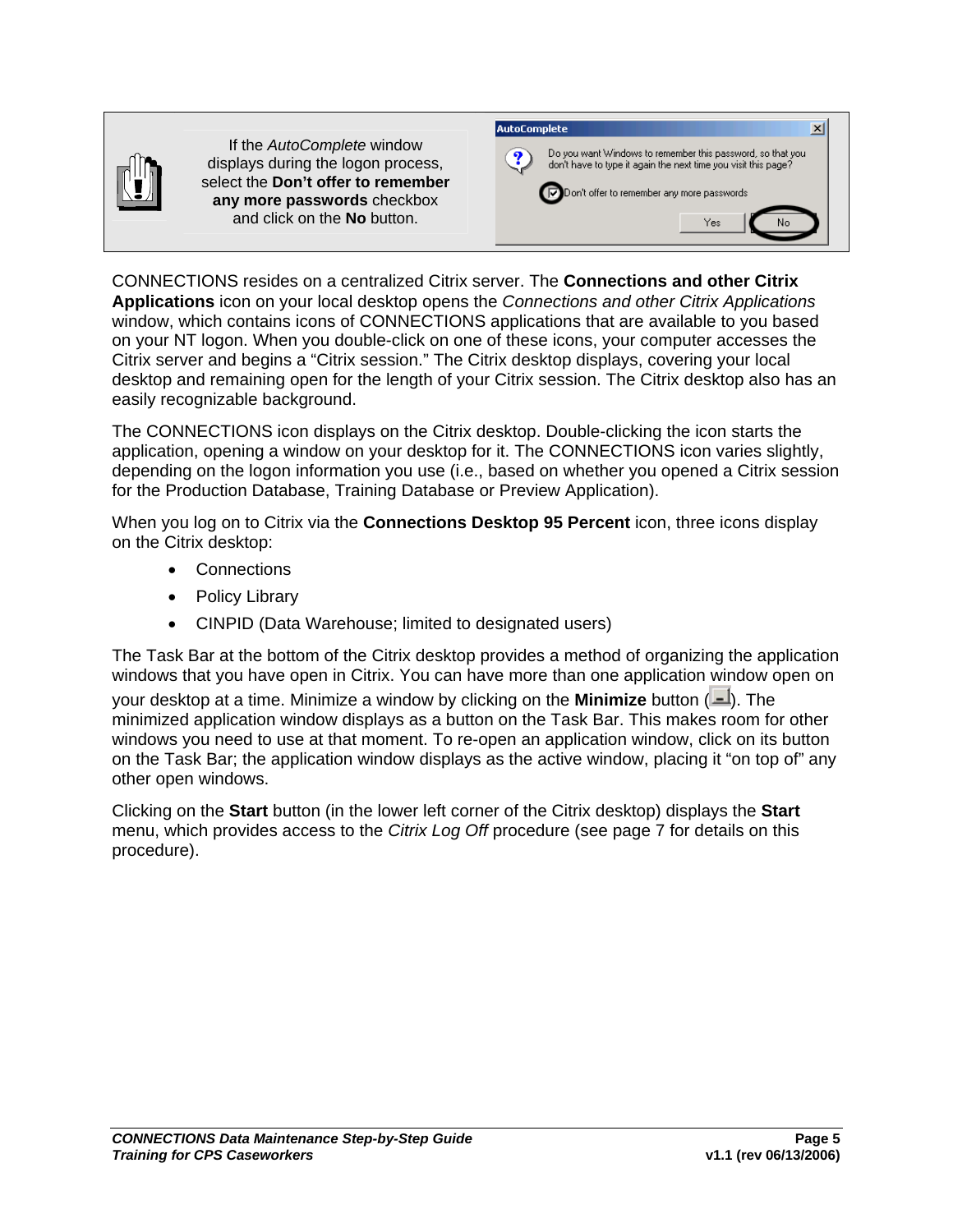If the *AutoComplete* window displays during the logon process, select the **Don't offer to remember any more passwords** checkbox and click on the **No** button.

CONNECTIONS resides on a centralized Citrix server. The **Connections and other Citrix Applications** icon on your local desktop opens the *Connections and other Citrix Applications* window, which contains icons of CONNECTIONS applications that are available to you based on your NT logon. When you double-click on one of these icons, your computer accesses the Citrix server and begins a "Citrix session." The Citrix desktop displays, covering your local desktop and remaining open for the length of your Citrix session. The Citrix desktop also has an easily recognizable background.

The CONNECTIONS icon displays on the Citrix desktop. Double-clicking the icon starts the application, opening a window on your desktop for it. The CONNECTIONS icon varies slightly, depending on the logon information you use (i.e., based on whether you opened a Citrix session for the Production Database, Training Database or Preview Application).

When you log on to Citrix via the **Connections Desktop 95 Percent** icon, three icons display on the Citrix desktop:

- Connections
- Policy Library
- CINPID (Data Warehouse; limited to designated users)

The Task Bar at the bottom of the Citrix desktop provides a method of organizing the application windows that you have open in Citrix. You can have more than one application window open on your desktop at a time. Minimize a window by clicking on the **Minimize** button ( ). The minimized application window displays as a button on the Task Bar. This makes room for other windows you need to use at that moment. To re-open an application window, click on its button on the Task Bar; the application window displays as the active window, placing it "on top of" any other open windows.

Clicking on the **Start** button (in the lower left corner of the Citrix desktop) displays the **Start** menu, which provides access to the *Citrix Log Off* procedure (see page 7 for details on this procedure).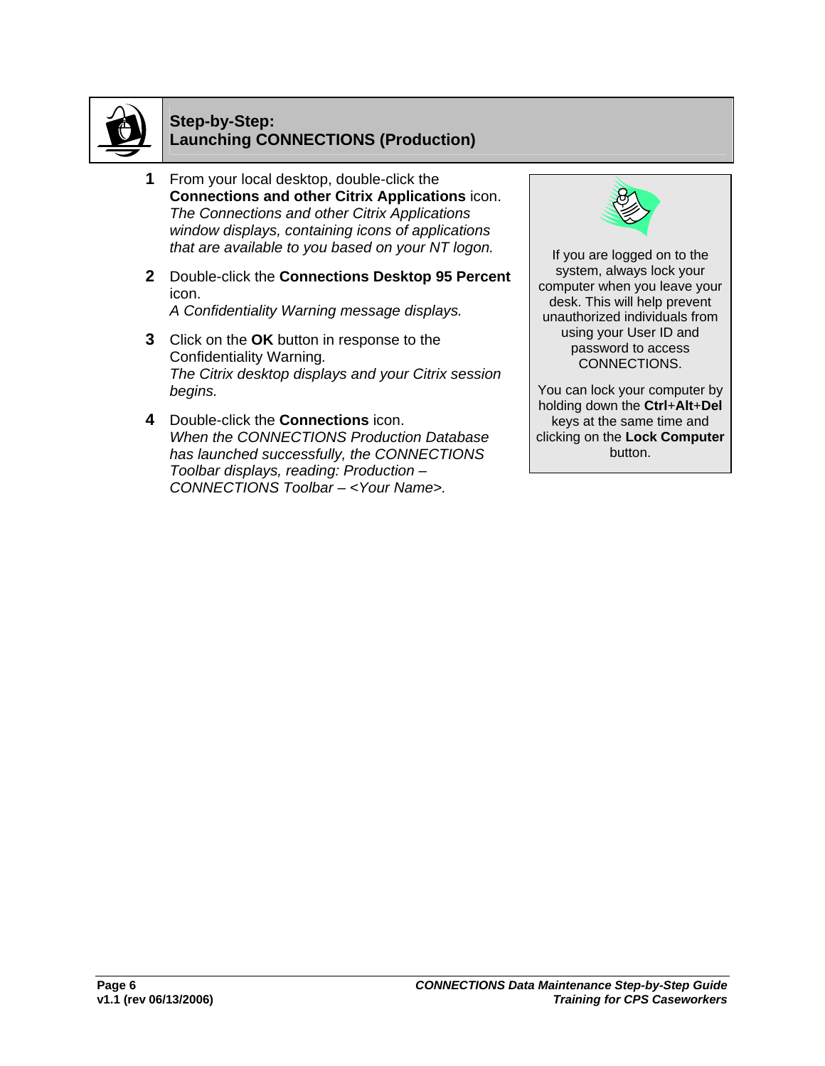## Step-by-Step: Launching CONNECTIONS (Production)

1. From your local desktop, double-click the **Connections and other Citrix Applications** icon.
   *The Connections and other Citrix Applications window displays, containing icons of applications that are available to you based on your NT logon.*

2. Double-click the **Connections Desktop 95 Percent** icon.
   *A Confidentiality Warning message displays.*

3. Click on the **OK** button in response to the Confidentiality Warning.
   *The Citrix desktop displays and your Citrix session begins.*

4. Double-click the **Connections** icon.
   *When the CONNECTIONS Production Database has launched successfully, the CONNECTIONS Toolbar displays, reading: Production – CONNECTIONS Toolbar – <Your Name>.*

> If you are logged on to the system, always lock your computer when you leave your desk. This will help prevent unauthorized individuals from using your User ID and password to access CONNECTIONS.
>
> You can lock your computer by holding down the **Ctrl**+**Alt**+**Del** keys at the same time and clicking on the **Lock Computer** button.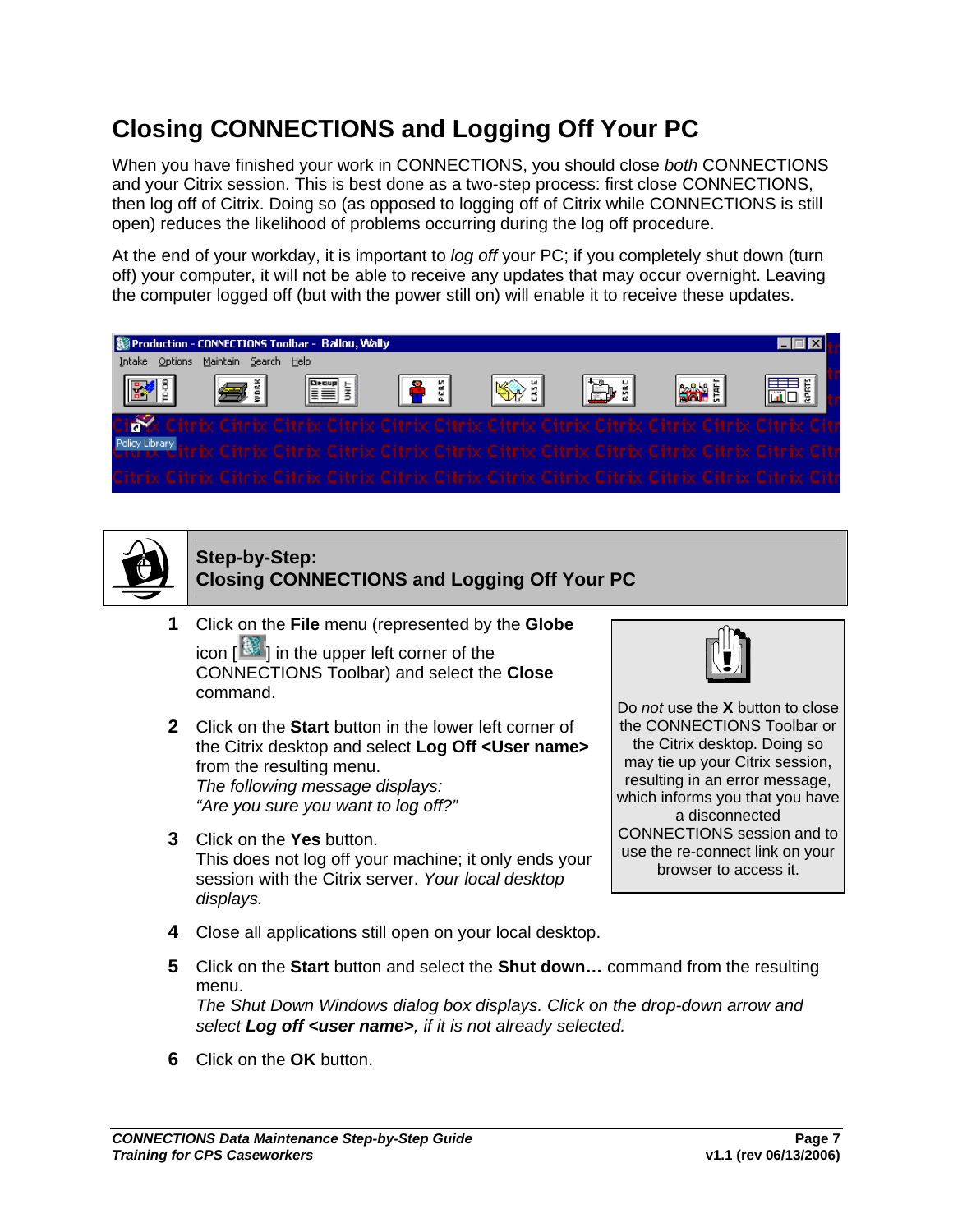# Closing CONNECTIONS and Logging Off Your PC

When you have finished your work in CONNECTIONS, you should close *both* CONNECTIONS and your Citrix session. This is best done as a two-step process: first close CONNECTIONS, then log off of Citrix. Doing so (as opposed to logging off of Citrix while CONNECTIONS is still open) reduces the likelihood of problems occurring during the log off procedure.

At the end of your workday, it is important to *log off* your PC; if you completely shut down (turn off) your computer, it will not be able to receive any updates that may occur overnight. Leaving the computer logged off (but with the power still on) will enable it to receive these updates.

## Step-by-Step: Closing CONNECTIONS and Logging Off Your PC

1. Click on the **File** menu (represented by the **Globe** icon [ ] in the upper left corner of the CONNECTIONS Toolbar) and select the **Close** command.

2. Click on the **Start** button in the lower left corner of the Citrix desktop and select **Log Off <User name>** from the resulting menu.
   *The following message displays:*
   *"Are you sure you want to log off?"*

3. Click on the **Yes** button.
   This does not log off your machine; it only ends your session with the Citrix server. *Your local desktop displays.*

> Do *not* use the **X** button to close the CONNECTIONS Toolbar or the Citrix desktop. Doing so may tie up your Citrix session, resulting in an error message, which informs you that you have a disconnected CONNECTIONS session and to use the re-connect link on your browser to access it.

4. Close all applications still open on your local desktop.

5. Click on the **Start** button and select the **Shut down…** command from the resulting menu.
   *The Shut Down Windows dialog box displays. Click on the drop-down arrow and select **Log off <user name>**, if it is not already selected.*

6. Click on the **OK** button.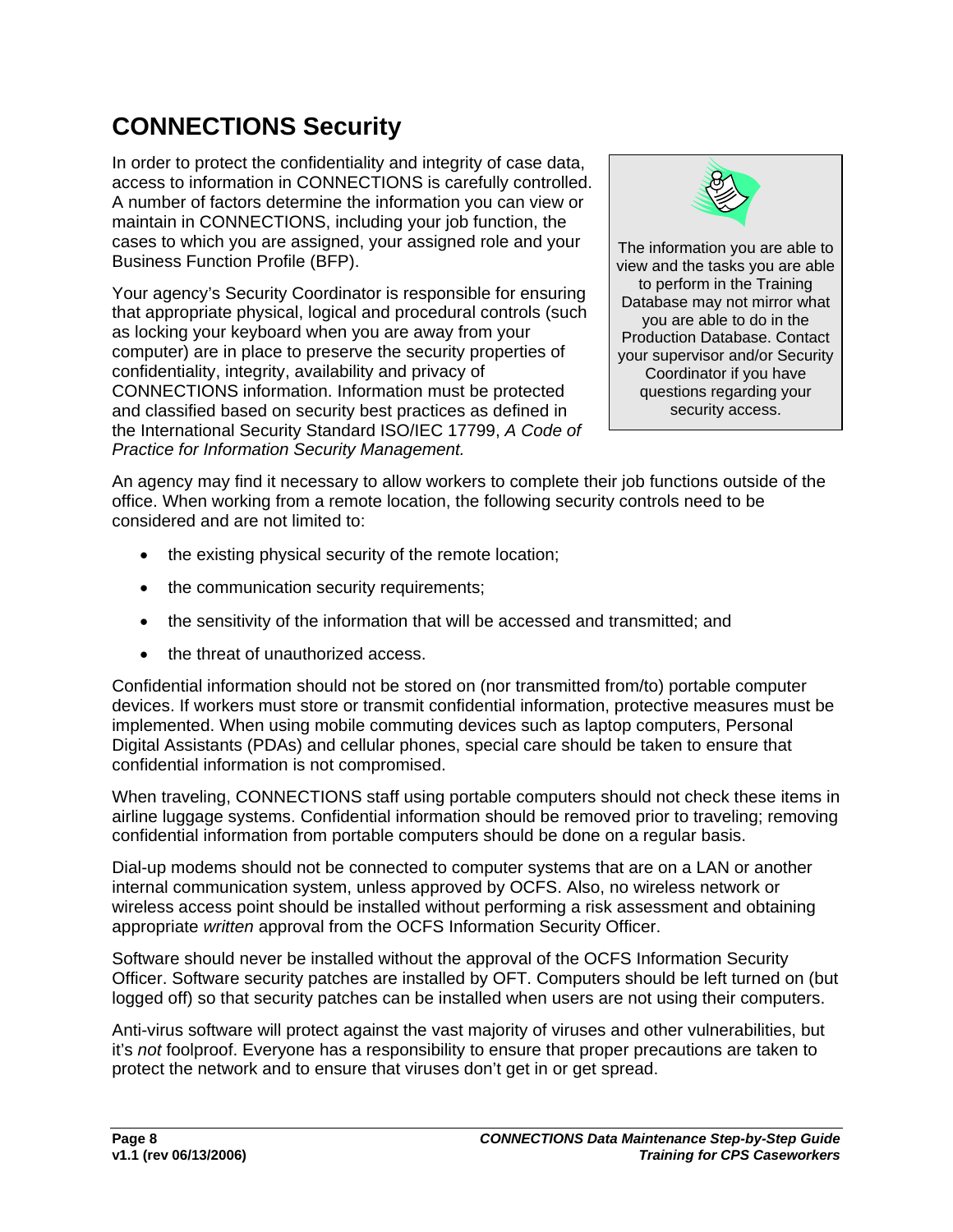## CONNECTIONS Security

In order to protect the confidentiality and integrity of case data, access to information in CONNECTIONS is carefully controlled. A number of factors determine the information you can view or maintain in CONNECTIONS, including your job function, the cases to which you are assigned, your assigned role and your Business Function Profile (BFP).

> The information you are able to view and the tasks you are able to perform in the Training Database may not mirror what you are able to do in the Production Database. Contact your supervisor and/or Security Coordinator if you have questions regarding your security access.

Your agency's Security Coordinator is responsible for ensuring that appropriate physical, logical and procedural controls (such as locking your keyboard when you are away from your computer) are in place to preserve the security properties of confidentiality, integrity, availability and privacy of CONNECTIONS information. Information must be protected and classified based on security best practices as defined in the International Security Standard ISO/IEC 17799, *A Code of Practice for Information Security Management.*

An agency may find it necessary to allow workers to complete their job functions outside of the office. When working from a remote location, the following security controls need to be considered and are not limited to:

- the existing physical security of the remote location;
- the communication security requirements;
- the sensitivity of the information that will be accessed and transmitted; and
- the threat of unauthorized access.

Confidential information should not be stored on (nor transmitted from/to) portable computer devices. If workers must store or transmit confidential information, protective measures must be implemented. When using mobile commuting devices such as laptop computers, Personal Digital Assistants (PDAs) and cellular phones, special care should be taken to ensure that confidential information is not compromised.

When traveling, CONNECTIONS staff using portable computers should not check these items in airline luggage systems. Confidential information should be removed prior to traveling; removing confidential information from portable computers should be done on a regular basis.

Dial-up modems should not be connected to computer systems that are on a LAN or another internal communication system, unless approved by OCFS. Also, no wireless network or wireless access point should be installed without performing a risk assessment and obtaining appropriate *written* approval from the OCFS Information Security Officer.

Software should never be installed without the approval of the OCFS Information Security Officer. Software security patches are installed by OFT. Computers should be left turned on (but logged off) so that security patches can be installed when users are not using their computers.

Anti-virus software will protect against the vast majority of viruses and other vulnerabilities, but it's *not* foolproof. Everyone has a responsibility to ensure that proper precautions are taken to protect the network and to ensure that viruses don't get in or get spread.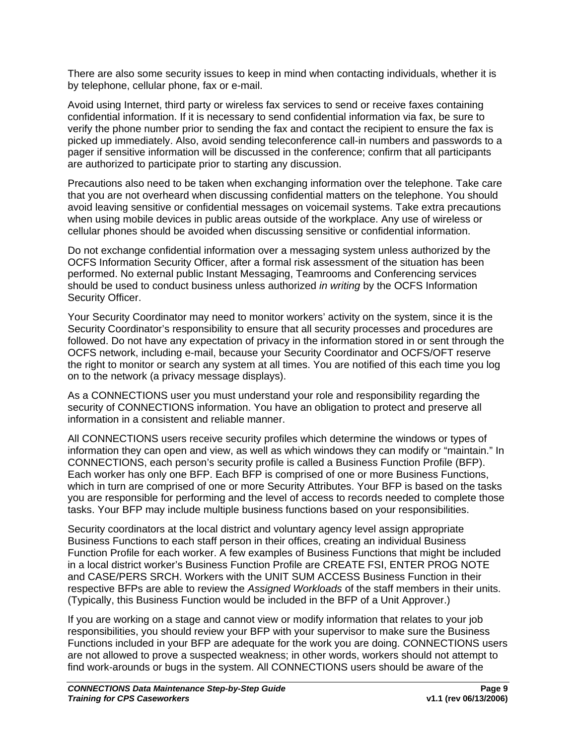There are also some security issues to keep in mind when contacting individuals, whether it is by telephone, cellular phone, fax or e-mail.

Avoid using Internet, third party or wireless fax services to send or receive faxes containing confidential information. If it is necessary to send confidential information via fax, be sure to verify the phone number prior to sending the fax and contact the recipient to ensure the fax is picked up immediately. Also, avoid sending teleconference call-in numbers and passwords to a pager if sensitive information will be discussed in the conference; confirm that all participants are authorized to participate prior to starting any discussion.

Precautions also need to be taken when exchanging information over the telephone. Take care that you are not overheard when discussing confidential matters on the telephone. You should avoid leaving sensitive or confidential messages on voicemail systems. Take extra precautions when using mobile devices in public areas outside of the workplace. Any use of wireless or cellular phones should be avoided when discussing sensitive or confidential information.

Do not exchange confidential information over a messaging system unless authorized by the OCFS Information Security Officer, after a formal risk assessment of the situation has been performed. No external public Instant Messaging, Teamrooms and Conferencing services should be used to conduct business unless authorized *in writing* by the OCFS Information Security Officer.

Your Security Coordinator may need to monitor workers' activity on the system, since it is the Security Coordinator's responsibility to ensure that all security processes and procedures are followed. Do not have any expectation of privacy in the information stored in or sent through the OCFS network, including e-mail, because your Security Coordinator and OCFS/OFT reserve the right to monitor or search any system at all times. You are notified of this each time you log on to the network (a privacy message displays).

As a CONNECTIONS user you must understand your role and responsibility regarding the security of CONNECTIONS information. You have an obligation to protect and preserve all information in a consistent and reliable manner.

All CONNECTIONS users receive security profiles which determine the windows or types of information they can open and view, as well as which windows they can modify or "maintain." In CONNECTIONS, each person's security profile is called a Business Function Profile (BFP). Each worker has only one BFP. Each BFP is comprised of one or more Business Functions, which in turn are comprised of one or more Security Attributes. Your BFP is based on the tasks you are responsible for performing and the level of access to records needed to complete those tasks. Your BFP may include multiple business functions based on your responsibilities.

Security coordinators at the local district and voluntary agency level assign appropriate Business Functions to each staff person in their offices, creating an individual Business Function Profile for each worker. A few examples of Business Functions that might be included in a local district worker's Business Function Profile are CREATE FSI, ENTER PROG NOTE and CASE/PERS SRCH. Workers with the UNIT SUM ACCESS Business Function in their respective BFPs are able to review the *Assigned Workloads* of the staff members in their units. (Typically, this Business Function would be included in the BFP of a Unit Approver.)

If you are working on a stage and cannot view or modify information that relates to your job responsibilities, you should review your BFP with your supervisor to make sure the Business Functions included in your BFP are adequate for the work you are doing. CONNECTIONS users are not allowed to prove a suspected weakness; in other words, workers should not attempt to find work-arounds or bugs in the system. All CONNECTIONS users should be aware of the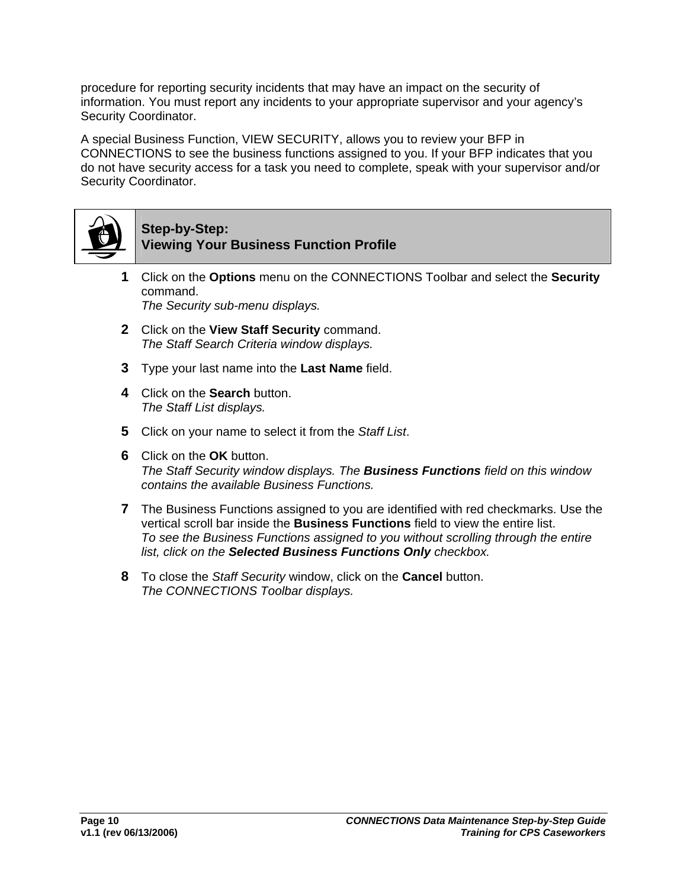procedure for reporting security incidents that may have an impact on the security of information. You must report any incidents to your appropriate supervisor and your agency's Security Coordinator.

A special Business Function, VIEW SECURITY, allows you to review your BFP in CONNECTIONS to see the business functions assigned to you. If your BFP indicates that you do not have security access for a task you need to complete, speak with your supervisor and/or Security Coordinator.

### Step-by-Step: Viewing Your Business Function Profile

1. Click on the **Options** menu on the CONNECTIONS Toolbar and select the **Security** command.
   *The Security sub-menu displays.*
2. Click on the **View Staff Security** command.
   *The Staff Search Criteria window displays.*
3. Type your last name into the **Last Name** field.
4. Click on the **Search** button.
   *The Staff List displays.*
5. Click on your name to select it from the *Staff List*.
6. Click on the **OK** button.
   *The Staff Security window displays. The **Business Functions** field on this window contains the available Business Functions.*
7. The Business Functions assigned to you are identified with red checkmarks. Use the vertical scroll bar inside the **Business Functions** field to view the entire list.
   *To see the Business Functions assigned to you without scrolling through the entire list, click on the **Selected Business Functions Only** checkbox.*
8. To close the *Staff Security* window, click on the **Cancel** button.
   *The CONNECTIONS Toolbar displays.*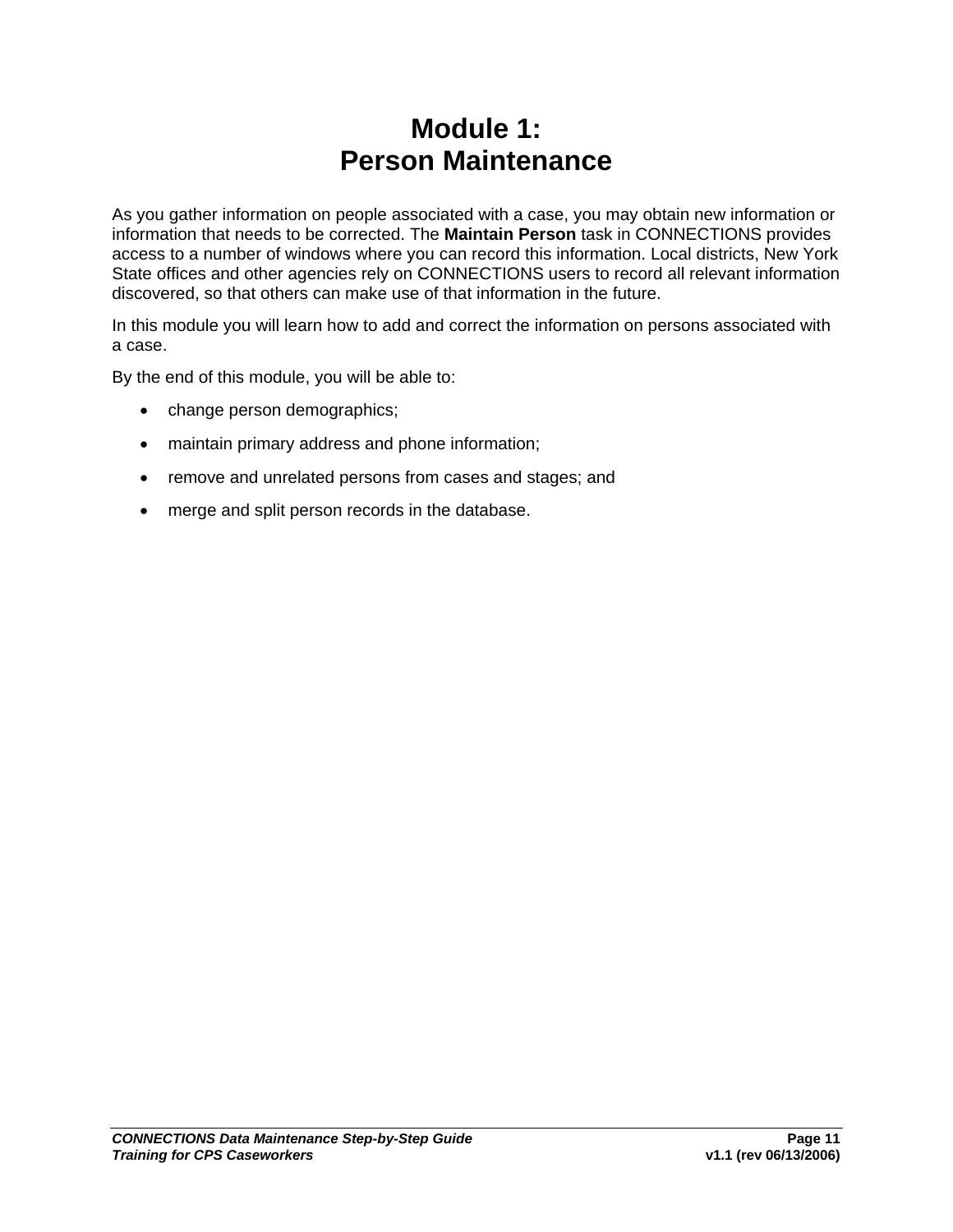# Module 1:
# Person Maintenance

As you gather information on people associated with a case, you may obtain new information or information that needs to be corrected. The **Maintain Person** task in CONNECTIONS provides access to a number of windows where you can record this information. Local districts, New York State offices and other agencies rely on CONNECTIONS users to record all relevant information discovered, so that others can make use of that information in the future.

In this module you will learn how to add and correct the information on persons associated with a case.

By the end of this module, you will be able to:

- change person demographics;
- maintain primary address and phone information;
- remove and unrelated persons from cases and stages; and
- merge and split person records in the database.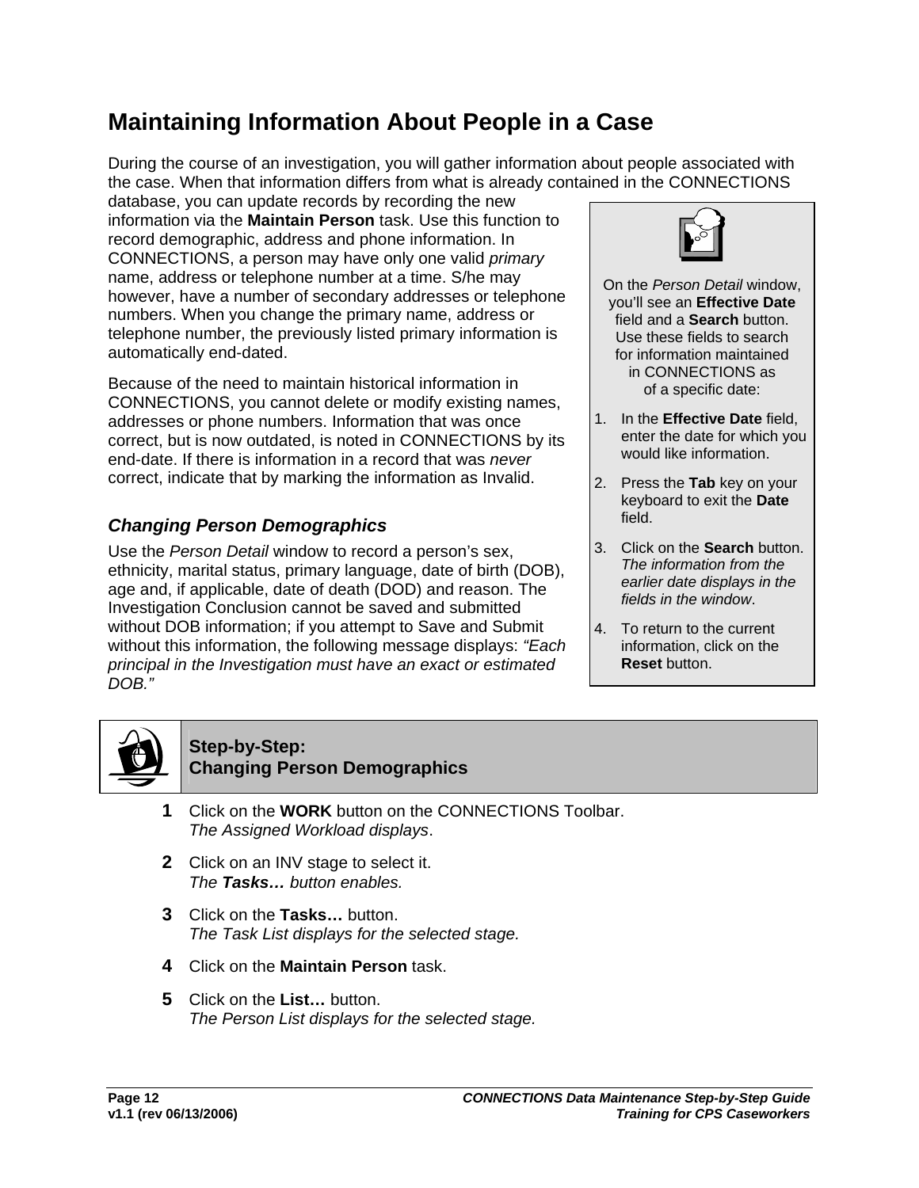## Maintaining Information About People in a Case

During the course of an investigation, you will gather information about people associated with the case. When that information differs from what is already contained in the CONNECTIONS database, you can update records by recording the new information via the **Maintain Person** task. Use this function to record demographic, address and phone information. In CONNECTIONS, a person may have only one valid *primary* name, address or telephone number at a time. S/he may however, have a number of secondary addresses or telephone numbers. When you change the primary name, address or telephone number, the previously listed primary information is automatically end-dated.

Because of the need to maintain historical information in CONNECTIONS, you cannot delete or modify existing names, addresses or phone numbers. Information that was once correct, but is now outdated, is noted in CONNECTIONS by its end-date. If there is information in a record that was *never* correct, indicate that by marking the information as Invalid.

> On the *Person Detail* window, you'll see an **Effective Date** field and a **Search** button. Use these fields to search for information maintained in CONNECTIONS as of a specific date:
>
> 1. In the **Effective Date** field, enter the date for which you would like information.
> 2. Press the **Tab** key on your keyboard to exit the **Date** field.
> 3. Click on the **Search** button. *The information from the earlier date displays in the fields in the window*.
> 4. To return to the current information, click on the **Reset** button.

### *Changing Person Demographics*

Use the *Person Detail* window to record a person's sex, ethnicity, marital status, primary language, date of birth (DOB), age and, if applicable, date of death (DOD) and reason. The Investigation Conclusion cannot be saved and submitted without DOB information; if you attempt to Save and Submit without this information, the following message displays: *"Each principal in the Investigation must have an exact or estimated DOB."*

**Step-by-Step: Changing Person Demographics**

**1** Click on the **WORK** button on the CONNECTIONS Toolbar.
*The Assigned Workload displays*.

**2** Click on an INV stage to select it.
*The **Tasks…** button enables.*

**3** Click on the **Tasks…** button.
*The Task List displays for the selected stage.*

**4** Click on the **Maintain Person** task.

**5** Click on the **List…** button.
*The Person List displays for the selected stage.*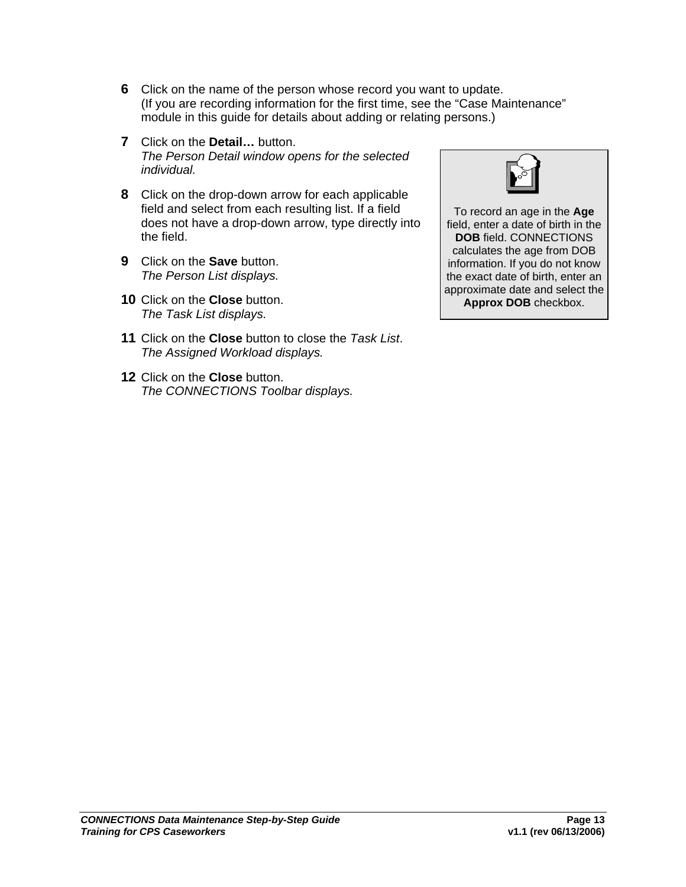6. Click on the name of the person whose record you want to update.
   (If you are recording information for the first time, see the “Case Maintenance” module in this guide for details about adding or relating persons.)

7. Click on the **Detail…** button.
   *The Person Detail window opens for the selected individual.*

8. Click on the drop-down arrow for each applicable field and select from each resulting list. If a field does not have a drop-down arrow, type directly into the field.

9. Click on the **Save** button.
   *The Person List displays.*

10. Click on the **Close** button.
    *The Task List displays.*

11. Click on the **Close** button to close the *Task List*.
    *The Assigned Workload displays.*

12. Click on the **Close** button.
    *The CONNECTIONS Toolbar displays.*

> To record an age in the **Age** field, enter a date of birth in the **DOB** field. CONNECTIONS calculates the age from DOB information. If you do not know the exact date of birth, enter an approximate date and select the **Approx DOB** checkbox.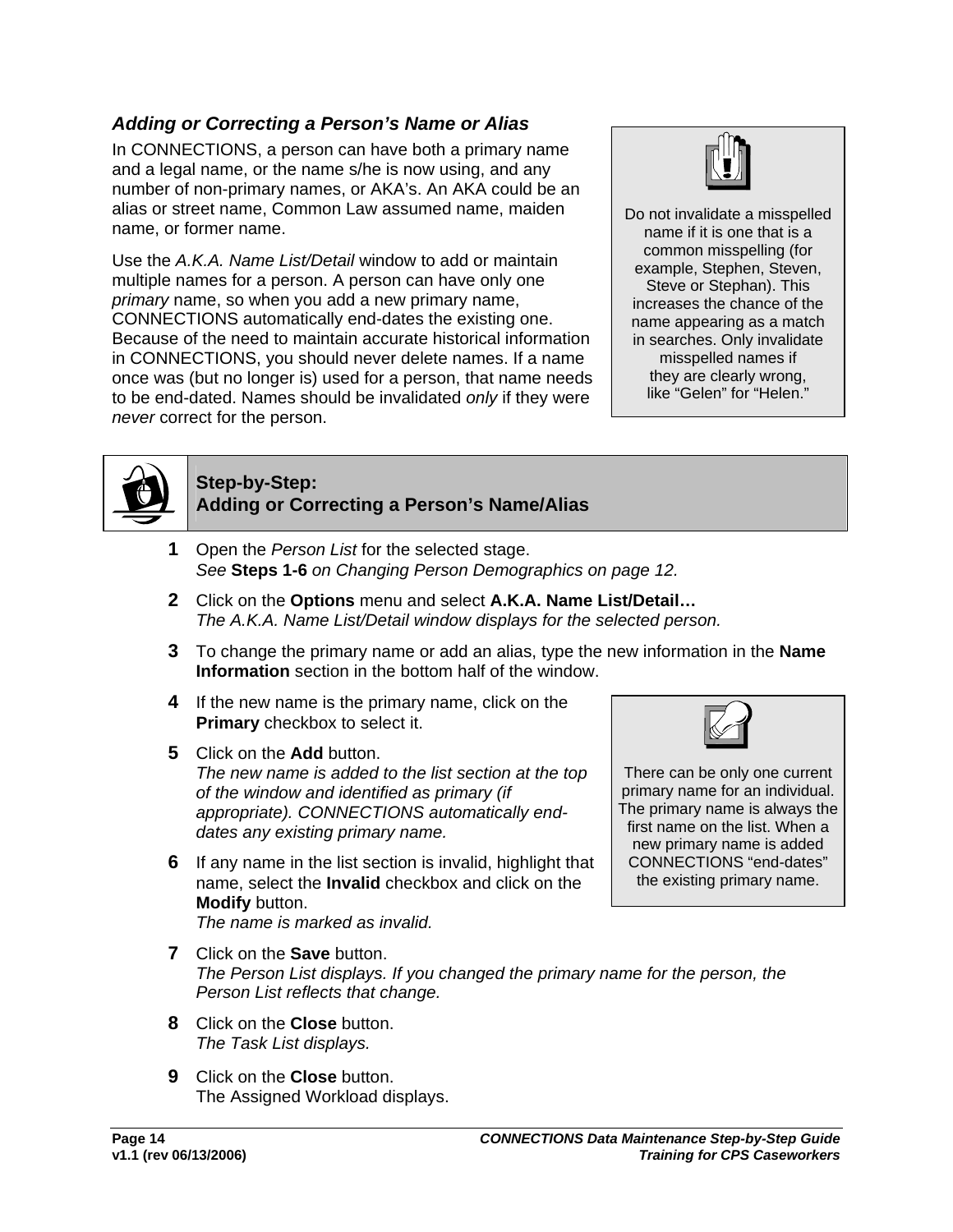### *Adding or Correcting a Person's Name or Alias*

In CONNECTIONS, a person can have both a primary name and a legal name, or the name s/he is now using, and any number of non-primary names, or AKA's. An AKA could be an alias or street name, Common Law assumed name, maiden name, or former name.

Use the *A.K.A. Name List/Detail* window to add or maintain multiple names for a person. A person can have only one *primary* name, so when you add a new primary name, CONNECTIONS automatically end-dates the existing one. Because of the need to maintain accurate historical information in CONNECTIONS, you should never delete names. If a name once was (but no longer is) used for a person, that name needs to be end-dated. Names should be invalidated *only* if they were *never* correct for the person.

> Do not invalidate a misspelled name if it is one that is a common misspelling (for example, Stephen, Steven, Steve or Stephan). This increases the chance of the name appearing as a match in searches. Only invalidate misspelled names if they are clearly wrong, like "Gelen" for "Helen."

**Step-by-Step:**
**Adding or Correcting a Person's Name/Alias**

**1** Open the *Person List* for the selected stage.
*See* **Steps 1-6** *on Changing Person Demographics on page 12.*

**2** Click on the **Options** menu and select **A.K.A. Name List/Detail…**
*The A.K.A. Name List/Detail window displays for the selected person.*

**3** To change the primary name or add an alias, type the new information in the **Name Information** section in the bottom half of the window.

**4** If the new name is the primary name, click on the **Primary** checkbox to select it.

**5** Click on the **Add** button.
*The new name is added to the list section at the top of the window and identified as primary (if appropriate). CONNECTIONS automatically end-dates any existing primary name.*

**6** If any name in the list section is invalid, highlight that name, select the **Invalid** checkbox and click on the **Modify** button.
*The name is marked as invalid.*

> There can be only one current primary name for an individual. The primary name is always the first name on the list. When a new primary name is added CONNECTIONS "end-dates" the existing primary name.

**7** Click on the **Save** button.
*The Person List displays. If you changed the primary name for the person, the Person List reflects that change.*

**8** Click on the **Close** button.
*The Task List displays.*

**9** Click on the **Close** button.
The Assigned Workload displays.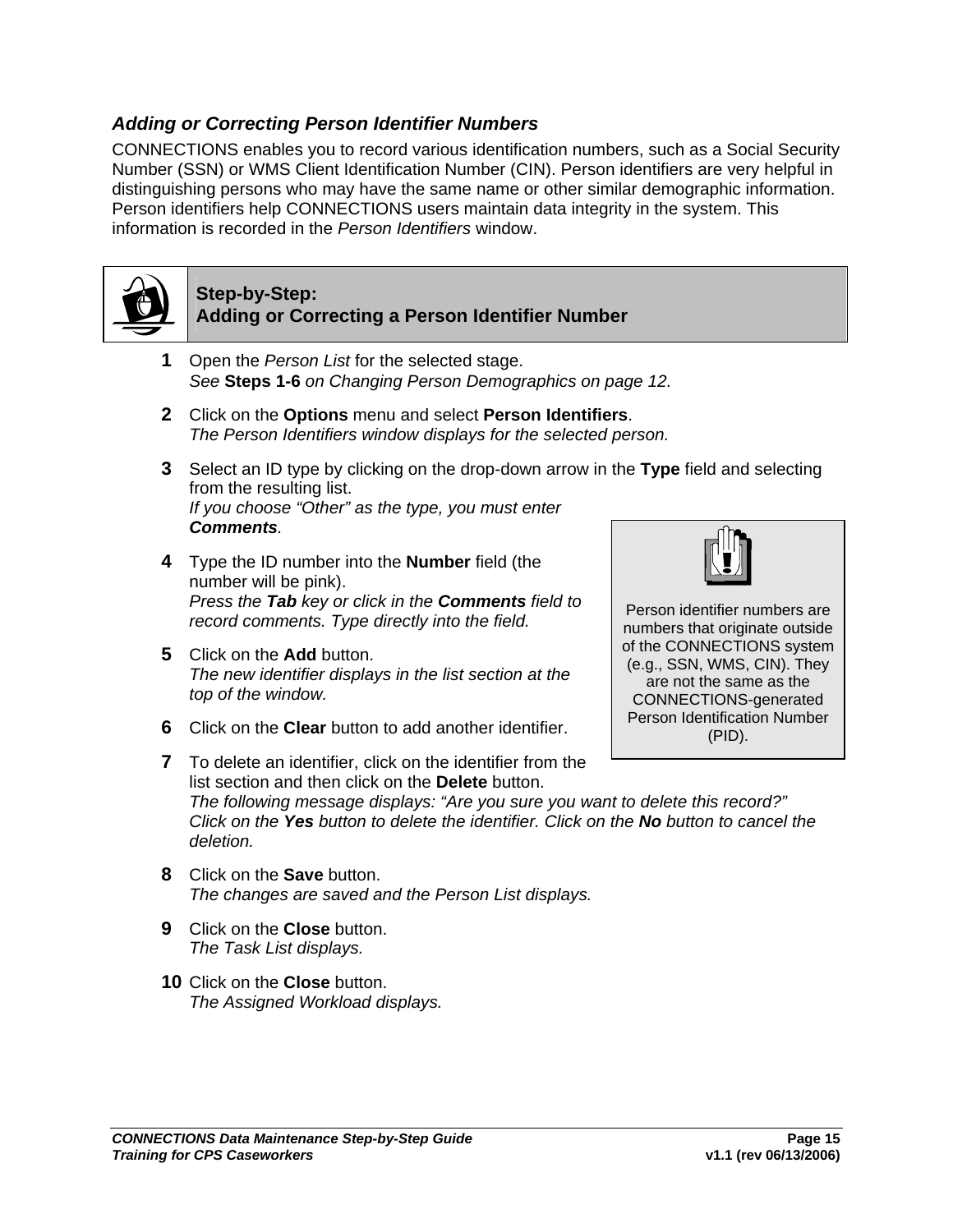### *Adding or Correcting Person Identifier Numbers*

CONNECTIONS enables you to record various identification numbers, such as a Social Security Number (SSN) or WMS Client Identification Number (CIN). Person identifiers are very helpful in distinguishing persons who may have the same name or other similar demographic information. Person identifiers help CONNECTIONS users maintain data integrity in the system. This information is recorded in the *Person Identifiers* window.

**Step-by-Step:**
**Adding or Correcting a Person Identifier Number**

**1** Open the *Person List* for the selected stage.
*See* **Steps 1-6** *on Changing Person Demographics on page 12.*

**2** Click on the **Options** menu and select **Person Identifiers**.
*The Person Identifiers window displays for the selected person.*

**3** Select an ID type by clicking on the drop-down arrow in the **Type** field and selecting from the resulting list.
*If you choose "Other" as the type, you must enter* ***Comments****.*

**4** Type the ID number into the **Number** field (the number will be pink).
*Press the* ***Tab*** *key or click in the* ***Comments*** *field to record comments. Type directly into the field.*

**5** Click on the **Add** button.
*The new identifier displays in the list section at the top of the window.*

**6** Click on the **Clear** button to add another identifier.

**7** To delete an identifier, click on the identifier from the list section and then click on the **Delete** button.
*The following message displays: "Are you sure you want to delete this record?" Click on the* ***Yes*** *button to delete the identifier. Click on the* ***No*** *button to cancel the deletion.*

**8** Click on the **Save** button.
*The changes are saved and the Person List displays.*

**9** Click on the **Close** button.
*The Task List displays.*

**10** Click on the **Close** button.
*The Assigned Workload displays.*

> Person identifier numbers are numbers that originate outside of the CONNECTIONS system (e.g., SSN, WMS, CIN). They are not the same as the CONNECTIONS-generated Person Identification Number (PID).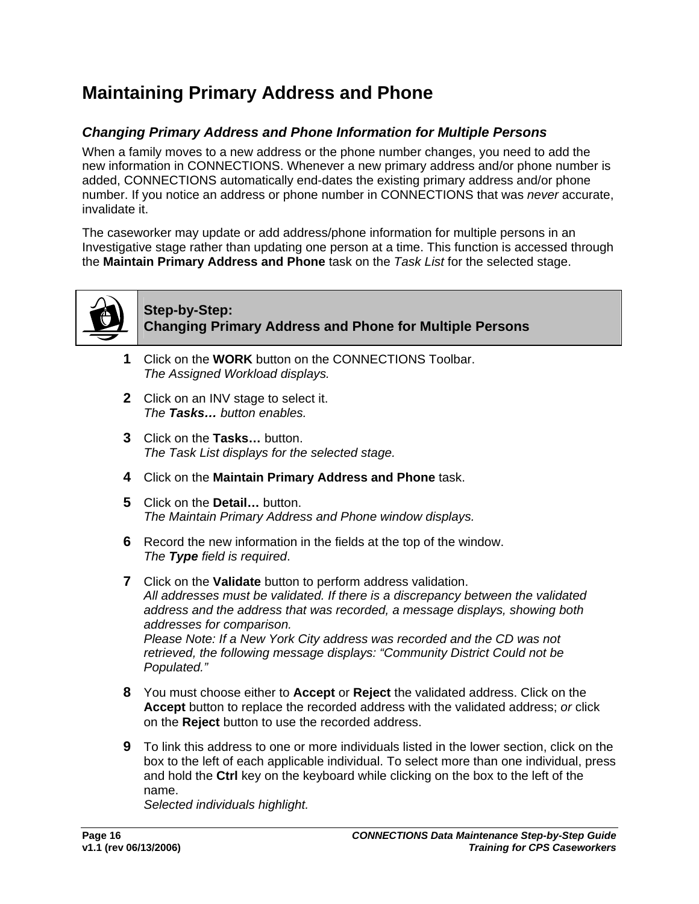# Maintaining Primary Address and Phone

### *Changing Primary Address and Phone Information for Multiple Persons*

When a family moves to a new address or the phone number changes, you need to add the new information in CONNECTIONS. Whenever a new primary address and/or phone number is added, CONNECTIONS automatically end-dates the existing primary address and/or phone number. If you notice an address or phone number in CONNECTIONS that was *never* accurate, invalidate it.

The caseworker may update or add address/phone information for multiple persons in an Investigative stage rather than updating one person at a time. This function is accessed through the **Maintain Primary Address and Phone** task on the *Task List* for the selected stage.

**Step-by-Step:**
**Changing Primary Address and Phone for Multiple Persons**

1. Click on the **WORK** button on the CONNECTIONS Toolbar.
   *The Assigned Workload displays.*
2. Click on an INV stage to select it.
   *The* ***Tasks…*** *button enables.*
3. Click on the **Tasks…** button.
   *The Task List displays for the selected stage.*
4. Click on the **Maintain Primary Address and Phone** task.
5. Click on the **Detail…** button.
   *The Maintain Primary Address and Phone window displays.*
6. Record the new information in the fields at the top of the window.
   *The* ***Type*** *field is required*.
7. Click on the **Validate** button to perform address validation.
   *All addresses must be validated. If there is a discrepancy between the validated address and the address that was recorded, a message displays, showing both addresses for comparison.*
   *Please Note: If a New York City address was recorded and the CD was not retrieved, the following message displays: "Community District Could not be Populated."*
8. You must choose either to **Accept** or **Reject** the validated address. Click on the **Accept** button to replace the recorded address with the validated address; *or* click on the **Reject** button to use the recorded address.
9. To link this address to one or more individuals listed in the lower section, click on the box to the left of each applicable individual. To select more than one individual, press and hold the **Ctrl** key on the keyboard while clicking on the box to the left of the name.
   *Selected individuals highlight.*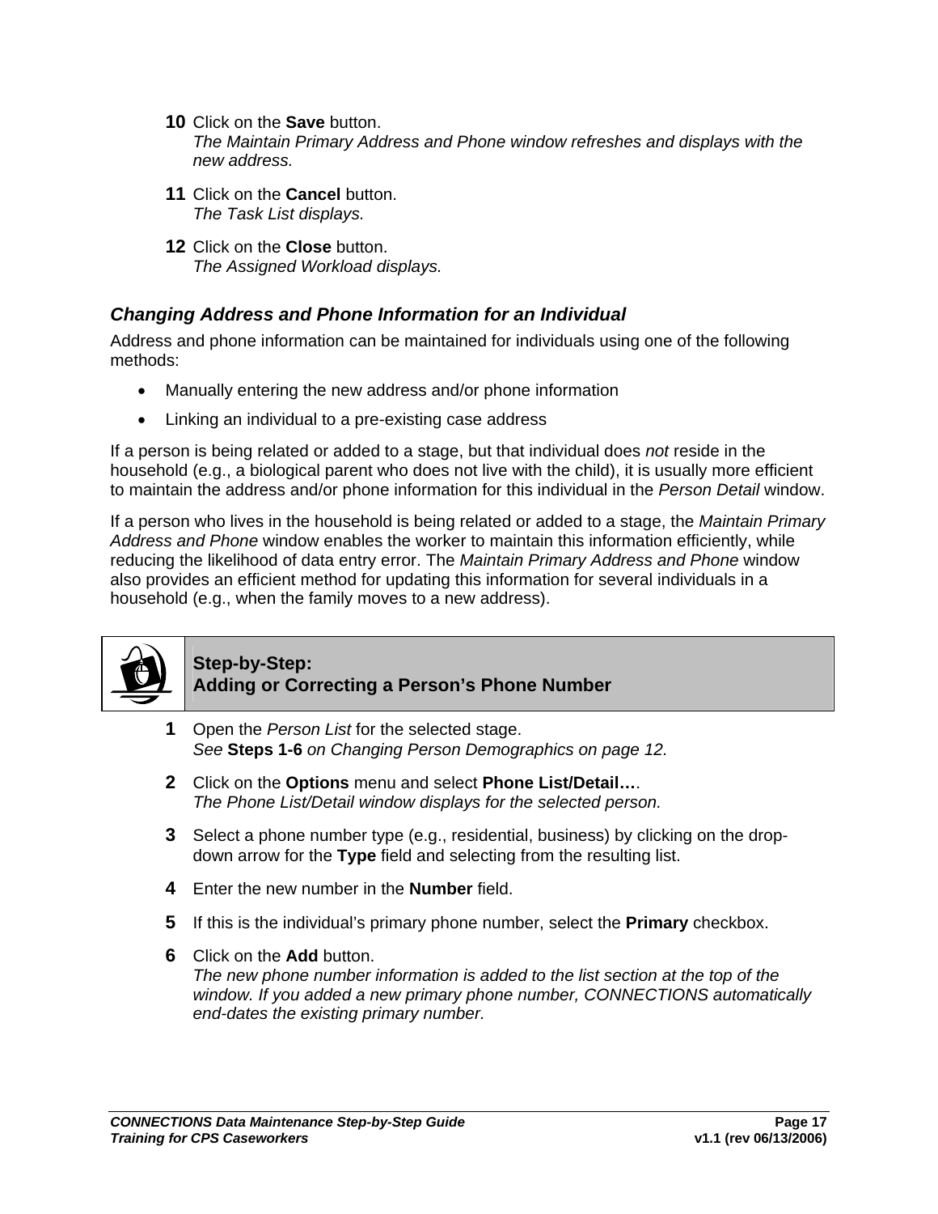10 Click on the **Save** button.
*The Maintain Primary Address and Phone window refreshes and displays with the new address.*

11 Click on the **Cancel** button.
*The Task List displays.*

12 Click on the **Close** button.
*The Assigned Workload displays.*

### *Changing Address and Phone Information for an Individual*

Address and phone information can be maintained for individuals using one of the following methods:

- Manually entering the new address and/or phone information
- Linking an individual to a pre-existing case address

If a person is being related or added to a stage, but that individual does *not* reside in the household (e.g., a biological parent who does not live with the child), it is usually more efficient to maintain the address and/or phone information for this individual in the *Person Detail* window.

If a person who lives in the household is being related or added to a stage, the *Maintain Primary Address and Phone* window enables the worker to maintain this information efficiently, while reducing the likelihood of data entry error. The *Maintain Primary Address and Phone* window also provides an efficient method for updating this information for several individuals in a household (e.g., when the family moves to a new address).

**Step-by-Step:**
**Adding or Correcting a Person's Phone Number**

1 Open the *Person List* for the selected stage.
*See* **Steps 1-6** *on Changing Person Demographics on page 12.*

2 Click on the **Options** menu and select **Phone List/Detail…**.
*The Phone List/Detail window displays for the selected person.*

3 Select a phone number type (e.g., residential, business) by clicking on the drop-down arrow for the **Type** field and selecting from the resulting list.

4 Enter the new number in the **Number** field.

5 If this is the individual's primary phone number, select the **Primary** checkbox.

6 Click on the **Add** button.
*The new phone number information is added to the list section at the top of the window. If you added a new primary phone number, CONNECTIONS automatically end-dates the existing primary number.*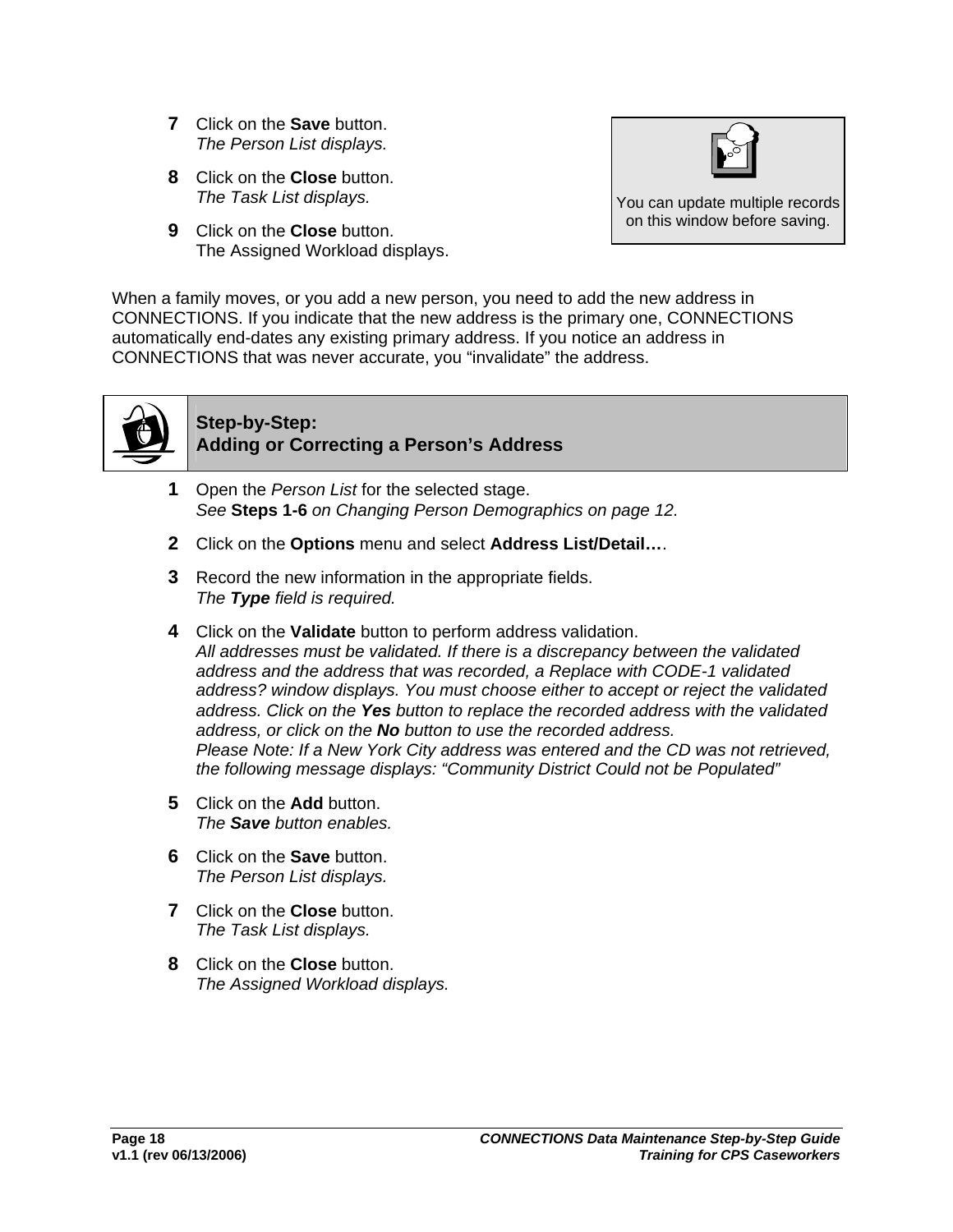7 Click on the **Save** button.
*The Person List displays.*

8 Click on the **Close** button.
*The Task List displays.*

9 Click on the **Close** button.
The Assigned Workload displays.

> You can update multiple records on this window before saving.

When a family moves, or you add a new person, you need to add the new address in CONNECTIONS. If you indicate that the new address is the primary one, CONNECTIONS automatically end-dates any existing primary address. If you notice an address in CONNECTIONS that was never accurate, you "invalidate" the address.

## Step-by-Step: Adding or Correcting a Person's Address

1 Open the *Person List* for the selected stage.
*See* **Steps 1-6** *on Changing Person Demographics on page 12.*

2 Click on the **Options** menu and select **Address List/Detail…**.

3 Record the new information in the appropriate fields.
*The **Type** field is required.*

4 Click on the **Validate** button to perform address validation.
*All addresses must be validated. If there is a discrepancy between the validated address and the address that was recorded, a Replace with CODE-1 validated address? window displays. You must choose either to accept or reject the validated address. Click on the **Yes** button to replace the recorded address with the validated address, or click on the **No** button to use the recorded address.*
*Please Note: If a New York City address was entered and the CD was not retrieved, the following message displays: "Community District Could not be Populated"*

5 Click on the **Add** button.
*The **Save** button enables.*

6 Click on the **Save** button.
*The Person List displays.*

7 Click on the **Close** button.
*The Task List displays.*

8 Click on the **Close** button.
*The Assigned Workload displays.*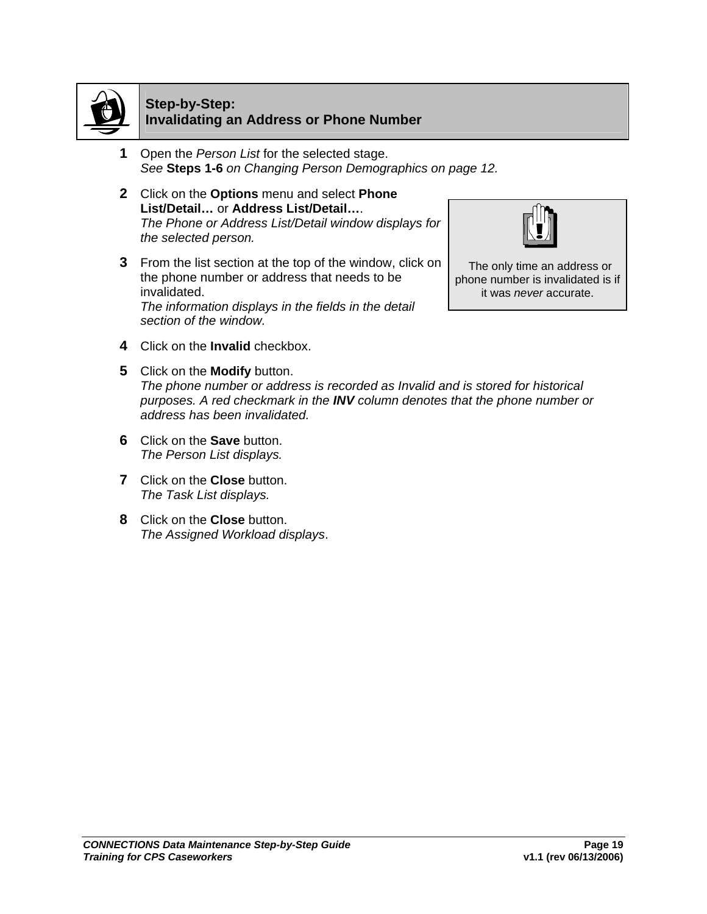## Step-by-Step: Invalidating an Address or Phone Number

1. Open the *Person List* for the selected stage.
   *See* **Steps 1-6** *on Changing Person Demographics on page 12.*

2. Click on the **Options** menu and select **Phone List/Detail…** or **Address List/Detail…**.
   *The Phone or Address List/Detail window displays for the selected person.*

3. From the list section at the top of the window, click on the phone number or address that needs to be invalidated.
   *The information displays in the fields in the detail section of the window.*

> The only time an address or phone number is invalidated is if it was *never* accurate.

4. Click on the **Invalid** checkbox.

5. Click on the **Modify** button.
   *The phone number or address is recorded as Invalid and is stored for historical purposes. A red checkmark in the* ***INV*** *column denotes that the phone number or address has been invalidated.*

6. Click on the **Save** button.
   *The Person List displays.*

7. Click on the **Close** button.
   *The Task List displays.*

8. Click on the **Close** button.
   *The Assigned Workload displays*.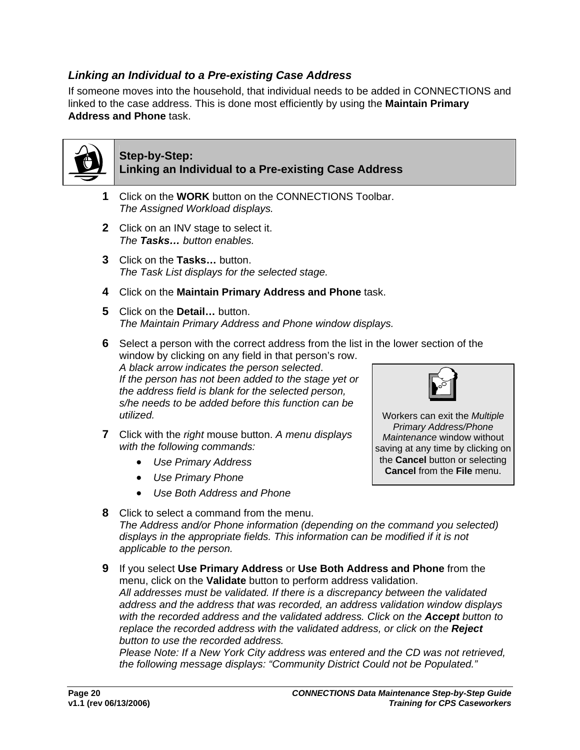### *Linking an Individual to a Pre-existing Case Address*

If someone moves into the household, that individual needs to be added in CONNECTIONS and linked to the case address. This is done most efficiently by using the **Maintain Primary Address and Phone** task.

**Step-by-Step:**
**Linking an Individual to a Pre-existing Case Address**

1. Click on the **WORK** button on the CONNECTIONS Toolbar.
   *The Assigned Workload displays.*

2. Click on an INV stage to select it.
   *The **Tasks…** button enables.*

3. Click on the **Tasks…** button.
   *The Task List displays for the selected stage.*

4. Click on the **Maintain Primary Address and Phone** task.

5. Click on the **Detail…** button.
   *The Maintain Primary Address and Phone window displays.*

6. Select a person with the correct address from the list in the lower section of the window by clicking on any field in that person's row.
   *A black arrow indicates the person selected.*
   *If the person has not been added to the stage yet or the address field is blank for the selected person, s/he needs to be added before this function can be utilized.*

7. Click with the *right* mouse button. *A menu displays with the following commands:*
   - *Use Primary Address*
   - *Use Primary Phone*
   - *Use Both Address and Phone*

> Workers can exit the *Multiple Primary Address/Phone Maintenance* window without saving at any time by clicking on the **Cancel** button or selecting **Cancel** from the **File** menu.

8. Click to select a command from the menu.
   *The Address and/or Phone information (depending on the command you selected) displays in the appropriate fields. This information can be modified if it is not applicable to the person.*

9. If you select **Use Primary Address** or **Use Both Address and Phone** from the menu, click on the **Validate** button to perform address validation.
   *All addresses must be validated. If there is a discrepancy between the validated address and the address that was recorded, an address validation window displays with the recorded address and the validated address. Click on the **Accept** button to replace the recorded address with the validated address, or click on the **Reject** button to use the recorded address.*
   *Please Note: If a New York City address was entered and the CD was not retrieved, the following message displays: "Community District Could not be Populated."*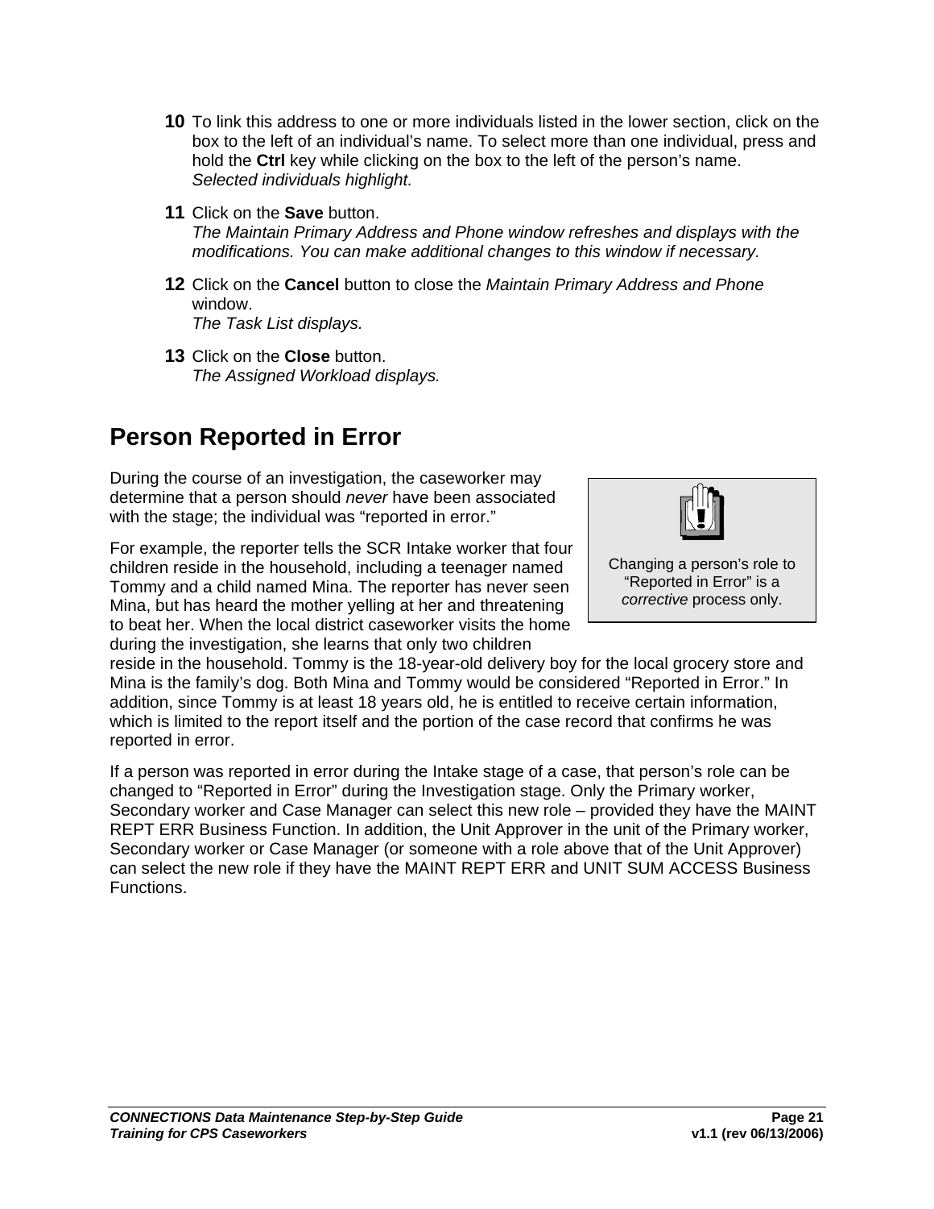**10** To link this address to one or more individuals listed in the lower section, click on the box to the left of an individual's name. To select more than one individual, press and hold the **Ctrl** key while clicking on the box to the left of the person's name.
*Selected individuals highlight.*

**11** Click on the **Save** button.
*The Maintain Primary Address and Phone window refreshes and displays with the modifications. You can make additional changes to this window if necessary.*

**12** Click on the **Cancel** button to close the *Maintain Primary Address and Phone* window.
*The Task List displays.*

**13** Click on the **Close** button.
*The Assigned Workload displays.*

# Person Reported in Error

During the course of an investigation, the caseworker may determine that a person should *never* have been associated with the stage; the individual was "reported in error."

> Changing a person's role to "Reported in Error" is a *corrective* process only.

For example, the reporter tells the SCR Intake worker that four children reside in the household, including a teenager named Tommy and a child named Mina. The reporter has never seen Mina, but has heard the mother yelling at her and threatening to beat her. When the local district caseworker visits the home during the investigation, she learns that only two children reside in the household. Tommy is the 18-year-old delivery boy for the local grocery store and Mina is the family's dog. Both Mina and Tommy would be considered "Reported in Error." In addition, since Tommy is at least 18 years old, he is entitled to receive certain information, which is limited to the report itself and the portion of the case record that confirms he was reported in error.

If a person was reported in error during the Intake stage of a case, that person's role can be changed to "Reported in Error" during the Investigation stage. Only the Primary worker, Secondary worker and Case Manager can select this new role – provided they have the MAINT REPT ERR Business Function. In addition, the Unit Approver in the unit of the Primary worker, Secondary worker or Case Manager (or someone with a role above that of the Unit Approver) can select the new role if they have the MAINT REPT ERR and UNIT SUM ACCESS Business Functions.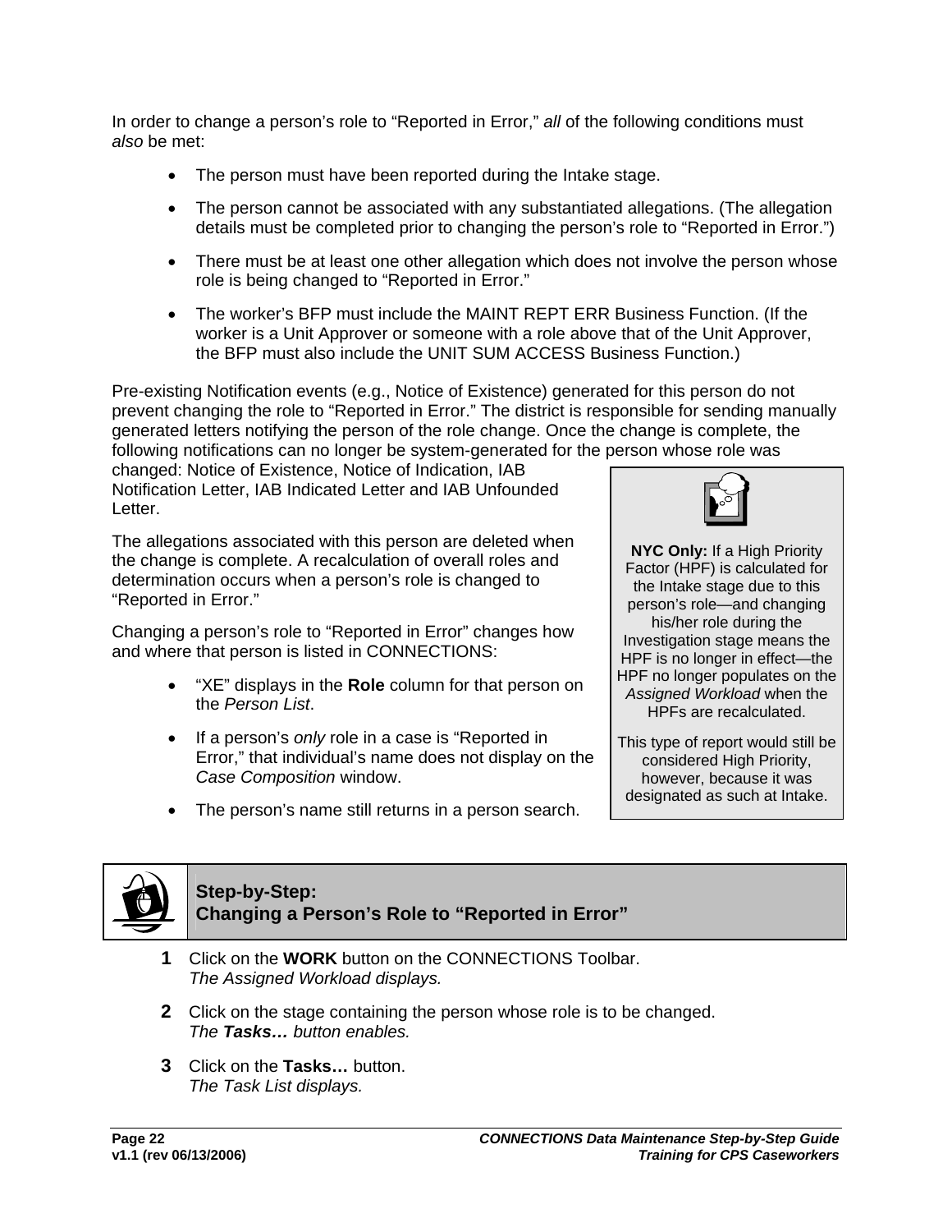In order to change a person's role to "Reported in Error," *all* of the following conditions must *also* be met:

- The person must have been reported during the Intake stage.
- The person cannot be associated with any substantiated allegations. (The allegation details must be completed prior to changing the person's role to "Reported in Error.")
- There must be at least one other allegation which does not involve the person whose role is being changed to "Reported in Error."
- The worker's BFP must include the MAINT REPT ERR Business Function. (If the worker is a Unit Approver or someone with a role above that of the Unit Approver, the BFP must also include the UNIT SUM ACCESS Business Function.)

Pre-existing Notification events (e.g., Notice of Existence) generated for this person do not prevent changing the role to "Reported in Error." The district is responsible for sending manually generated letters notifying the person of the role change. Once the change is complete, the following notifications can no longer be system-generated for the person whose role was changed: Notice of Existence, Notice of Indication, IAB Notification Letter, IAB Indicated Letter and IAB Unfounded Letter.

The allegations associated with this person are deleted when the change is complete. A recalculation of overall roles and determination occurs when a person's role is changed to "Reported in Error."

Changing a person's role to "Reported in Error" changes how and where that person is listed in CONNECTIONS:

- "XE" displays in the **Role** column for that person on the *Person List*.
- If a person's *only* role in a case is "Reported in Error," that individual's name does not display on the *Case Composition* window.
- The person's name still returns in a person search.

> **NYC Only:** If a High Priority Factor (HPF) is calculated for the Intake stage due to this person's role—and changing his/her role during the Investigation stage means the HPF is no longer in effect—the HPF no longer populates on the *Assigned Workload* when the HPFs are recalculated.
>
> This type of report would still be considered High Priority, however, because it was designated as such at Intake.

## Step-by-Step: Changing a Person's Role to "Reported in Error"

**1** Click on the **WORK** button on the CONNECTIONS Toolbar.
*The Assigned Workload displays.*

**2** Click on the stage containing the person whose role is to be changed.
*The **Tasks…** button enables.*

**3** Click on the **Tasks…** button.
*The Task List displays.*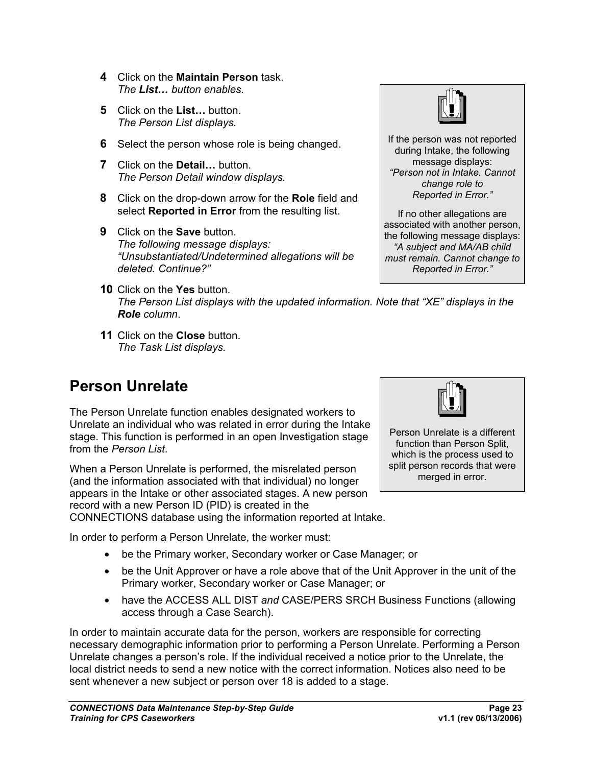4 Click on the **Maintain Person** task.
*The **List…** button enables.*

5 Click on the **List…** button.
*The Person List displays.*

6 Select the person whose role is being changed.

7 Click on the **Detail…** button.
*The Person Detail window displays.*

8 Click on the drop-down arrow for the **Role** field and select **Reported in Error** from the resulting list.

9 Click on the **Save** button.
*The following message displays: "Unsubstantiated/Undetermined allegations will be deleted. Continue?"*

> If the person was not reported during Intake, the following message displays: *"Person not in Intake. Cannot change role to Reported in Error."*
>
> If no other allegations are associated with another person, the following message displays: *"A subject and MA/AB child must remain. Cannot change to Reported in Error."*

10 Click on the **Yes** button.
*The Person List displays with the updated information. Note that "XE" displays in the **Role** column*.

11 Click on the **Close** button.
*The Task List displays.*

# Person Unrelate

The Person Unrelate function enables designated workers to Unrelate an individual who was related in error during the Intake stage. This function is performed in an open Investigation stage from the *Person List*.

> Person Unrelate is a different function than Person Split, which is the process used to split person records that were merged in error.

When a Person Unrelate is performed, the misrelated person (and the information associated with that individual) no longer appears in the Intake or other associated stages. A new person record with a new Person ID (PID) is created in the CONNECTIONS database using the information reported at Intake.

In order to perform a Person Unrelate, the worker must:

- be the Primary worker, Secondary worker or Case Manager; or
- be the Unit Approver or have a role above that of the Unit Approver in the unit of the Primary worker, Secondary worker or Case Manager; or
- have the ACCESS ALL DIST *and* CASE/PERS SRCH Business Functions (allowing access through a Case Search).

In order to maintain accurate data for the person, workers are responsible for correcting necessary demographic information prior to performing a Person Unrelate. Performing a Person Unrelate changes a person's role. If the individual received a notice prior to the Unrelate, the local district needs to send a new notice with the correct information. Notices also need to be sent whenever a new subject or person over 18 is added to a stage.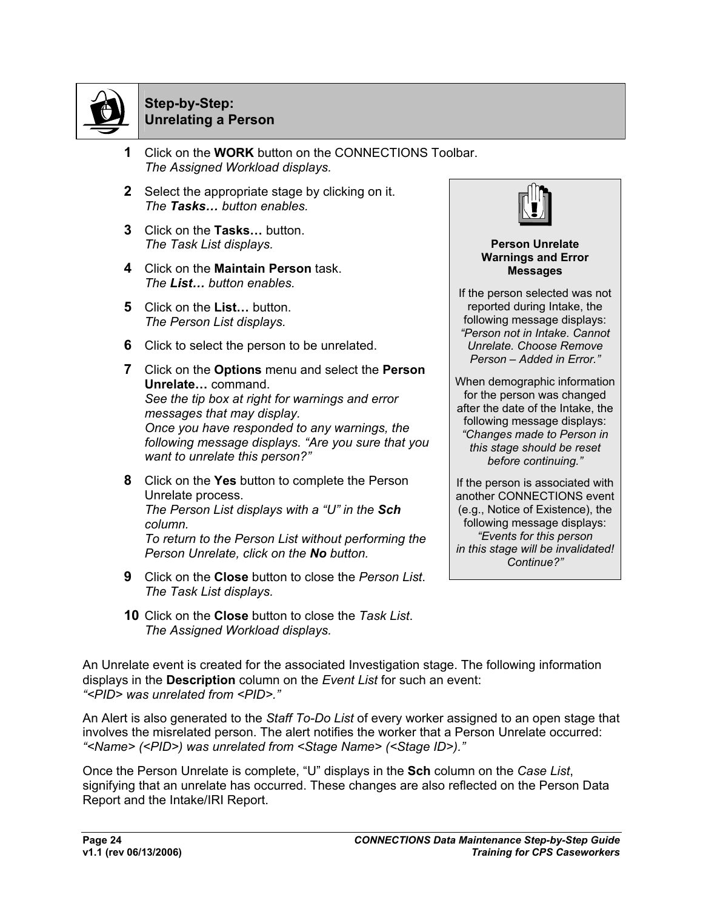## Step-by-Step: Unrelating a Person

**1** Click on the **WORK** button on the CONNECTIONS Toolbar.
*The Assigned Workload displays.*

**2** Select the appropriate stage by clicking on it.
*The **Tasks…** button enables.*

**3** Click on the **Tasks…** button.
*The Task List displays.*

**4** Click on the **Maintain Person** task.
*The **List…** button enables.*

**5** Click on the **List…** button.
*The Person List displays.*

**6** Click to select the person to be unrelated.

**7** Click on the **Options** menu and select the **Person Unrelate…** command.
*See the tip box at right for warnings and error messages that may display.*
*Once you have responded to any warnings, the following message displays. "Are you sure that you want to unrelate this person?"*

**8** Click on the **Yes** button to complete the Person Unrelate process.
*The Person List displays with a "U" in the **Sch** column.*
*To return to the Person List without performing the Person Unrelate, click on the **No** button.*

**9** Click on the **Close** button to close the *Person List*.
*The Task List displays.*

**10** Click on the **Close** button to close the *Task List*.
*The Assigned Workload displays.*

> **Person Unrelate Warnings and Error Messages**
>
> If the person selected was not reported during Intake, the following message displays: *"Person not in Intake. Cannot Unrelate. Choose Remove Person – Added in Error."*
>
> When demographic information for the person was changed after the date of the Intake, the following message displays: *"Changes made to Person in this stage should be reset before continuing."*
>
> If the person is associated with another CONNECTIONS event (e.g., Notice of Existence), the following message displays: *"Events for this person in this stage will be invalidated! Continue?"*

An Unrelate event is created for the associated Investigation stage. The following information displays in the **Description** column on the *Event List* for such an event:
*"<PID> was unrelated from <PID>."*

An Alert is also generated to the *Staff To-Do List* of every worker assigned to an open stage that involves the misrelated person. The alert notifies the worker that a Person Unrelate occurred:
*"<Name> (<PID>) was unrelated from <Stage Name> (<Stage ID>)."*

Once the Person Unrelate is complete, "U" displays in the **Sch** column on the *Case List*, signifying that an unrelate has occurred. These changes are also reflected on the Person Data Report and the Intake/IRI Report.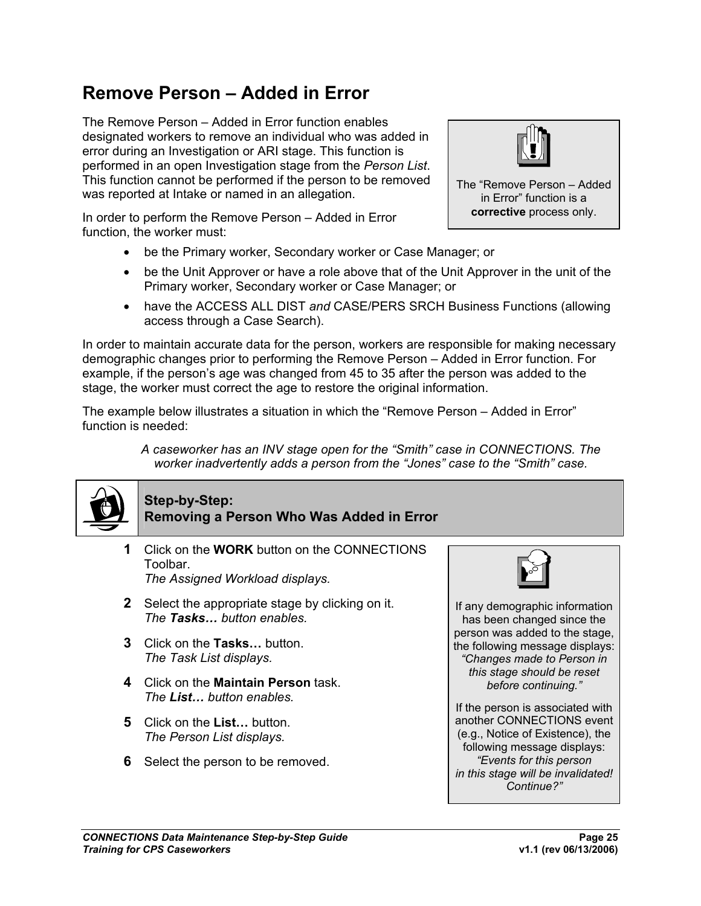# Remove Person – Added in Error

The Remove Person – Added in Error function enables designated workers to remove an individual who was added in error during an Investigation or ARI stage. This function is performed in an open Investigation stage from the *Person List*. This function cannot be performed if the person to be removed was reported at Intake or named in an allegation.

> The "Remove Person – Added in Error" function is a **corrective** process only.

In order to perform the Remove Person – Added in Error function, the worker must:

- be the Primary worker, Secondary worker or Case Manager; or
- be the Unit Approver or have a role above that of the Unit Approver in the unit of the Primary worker, Secondary worker or Case Manager; or
- have the ACCESS ALL DIST *and* CASE/PERS SRCH Business Functions (allowing access through a Case Search).

In order to maintain accurate data for the person, workers are responsible for making necessary demographic changes prior to performing the Remove Person – Added in Error function. For example, if the person's age was changed from 45 to 35 after the person was added to the stage, the worker must correct the age to restore the original information.

The example below illustrates a situation in which the "Remove Person – Added in Error" function is needed:

*A caseworker has an INV stage open for the "Smith" case in CONNECTIONS. The worker inadvertently adds a person from the "Jones" case to the "Smith" case.*

## Step-by-Step: Removing a Person Who Was Added in Error

**1** Click on the **WORK** button on the CONNECTIONS Toolbar.
*The Assigned Workload displays.*

**2** Select the appropriate stage by clicking on it.
*The* ***Tasks…*** *button enables.*

**3** Click on the **Tasks…** button.
*The Task List displays.*

**4** Click on the **Maintain Person** task.
*The* ***List…*** *button enables.*

**5** Click on the **List…** button.
*The Person List displays.*

**6** Select the person to be removed.

> If any demographic information has been changed since the person was added to the stage, the following message displays: *"Changes made to Person in this stage should be reset before continuing."*
>
> If the person is associated with another CONNECTIONS event (e.g., Notice of Existence), the following message displays: *"Events for this person in this stage will be invalidated! Continue?"*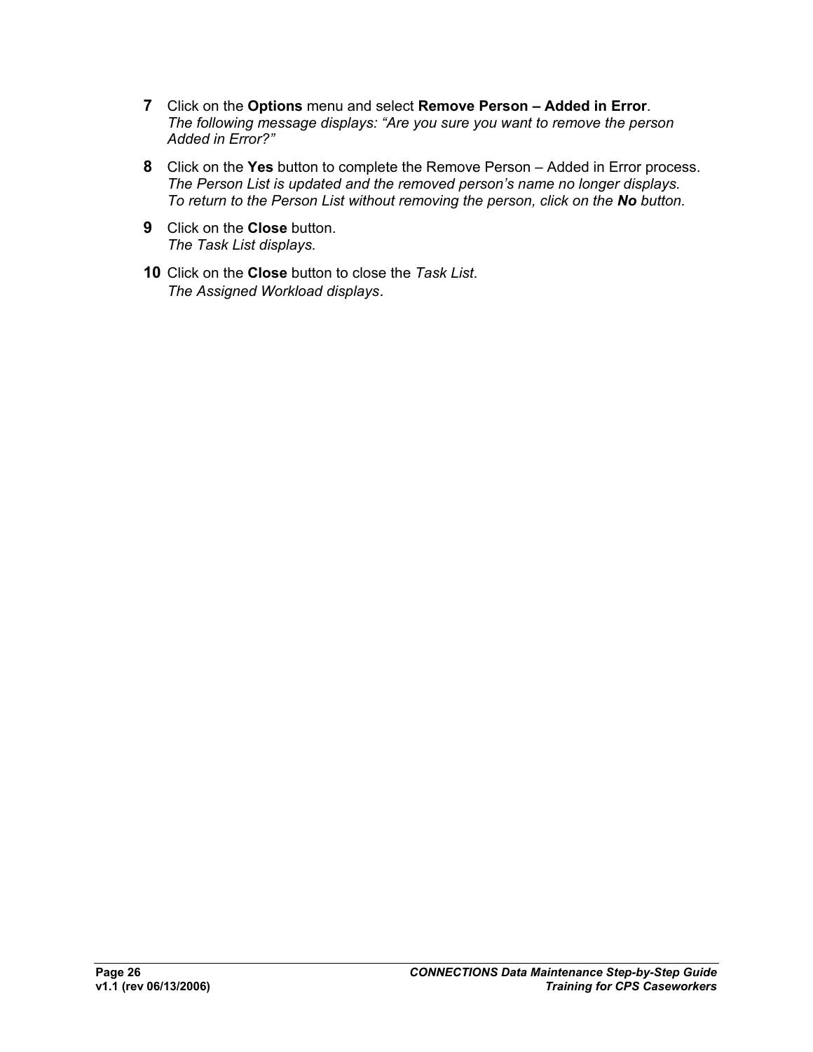7. Click on the **Options** menu and select **Remove Person – Added in Error**.
   *The following message displays: "Are you sure you want to remove the person Added in Error?"*

8. Click on the **Yes** button to complete the Remove Person – Added in Error process.
   *The Person List is updated and the removed person's name no longer displays.*
   *To return to the Person List without removing the person, click on the **No** button.*

9. Click on the **Close** button.
   *The Task List displays.*

10. Click on the **Close** button to close the *Task List*.
    *The Assigned Workload displays*.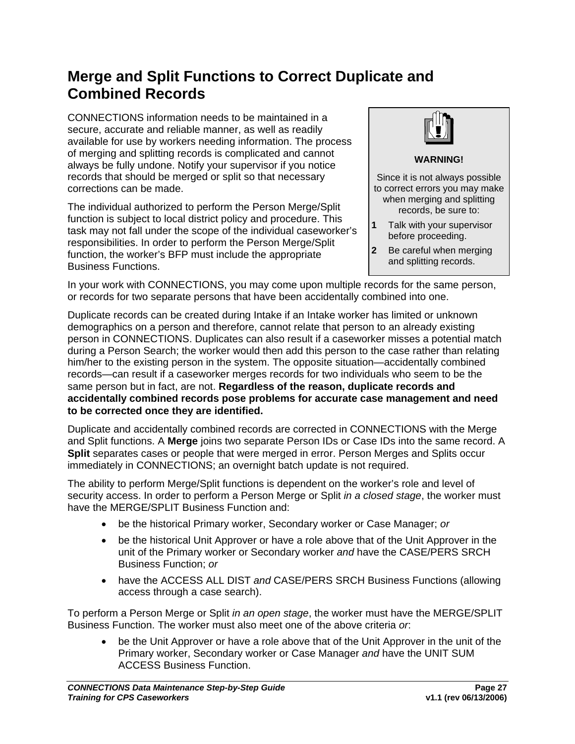# Merge and Split Functions to Correct Duplicate and Combined Records

CONNECTIONS information needs to be maintained in a secure, accurate and reliable manner, as well as readily available for use by workers needing information. The process of merging and splitting records is complicated and cannot always be fully undone. Notify your supervisor if you notice records that should be merged or split so that necessary corrections can be made.

The individual authorized to perform the Person Merge/Split function is subject to local district policy and procedure. This task may not fall under the scope of the individual caseworker's responsibilities. In order to perform the Person Merge/Split function, the worker's BFP must include the appropriate Business Functions.

> **WARNING!**
>
> Since it is not always possible to correct errors you may make when merging and splitting records, be sure to:
>
> **1** Talk with your supervisor before proceeding.
>
> **2** Be careful when merging and splitting records.

In your work with CONNECTIONS, you may come upon multiple records for the same person, or records for two separate persons that have been accidentally combined into one.

Duplicate records can be created during Intake if an Intake worker has limited or unknown demographics on a person and therefore, cannot relate that person to an already existing person in CONNECTIONS. Duplicates can also result if a caseworker misses a potential match during a Person Search; the worker would then add this person to the case rather than relating him/her to the existing person in the system. The opposite situation—accidentally combined records—can result if a caseworker merges records for two individuals who seem to be the same person but in fact, are not. **Regardless of the reason, duplicate records and accidentally combined records pose problems for accurate case management and need to be corrected once they are identified.**

Duplicate and accidentally combined records are corrected in CONNECTIONS with the Merge and Split functions. A **Merge** joins two separate Person IDs or Case IDs into the same record. A **Split** separates cases or people that were merged in error. Person Merges and Splits occur immediately in CONNECTIONS; an overnight batch update is not required.

The ability to perform Merge/Split functions is dependent on the worker's role and level of security access. In order to perform a Person Merge or Split *in a closed stage*, the worker must have the MERGE/SPLIT Business Function and:

- be the historical Primary worker, Secondary worker or Case Manager; *or*
- be the historical Unit Approver or have a role above that of the Unit Approver in the unit of the Primary worker or Secondary worker *and* have the CASE/PERS SRCH Business Function; *or*
- have the ACCESS ALL DIST *and* CASE/PERS SRCH Business Functions (allowing access through a case search).

To perform a Person Merge or Split *in an open stage*, the worker must have the MERGE/SPLIT Business Function. The worker must also meet one of the above criteria *or*:

- be the Unit Approver or have a role above that of the Unit Approver in the unit of the Primary worker, Secondary worker or Case Manager *and* have the UNIT SUM ACCESS Business Function.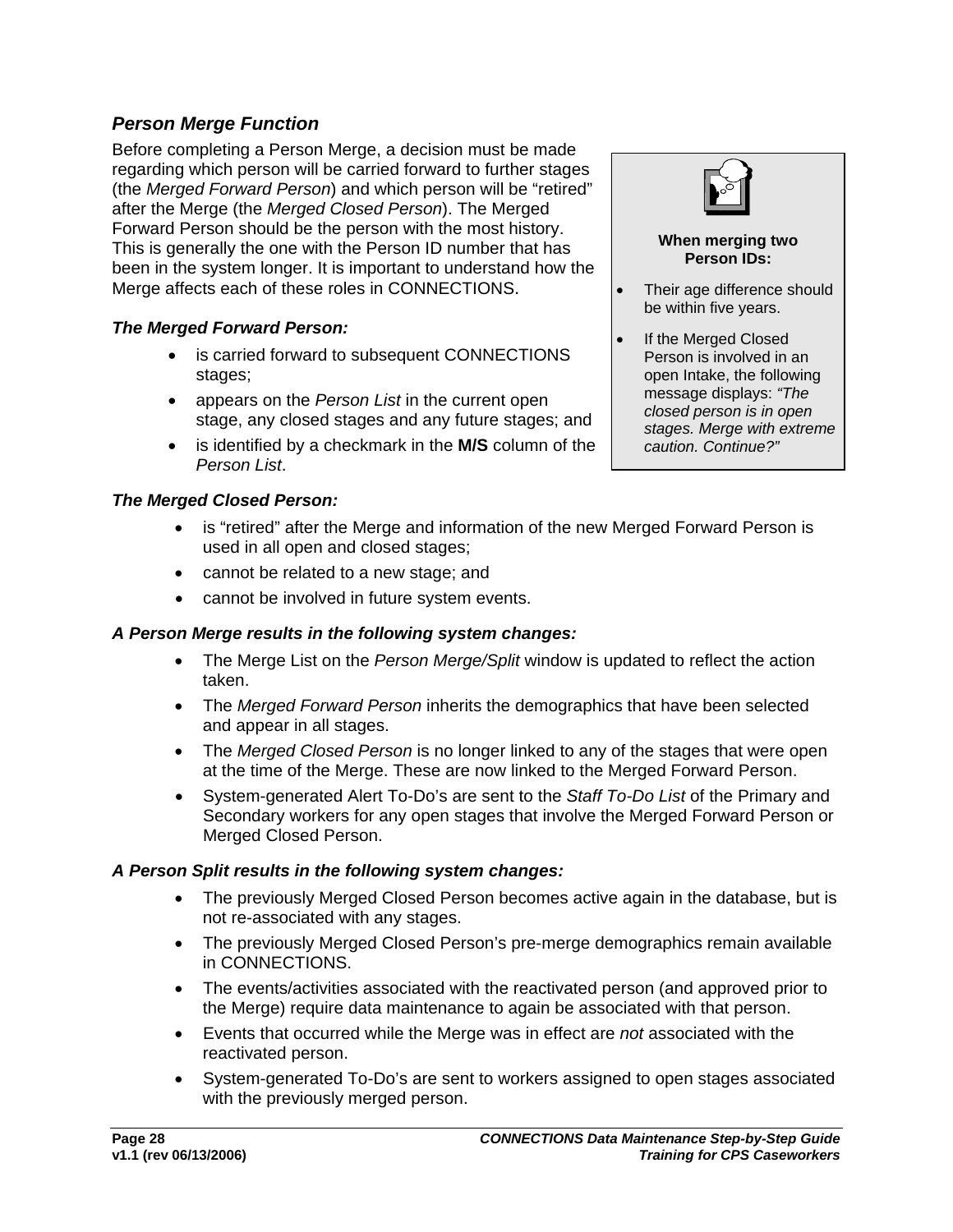### *Person Merge Function*

Before completing a Person Merge, a decision must be made regarding which person will be carried forward to further stages (the *Merged Forward Person*) and which person will be "retired" after the Merge (the *Merged Closed Person*). The Merged Forward Person should be the person with the most history. This is generally the one with the Person ID number that has been in the system longer. It is important to understand how the Merge affects each of these roles in CONNECTIONS.

> **When merging two Person IDs:**
>
> - Their age difference should be within five years.
> - If the Merged Closed Person is involved in an open Intake, the following message displays: *"The closed person is in open stages. Merge with extreme caution. Continue?"*

***The Merged Forward Person:***

- is carried forward to subsequent CONNECTIONS stages;
- appears on the *Person List* in the current open stage, any closed stages and any future stages; and
- is identified by a checkmark in the **M/S** column of the *Person List*.

***The Merged Closed Person:***

- is "retired" after the Merge and information of the new Merged Forward Person is used in all open and closed stages;
- cannot be related to a new stage; and
- cannot be involved in future system events.

***A Person Merge results in the following system changes:***

- The Merge List on the *Person Merge/Split* window is updated to reflect the action taken.
- The *Merged Forward Person* inherits the demographics that have been selected and appear in all stages.
- The *Merged Closed Person* is no longer linked to any of the stages that were open at the time of the Merge. These are now linked to the Merged Forward Person.
- System-generated Alert To-Do's are sent to the *Staff To-Do List* of the Primary and Secondary workers for any open stages that involve the Merged Forward Person or Merged Closed Person.

***A Person Split results in the following system changes:***

- The previously Merged Closed Person becomes active again in the database, but is not re-associated with any stages.
- The previously Merged Closed Person's pre-merge demographics remain available in CONNECTIONS.
- The events/activities associated with the reactivated person (and approved prior to the Merge) require data maintenance to again be associated with that person.
- Events that occurred while the Merge was in effect are *not* associated with the reactivated person.
- System-generated To-Do's are sent to workers assigned to open stages associated with the previously merged person.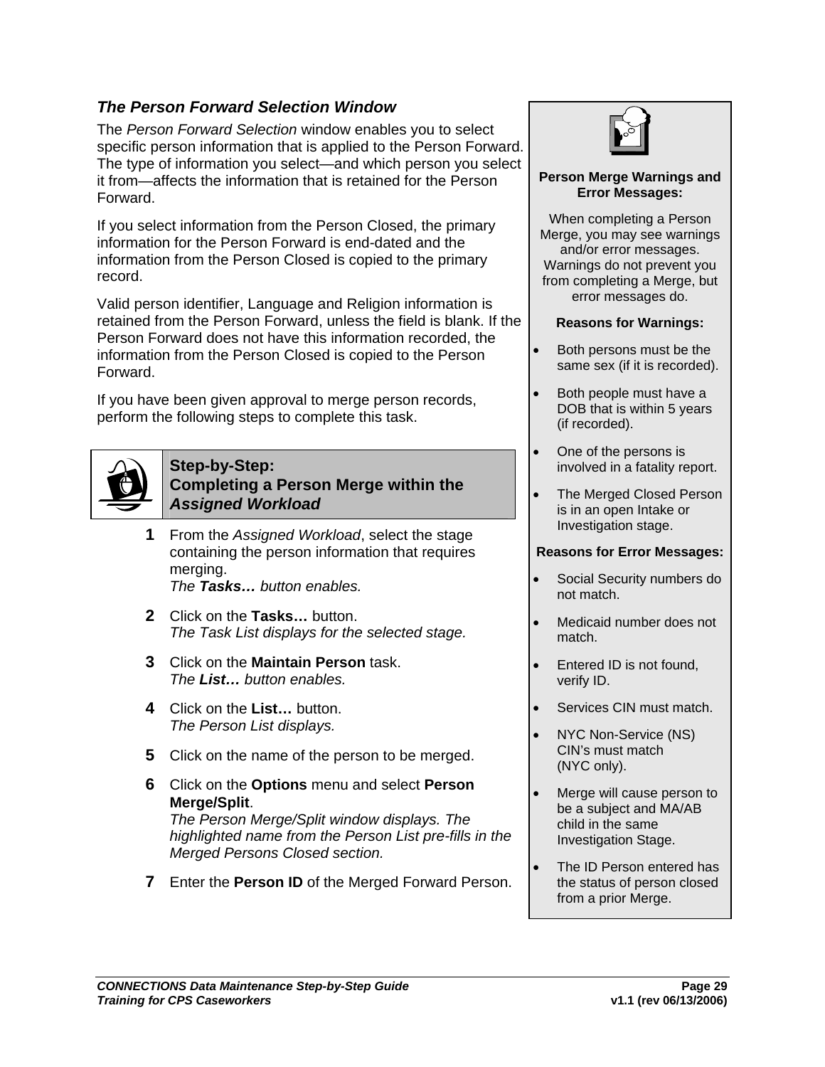### *The Person Forward Selection Window*

The *Person Forward Selection* window enables you to select specific person information that is applied to the Person Forward. The type of information you select—and which person you select it from—affects the information that is retained for the Person Forward.

If you select information from the Person Closed, the primary information for the Person Forward is end-dated and the information from the Person Closed is copied to the primary record.

Valid person identifier, Language and Religion information is retained from the Person Forward, unless the field is blank. If the Person Forward does not have this information recorded, the information from the Person Closed is copied to the Person Forward.

If you have been given approval to merge person records, perform the following steps to complete this task.

**Step-by-Step:**
**Completing a Person Merge within the *Assigned Workload***

1. From the *Assigned Workload*, select the stage containing the person information that requires merging.
   *The **Tasks…** button enables.*
2. Click on the **Tasks…** button.
   *The Task List displays for the selected stage.*
3. Click on the **Maintain Person** task.
   *The **List…** button enables.*
4. Click on the **List…** button.
   *The Person List displays.*
5. Click on the name of the person to be merged.
6. Click on the **Options** menu and select **Person Merge/Split**.
   *The Person Merge/Split window displays. The highlighted name from the Person List pre-fills in the Merged Persons Closed section.*
7. Enter the **Person ID** of the Merged Forward Person.

**Person Merge Warnings and Error Messages:**

When completing a Person Merge, you may see warnings and/or error messages. Warnings do not prevent you from completing a Merge, but error messages do.

**Reasons for Warnings:**

- Both persons must be the same sex (if it is recorded).
- Both people must have a DOB that is within 5 years (if recorded).
- One of the persons is involved in a fatality report.
- The Merged Closed Person is in an open Intake or Investigation stage.

**Reasons for Error Messages:**

- Social Security numbers do not match.
- Medicaid number does not match.
- Entered ID is not found, verify ID.
- Services CIN must match.
- NYC Non-Service (NS) CIN's must match (NYC only).
- Merge will cause person to be a subject and MA/AB child in the same Investigation Stage.
- The ID Person entered has the status of person closed from a prior Merge.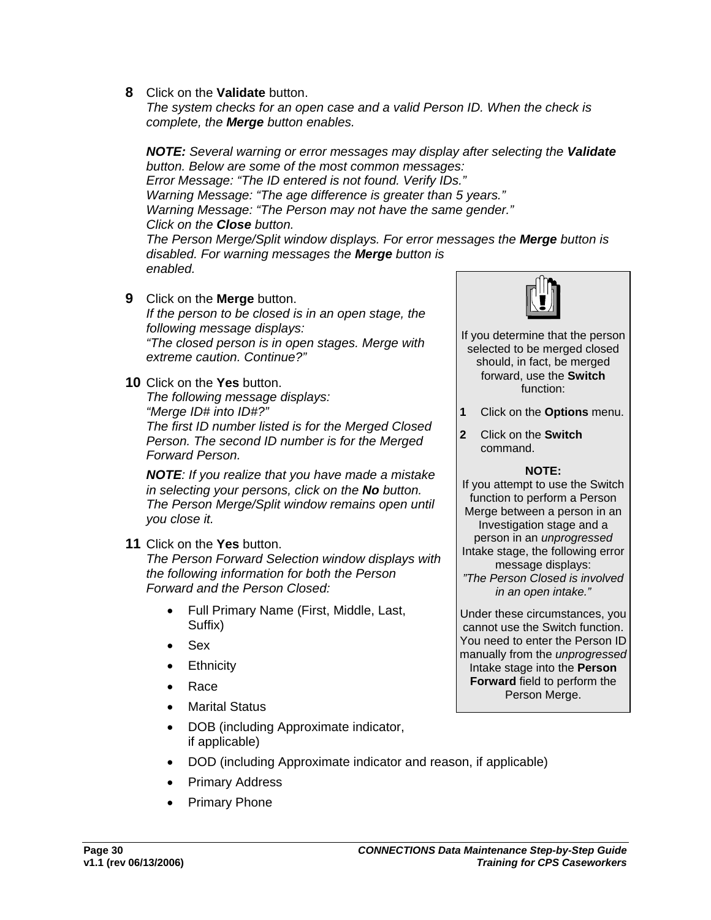**8** Click on the **Validate** button.
*The system checks for an open case and a valid Person ID. When the check is complete, the **Merge** button enables.*

***NOTE:*** *Several warning or error messages may display after selecting the **Validate** button. Below are some of the most common messages:*
*Error Message: "The ID entered is not found. Verify IDs."*
*Warning Message: "The age difference is greater than 5 years."*
*Warning Message: "The Person may not have the same gender."*
*Click on the **Close** button.*
*The Person Merge/Split window displays. For error messages the **Merge** button is disabled. For warning messages the **Merge** button is enabled.*

**9** Click on the **Merge** button.
*If the person to be closed is in an open stage, the following message displays:*
*"The closed person is in open stages. Merge with extreme caution. Continue?"*

**10** Click on the **Yes** button.
*The following message displays:*
*"Merge ID# into ID#?"*
*The first ID number listed is for the Merged Closed Person. The second ID number is for the Merged Forward Person.*

***NOTE****: If you realize that you have made a mistake in selecting your persons, click on the **No** button. The Person Merge/Split window remains open until you close it.*

**11** Click on the **Yes** button.
*The Person Forward Selection window displays with the following information for both the Person Forward and the Person Closed:*

- Full Primary Name (First, Middle, Last, Suffix)
- Sex
- Ethnicity
- Race
- Marital Status
- DOB (including Approximate indicator, if applicable)
- DOD (including Approximate indicator and reason, if applicable)
- Primary Address
- Primary Phone

> If you determine that the person selected to be merged closed should, in fact, be merged forward, use the **Switch** function:
>
> **1** Click on the **Options** menu.
>
> **2** Click on the **Switch** command.
>
> **NOTE:**
> If you attempt to use the Switch function to perform a Person Merge between a person in an Investigation stage and a person in an *unprogressed* Intake stage, the following error message displays:
> *"The Person Closed is involved in an open intake."*
>
> Under these circumstances, you cannot use the Switch function. You need to enter the Person ID manually from the *unprogressed* Intake stage into the **Person Forward** field to perform the Person Merge.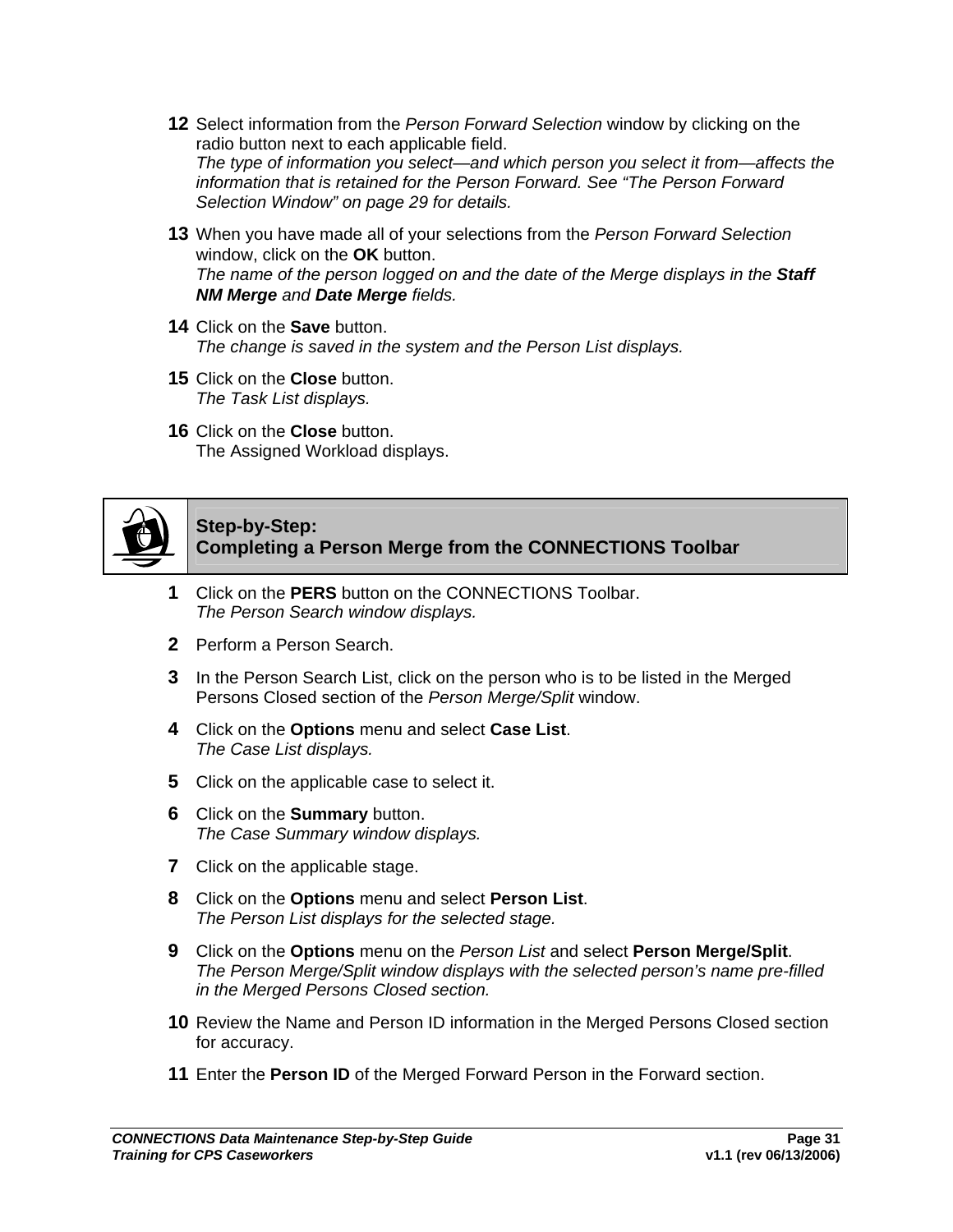12 Select information from the *Person Forward Selection* window by clicking on the radio button next to each applicable field.
*The type of information you select—and which person you select it from—affects the information that is retained for the Person Forward. See "The Person Forward Selection Window" on page 29 for details.*

13 When you have made all of your selections from the *Person Forward Selection* window, click on the **OK** button.
*The name of the person logged on and the date of the Merge displays in the* ***Staff NM Merge*** *and* ***Date Merge*** *fields.*

14 Click on the **Save** button.
*The change is saved in the system and the Person List displays.*

15 Click on the **Close** button.
*The Task List displays.*

16 Click on the **Close** button.
The Assigned Workload displays.

## Step-by-Step: Completing a Person Merge from the CONNECTIONS Toolbar

1 Click on the **PERS** button on the CONNECTIONS Toolbar.
*The Person Search window displays.*

2 Perform a Person Search.

3 In the Person Search List, click on the person who is to be listed in the Merged Persons Closed section of the *Person Merge/Split* window.

4 Click on the **Options** menu and select **Case List**.
*The Case List displays.*

5 Click on the applicable case to select it.

6 Click on the **Summary** button.
*The Case Summary window displays.*

7 Click on the applicable stage.

8 Click on the **Options** menu and select **Person List**.
*The Person List displays for the selected stage.*

9 Click on the **Options** menu on the *Person List* and select **Person Merge/Split**.
*The Person Merge/Split window displays with the selected person's name pre-filled in the Merged Persons Closed section.*

10 Review the Name and Person ID information in the Merged Persons Closed section for accuracy.

11 Enter the **Person ID** of the Merged Forward Person in the Forward section.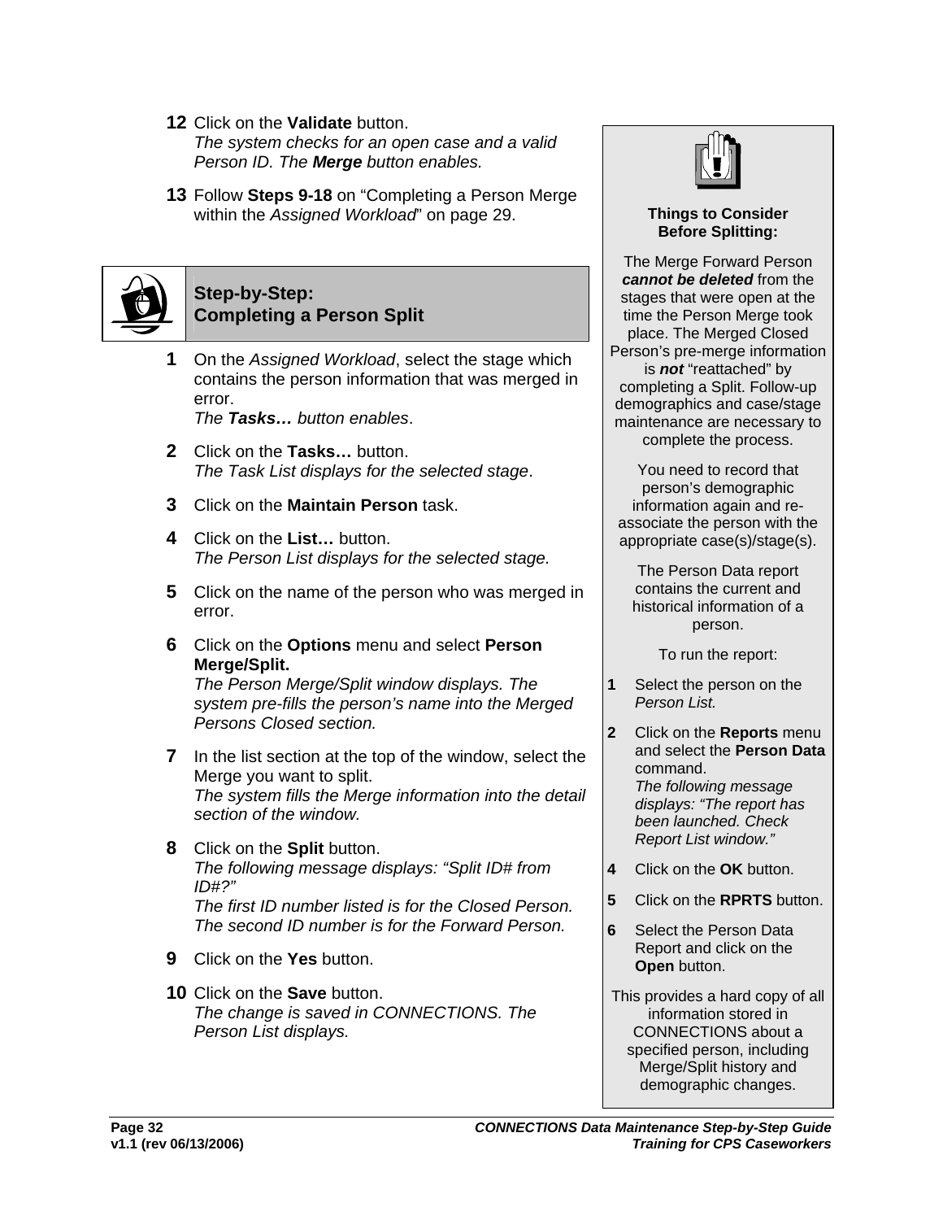12 Click on the **Validate** button.
*The system checks for an open case and a valid Person ID. The **Merge** button enables.*

13 Follow **Steps 9-18** on "Completing a Person Merge within the *Assigned Workload*" on page 29.

## Step-by-Step: Completing a Person Split

1. On the *Assigned Workload*, select the stage which contains the person information that was merged in error.
   *The **Tasks…** button enables*.

2. Click on the **Tasks…** button.
   *The Task List displays for the selected stage*.

3. Click on the **Maintain Person** task.

4. Click on the **List…** button.
   *The Person List displays for the selected stage.*

5. Click on the name of the person who was merged in error.

6. Click on the **Options** menu and select **Person Merge/Split.**
   *The Person Merge/Split window displays. The system pre-fills the person's name into the Merged Persons Closed section.*

7. In the list section at the top of the window, select the Merge you want to split.
   *The system fills the Merge information into the detail section of the window.*

8. Click on the **Split** button.
   *The following message displays: "Split ID# from ID#?"*
   *The first ID number listed is for the Closed Person. The second ID number is for the Forward Person.*

9. Click on the **Yes** button.

10. Click on the **Save** button.
    *The change is saved in CONNECTIONS. The Person List displays.*

**Things to Consider Before Splitting:**

The Merge Forward Person ***cannot be deleted*** from the stages that were open at the time the Person Merge took place. The Merged Closed Person's pre-merge information is ***not*** "reattached" by completing a Split. Follow-up demographics and case/stage maintenance are necessary to complete the process.

You need to record that person's demographic information again and re-associate the person with the appropriate case(s)/stage(s).

The Person Data report contains the current and historical information of a person.

To run the report:

1. Select the person on the *Person List.*
2. Click on the **Reports** menu and select the **Person Data** command.
   *The following message displays: "The report has been launched. Check Report List window."*
4. Click on the **OK** button.
5. Click on the **RPRTS** button.
6. Select the Person Data Report and click on the **Open** button.

This provides a hard copy of all information stored in CONNECTIONS about a specified person, including Merge/Split history and demographic changes.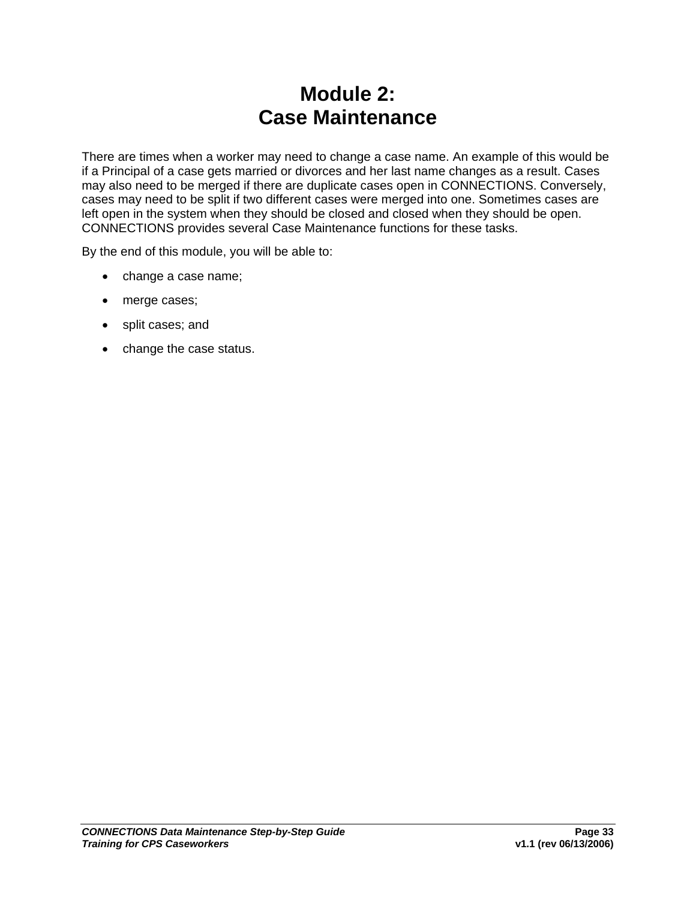# Module 2:
# Case Maintenance

There are times when a worker may need to change a case name. An example of this would be if a Principal of a case gets married or divorces and her last name changes as a result. Cases may also need to be merged if there are duplicate cases open in CONNECTIONS. Conversely, cases may need to be split if two different cases were merged into one. Sometimes cases are left open in the system when they should be closed and closed when they should be open. CONNECTIONS provides several Case Maintenance functions for these tasks.

By the end of this module, you will be able to:

- change a case name;
- merge cases;
- split cases; and
- change the case status.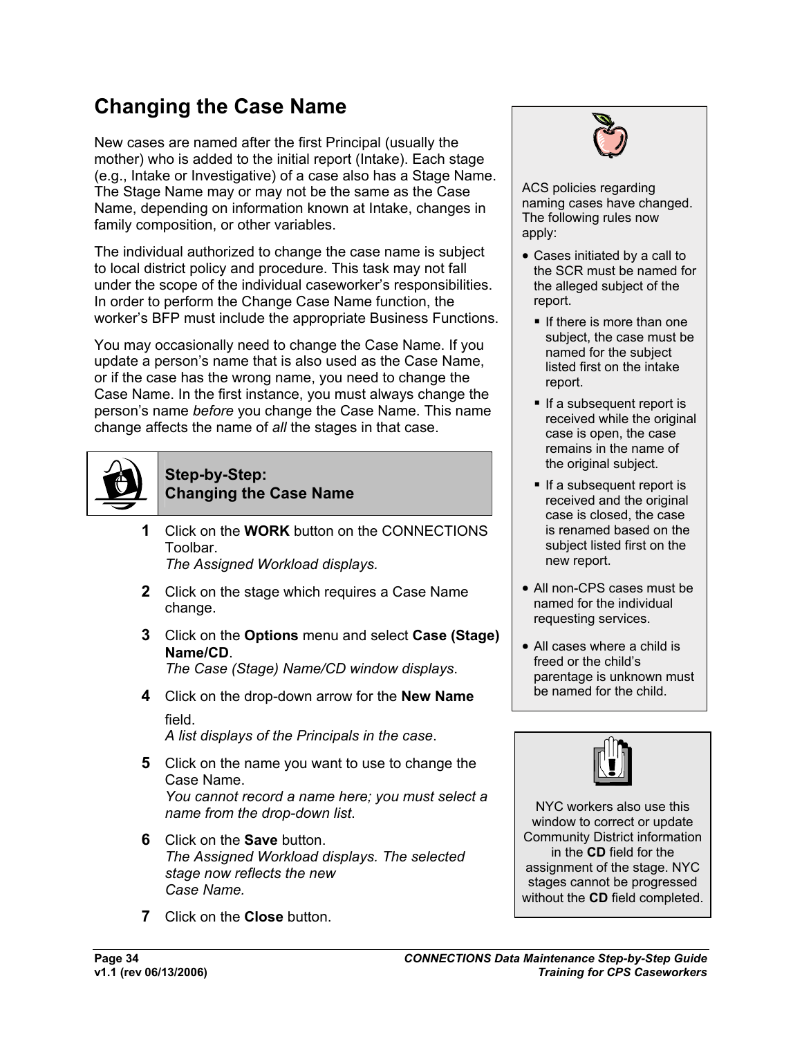# Changing the Case Name

New cases are named after the first Principal (usually the mother) who is added to the initial report (Intake). Each stage (e.g., Intake or Investigative) of a case also has a Stage Name. The Stage Name may or may not be the same as the Case Name, depending on information known at Intake, changes in family composition, or other variables.

The individual authorized to change the case name is subject to local district policy and procedure. This task may not fall under the scope of the individual caseworker's responsibilities. In order to perform the Change Case Name function, the worker's BFP must include the appropriate Business Functions.

You may occasionally need to change the Case Name. If you update a person's name that is also used as the Case Name, or if the case has the wrong name, you need to change the Case Name. In the first instance, you must always change the person's name *before* you change the Case Name. This name change affects the name of *all* the stages in that case.

ACS policies regarding naming cases have changed. The following rules now apply:

- Cases initiated by a call to the SCR must be named for the alleged subject of the report.
  - If there is more than one subject, the case must be named for the subject listed first on the intake report.
  - If a subsequent report is received while the original case is open, the case remains in the name of the original subject.
  - If a subsequent report is received and the original case is closed, the case is renamed based on the subject listed first on the new report.
- All non-CPS cases must be named for the individual requesting services.
- All cases where a child is freed or the child's parentage is unknown must be named for the child.

## Step-by-Step: Changing the Case Name

1. Click on the **WORK** button on the CONNECTIONS Toolbar.
   *The Assigned Workload displays.*
2. Click on the stage which requires a Case Name change.
3. Click on the **Options** menu and select **Case (Stage) Name/CD**.
   *The Case (Stage) Name/CD window displays*.
4. Click on the drop-down arrow for the **New Name** field.
   *A list displays of the Principals in the case*.
5. Click on the name you want to use to change the Case Name.
   *You cannot record a name here; you must select a name from the drop-down list*.
6. Click on the **Save** button.
   *The Assigned Workload displays. The selected stage now reflects the new Case Name.*
7. Click on the **Close** button.

NYC workers also use this window to correct or update Community District information in the **CD** field for the assignment of the stage. NYC stages cannot be progressed without the **CD** field completed.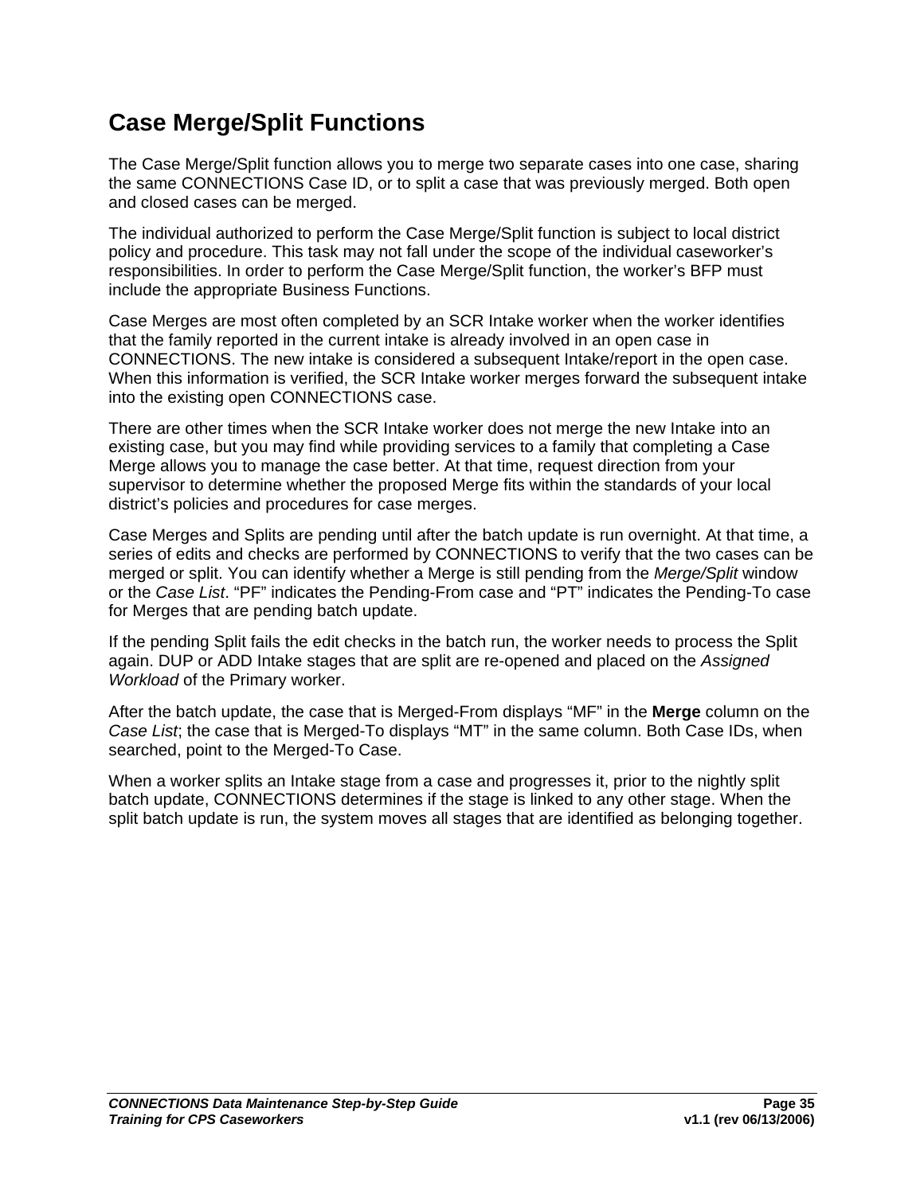# Case Merge/Split Functions

The Case Merge/Split function allows you to merge two separate cases into one case, sharing the same CONNECTIONS Case ID, or to split a case that was previously merged. Both open and closed cases can be merged.

The individual authorized to perform the Case Merge/Split function is subject to local district policy and procedure. This task may not fall under the scope of the individual caseworker's responsibilities. In order to perform the Case Merge/Split function, the worker's BFP must include the appropriate Business Functions.

Case Merges are most often completed by an SCR Intake worker when the worker identifies that the family reported in the current intake is already involved in an open case in CONNECTIONS. The new intake is considered a subsequent Intake/report in the open case. When this information is verified, the SCR Intake worker merges forward the subsequent intake into the existing open CONNECTIONS case.

There are other times when the SCR Intake worker does not merge the new Intake into an existing case, but you may find while providing services to a family that completing a Case Merge allows you to manage the case better. At that time, request direction from your supervisor to determine whether the proposed Merge fits within the standards of your local district's policies and procedures for case merges.

Case Merges and Splits are pending until after the batch update is run overnight. At that time, a series of edits and checks are performed by CONNECTIONS to verify that the two cases can be merged or split. You can identify whether a Merge is still pending from the *Merge/Split* window or the *Case List*. "PF" indicates the Pending-From case and "PT" indicates the Pending-To case for Merges that are pending batch update.

If the pending Split fails the edit checks in the batch run, the worker needs to process the Split again. DUP or ADD Intake stages that are split are re-opened and placed on the *Assigned Workload* of the Primary worker.

After the batch update, the case that is Merged-From displays "MF" in the **Merge** column on the *Case List*; the case that is Merged-To displays "MT" in the same column. Both Case IDs, when searched, point to the Merged-To Case.

When a worker splits an Intake stage from a case and progresses it, prior to the nightly split batch update, CONNECTIONS determines if the stage is linked to any other stage. When the split batch update is run, the system moves all stages that are identified as belonging together.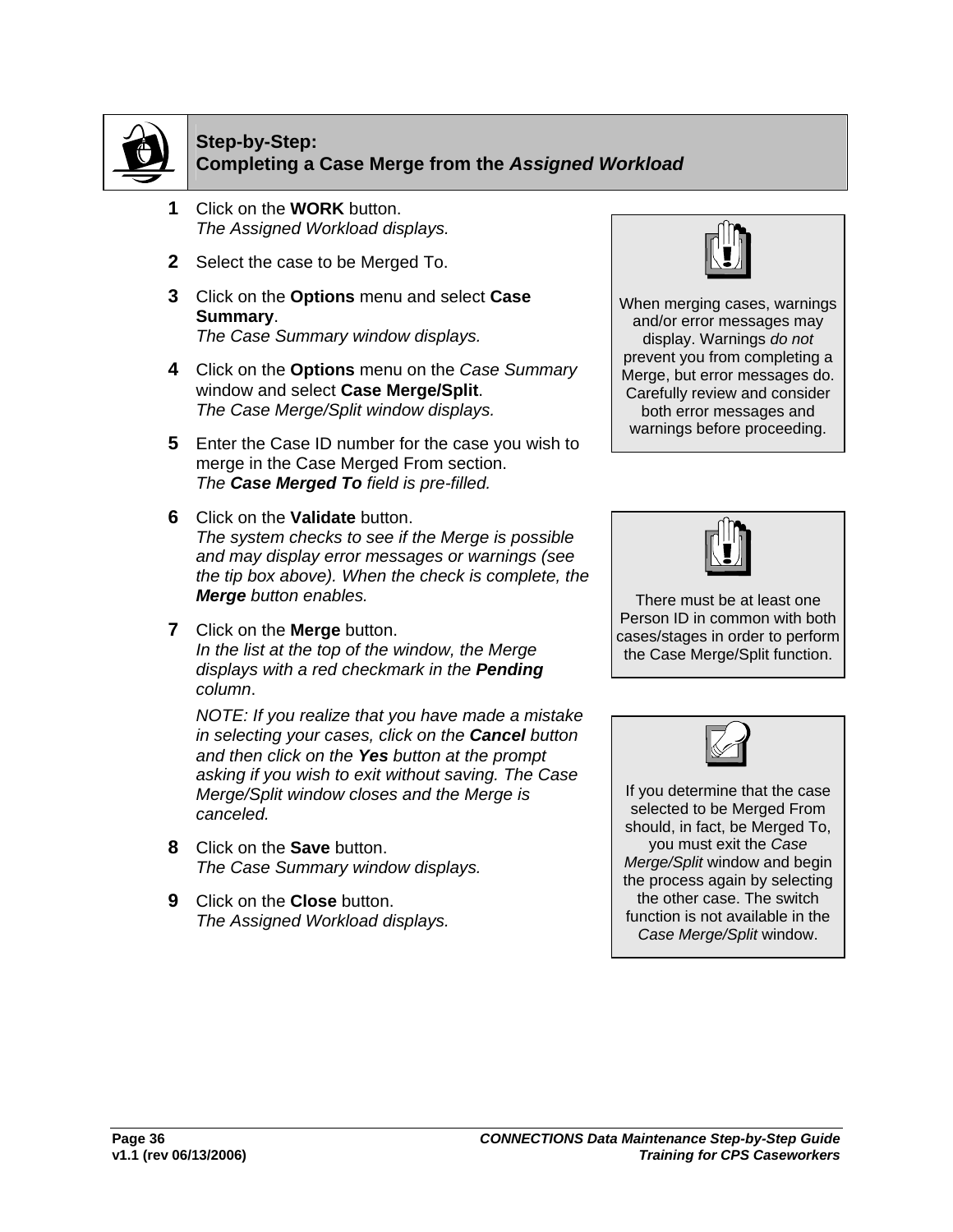## Step-by-Step: Completing a Case Merge from the *Assigned Workload*

1. Click on the **WORK** button.
   *The Assigned Workload displays.*

2. Select the case to be Merged To.

3. Click on the **Options** menu and select **Case Summary**.
   *The Case Summary window displays.*

4. Click on the **Options** menu on the *Case Summary* window and select **Case Merge/Split**.
   *The Case Merge/Split window displays.*

5. Enter the Case ID number for the case you wish to merge in the Case Merged From section.
   *The **Case Merged To** field is pre-filled.*

6. Click on the **Validate** button.
   *The system checks to see if the Merge is possible and may display error messages or warnings (see the tip box above). When the check is complete, the **Merge** button enables.*

7. Click on the **Merge** button.
   *In the list at the top of the window, the Merge displays with a red checkmark in the **Pending** column*.

   *NOTE: If you realize that you have made a mistake in selecting your cases, click on the **Cancel** button and then click on the **Yes** button at the prompt asking if you wish to exit without saving. The Case Merge/Split window closes and the Merge is canceled.*

8. Click on the **Save** button.
   *The Case Summary window displays.*

9. Click on the **Close** button.
   *The Assigned Workload displays.*

> When merging cases, warnings and/or error messages may display. Warnings *do not* prevent you from completing a Merge, but error messages do. Carefully review and consider both error messages and warnings before proceeding.

> There must be at least one Person ID in common with both cases/stages in order to perform the Case Merge/Split function.

> If you determine that the case selected to be Merged From should, in fact, be Merged To, you must exit the *Case Merge/Split* window and begin the process again by selecting the other case. The switch function is not available in the *Case Merge/Split* window.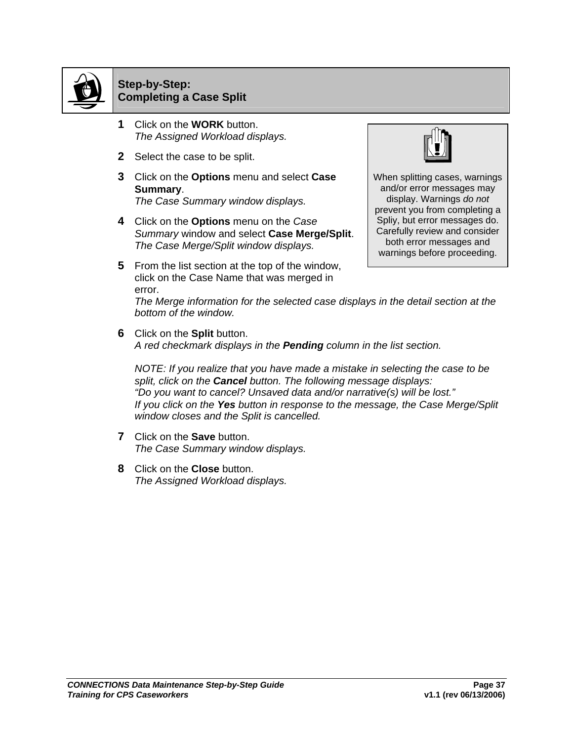## Step-by-Step: Completing a Case Split

> When splitting cases, warnings and/or error messages may display. Warnings *do not* prevent you from completing a Spliy, but error messages do. Carefully review and consider both error messages and warnings before proceeding.

**1** Click on the **WORK** button.
*The Assigned Workload displays.*

**2** Select the case to be split.

**3** Click on the **Options** menu and select **Case Summary**.
*The Case Summary window displays.*

**4** Click on the **Options** menu on the *Case Summary* window and select **Case Merge/Split**.
*The Case Merge/Split window displays.*

**5** From the list section at the top of the window, click on the Case Name that was merged in error.
*The Merge information for the selected case displays in the detail section at the bottom of the window.*

**6** Click on the **Split** button.
*A red checkmark displays in the **Pending** column in the list section.*

*NOTE: If you realize that you have made a mistake in selecting the case to be split, click on the **Cancel** button. The following message displays:*
*“Do you want to cancel? Unsaved data and/or narrative(s) will be lost.”*
*If you click on the **Yes** button in response to the message, the Case Merge/Split window closes and the Split is cancelled.*

**7** Click on the **Save** button.
*The Case Summary window displays.*

**8** Click on the **Close** button.
*The Assigned Workload displays.*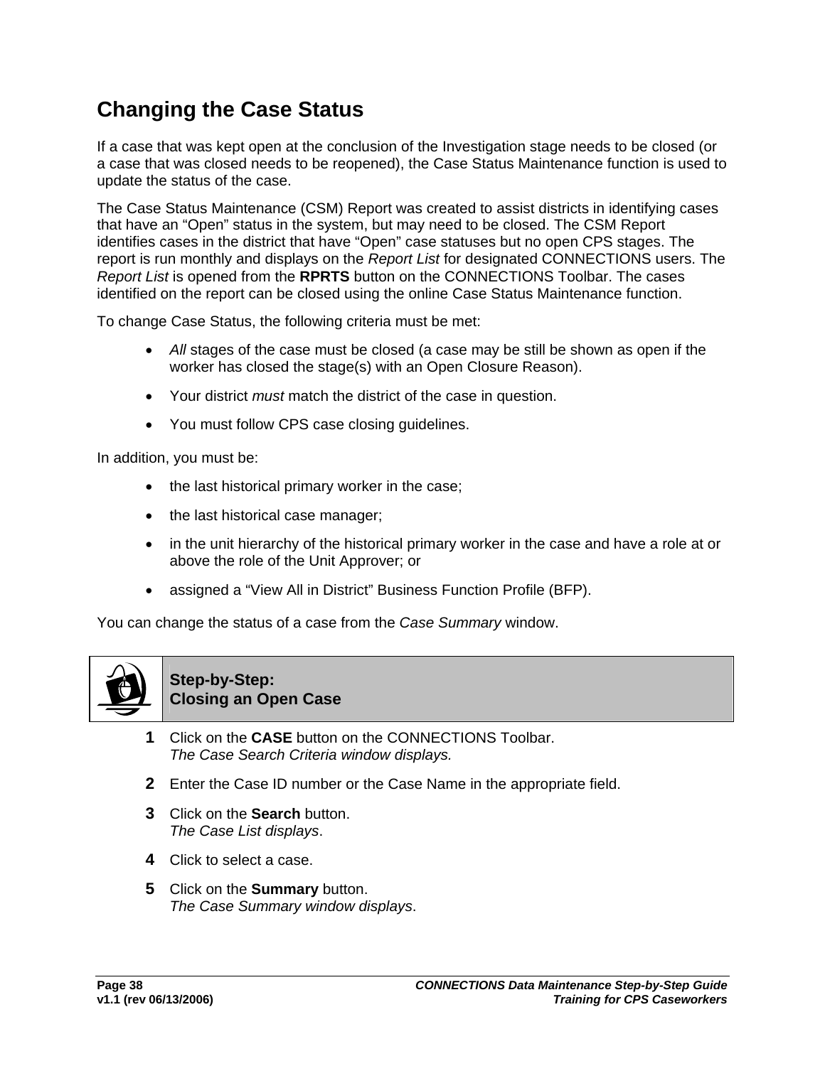## Changing the Case Status

If a case that was kept open at the conclusion of the Investigation stage needs to be closed (or a case that was closed needs to be reopened), the Case Status Maintenance function is used to update the status of the case.

The Case Status Maintenance (CSM) Report was created to assist districts in identifying cases that have an "Open" status in the system, but may need to be closed. The CSM Report identifies cases in the district that have "Open" case statuses but no open CPS stages. The report is run monthly and displays on the *Report List* for designated CONNECTIONS users. The *Report List* is opened from the **RPRTS** button on the CONNECTIONS Toolbar. The cases identified on the report can be closed using the online Case Status Maintenance function.

To change Case Status, the following criteria must be met:

- *All* stages of the case must be closed (a case may be still be shown as open if the worker has closed the stage(s) with an Open Closure Reason).
- Your district *must* match the district of the case in question.
- You must follow CPS case closing guidelines.

In addition, you must be:

- the last historical primary worker in the case;
- the last historical case manager;
- in the unit hierarchy of the historical primary worker in the case and have a role at or above the role of the Unit Approver; or
- assigned a "View All in District" Business Function Profile (BFP).

You can change the status of a case from the *Case Summary* window.

**Step-by-Step:**
**Closing an Open Case**

1. Click on the **CASE** button on the CONNECTIONS Toolbar.
   *The Case Search Criteria window displays.*
2. Enter the Case ID number or the Case Name in the appropriate field.
3. Click on the **Search** button.
   *The Case List displays*.
4. Click to select a case.
5. Click on the **Summary** button.
   *The Case Summary window displays*.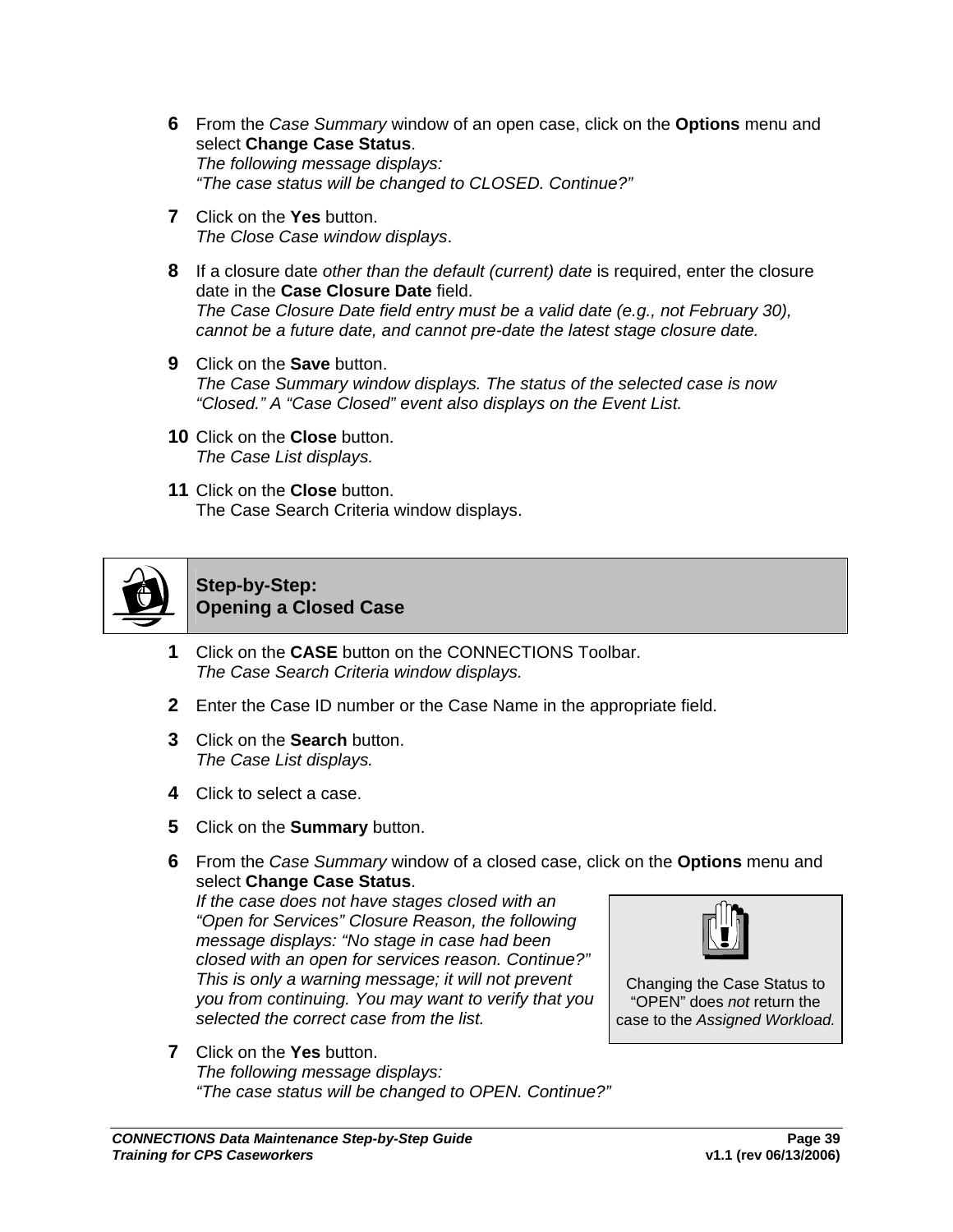**6** From the *Case Summary* window of an open case, click on the **Options** menu and select **Change Case Status**.
*The following message displays:*
*"The case status will be changed to CLOSED. Continue?"*

**7** Click on the **Yes** button.
*The Close Case window displays*.

**8** If a closure date *other than the default (current) date* is required, enter the closure date in the **Case Closure Date** field.
*The Case Closure Date field entry must be a valid date (e.g., not February 30), cannot be a future date, and cannot pre-date the latest stage closure date.*

**9** Click on the **Save** button.
*The Case Summary window displays. The status of the selected case is now "Closed." A "Case Closed" event also displays on the Event List.*

**10** Click on the **Close** button.
*The Case List displays.*

**11** Click on the **Close** button.
The Case Search Criteria window displays.

## Step-by-Step: Opening a Closed Case

**1** Click on the **CASE** button on the CONNECTIONS Toolbar.
*The Case Search Criteria window displays.*

**2** Enter the Case ID number or the Case Name in the appropriate field.

**3** Click on the **Search** button.
*The Case List displays.*

**4** Click to select a case.

**5** Click on the **Summary** button.

**6** From the *Case Summary* window of a closed case, click on the **Options** menu and select **Change Case Status**.
*If the case does not have stages closed with an "Open for Services" Closure Reason, the following message displays: "No stage in case had been closed with an open for services reason. Continue?" This is only a warning message; it will not prevent you from continuing. You may want to verify that you selected the correct case from the list.*

> Changing the Case Status to "OPEN" does *not* return the case to the *Assigned Workload.*

**7** Click on the **Yes** button.
*The following message displays:*
*"The case status will be changed to OPEN. Continue?"*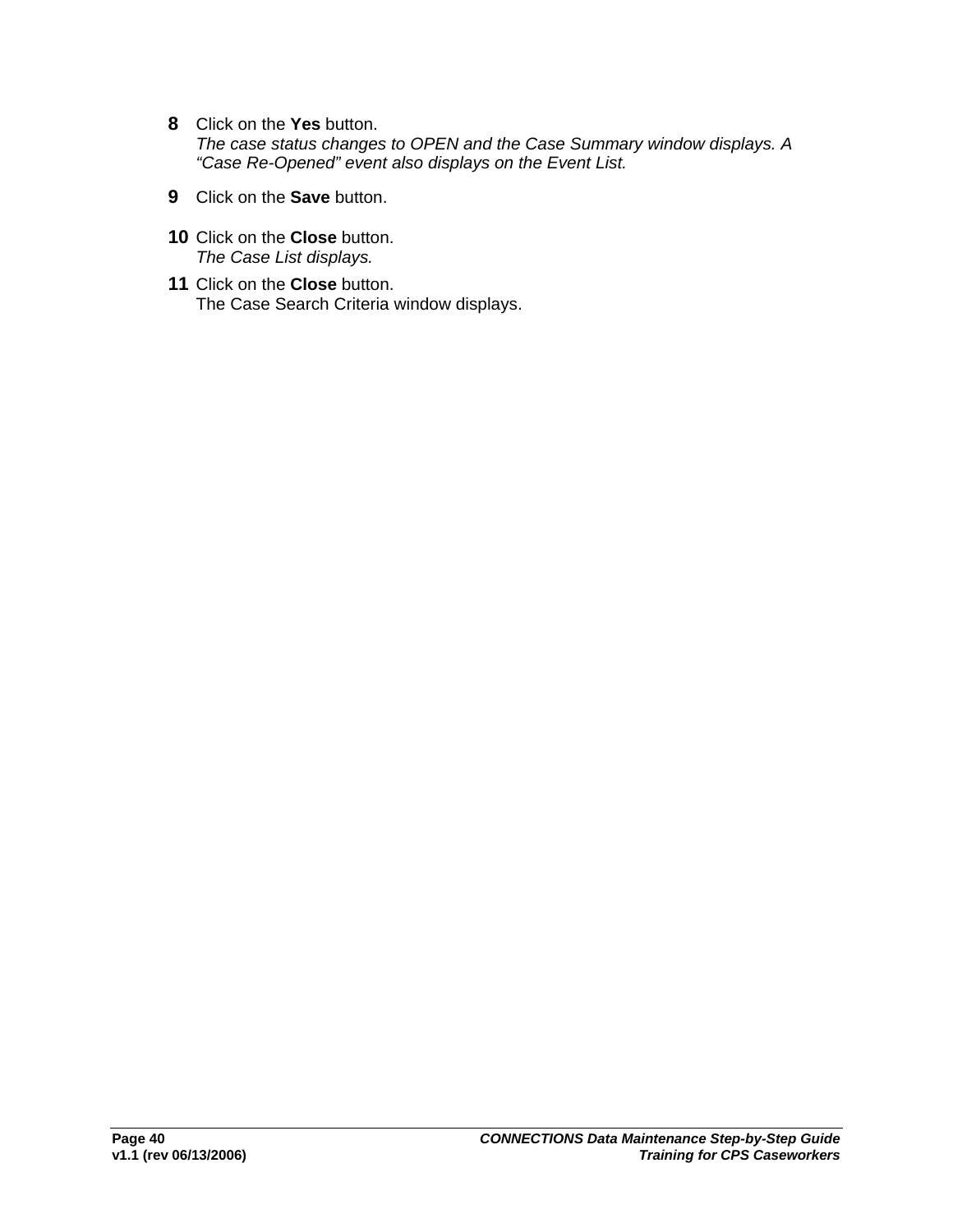8. Click on the **Yes** button.
   *The case status changes to OPEN and the Case Summary window displays. A "Case Re-Opened" event also displays on the Event List.*

9. Click on the **Save** button.

10. Click on the **Close** button.
    *The Case List displays.*

11. Click on the **Close** button.
    The Case Search Criteria window displays.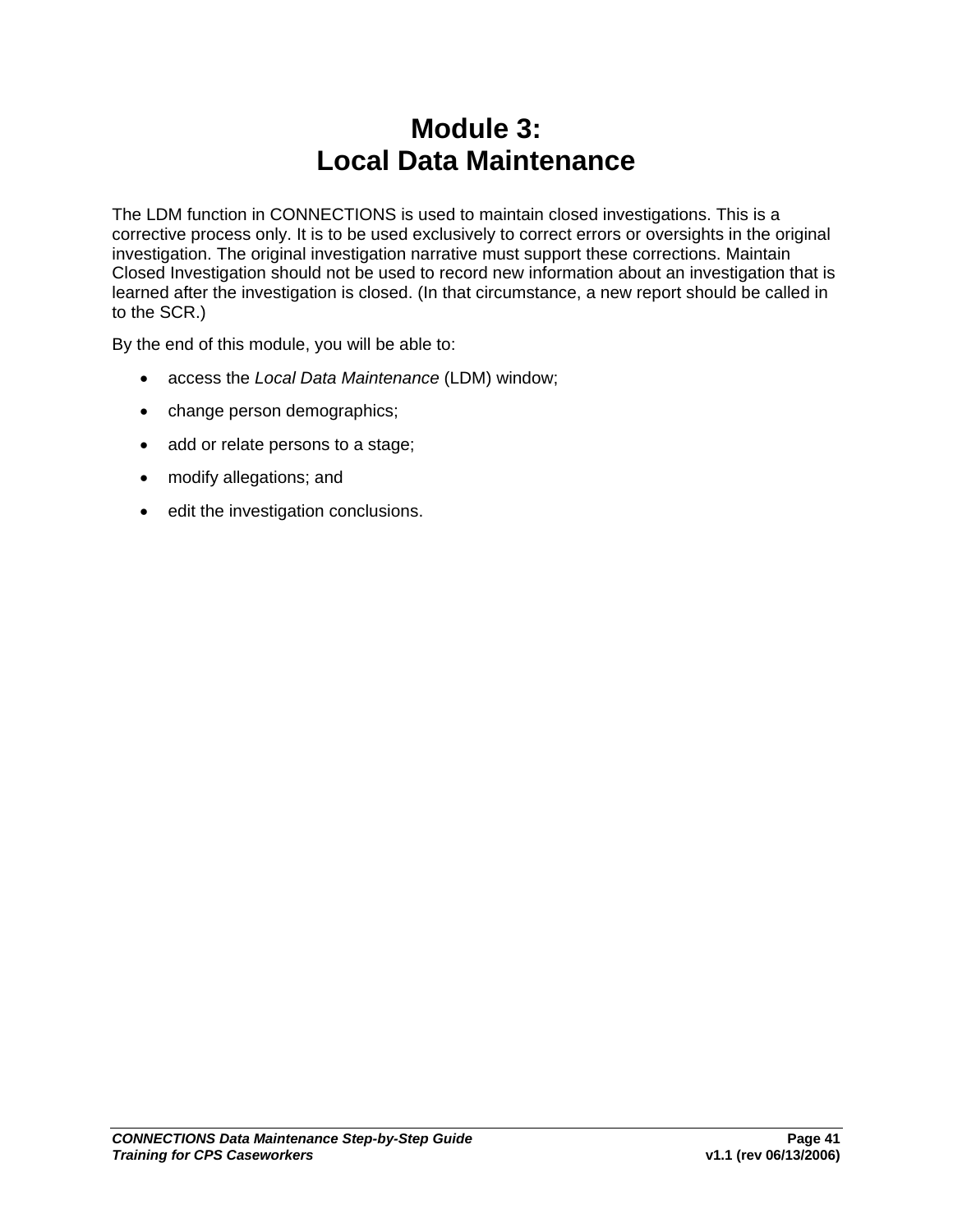# Module 3:
# Local Data Maintenance

The LDM function in CONNECTIONS is used to maintain closed investigations. This is a corrective process only. It is to be used exclusively to correct errors or oversights in the original investigation. The original investigation narrative must support these corrections. Maintain Closed Investigation should not be used to record new information about an investigation that is learned after the investigation is closed. (In that circumstance, a new report should be called in to the SCR.)

By the end of this module, you will be able to:

- access the *Local Data Maintenance* (LDM) window;
- change person demographics;
- add or relate persons to a stage;
- modify allegations; and
- edit the investigation conclusions.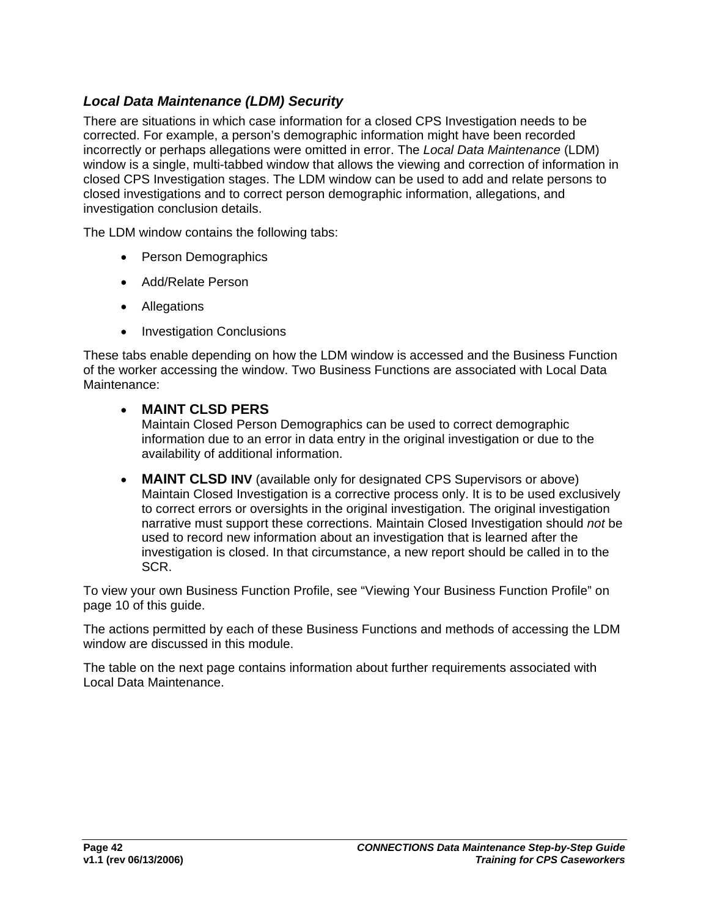### *Local Data Maintenance (LDM) Security*

There are situations in which case information for a closed CPS Investigation needs to be corrected. For example, a person's demographic information might have been recorded incorrectly or perhaps allegations were omitted in error. The *Local Data Maintenance* (LDM) window is a single, multi-tabbed window that allows the viewing and correction of information in closed CPS Investigation stages. The LDM window can be used to add and relate persons to closed investigations and to correct person demographic information, allegations, and investigation conclusion details.

The LDM window contains the following tabs:

- Person Demographics
- Add/Relate Person
- Allegations
- Investigation Conclusions

These tabs enable depending on how the LDM window is accessed and the Business Function of the worker accessing the window. Two Business Functions are associated with Local Data Maintenance:

- **MAINT CLSD PERS**
  Maintain Closed Person Demographics can be used to correct demographic information due to an error in data entry in the original investigation or due to the availability of additional information.

- **MAINT CLSD INV** (available only for designated CPS Supervisors or above)
  Maintain Closed Investigation is a corrective process only. It is to be used exclusively to correct errors or oversights in the original investigation. The original investigation narrative must support these corrections. Maintain Closed Investigation should *not* be used to record new information about an investigation that is learned after the investigation is closed. In that circumstance, a new report should be called in to the SCR.

To view your own Business Function Profile, see "Viewing Your Business Function Profile" on page 10 of this guide.

The actions permitted by each of these Business Functions and methods of accessing the LDM window are discussed in this module.

The table on the next page contains information about further requirements associated with Local Data Maintenance.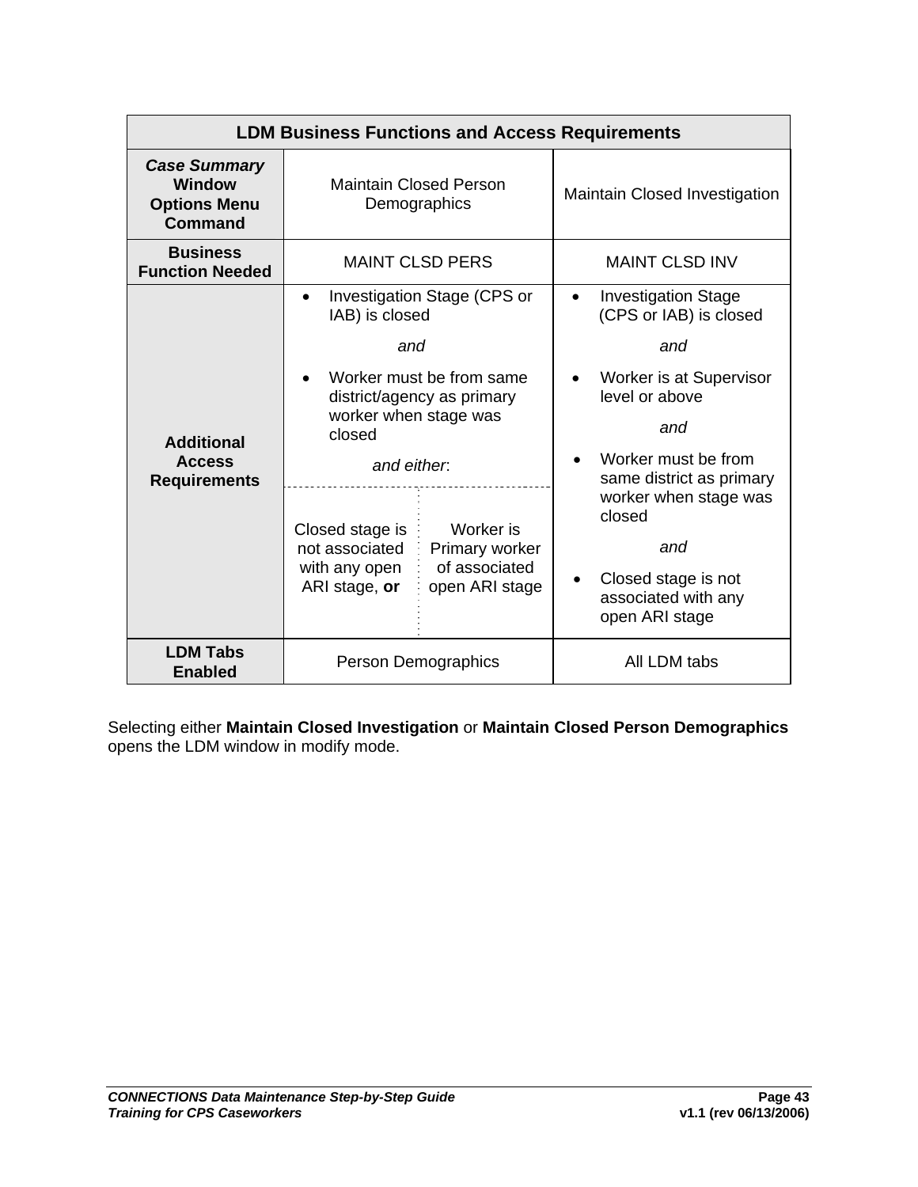| LDM Business Functions and Access Requirements | | |
|---|---|---|
| ***Case Summary* Window Options Menu Command** | Maintain Closed Person Demographics | Maintain Closed Investigation |
| **Business Function Needed** | MAINT CLSD PERS | MAINT CLSD INV |
| **Additional Access Requirements** | • Investigation Stage (CPS or IAB) is closed<br>*and*<br>• Worker must be from same district/agency as primary worker when stage was closed<br>*and either*:<br>Closed stage is not associated with any open ARI stage, **or** / Worker is Primary worker of associated open ARI stage | • Investigation Stage (CPS or IAB) is closed<br>*and*<br>• Worker is at Supervisor level or above<br>*and*<br>• Worker must be from same district as primary worker when stage was closed<br>*and*<br>• Closed stage is not associated with any open ARI stage |
| **LDM Tabs Enabled** | Person Demographics | All LDM tabs |

Selecting either **Maintain Closed Investigation** or **Maintain Closed Person Demographics** opens the LDM window in modify mode.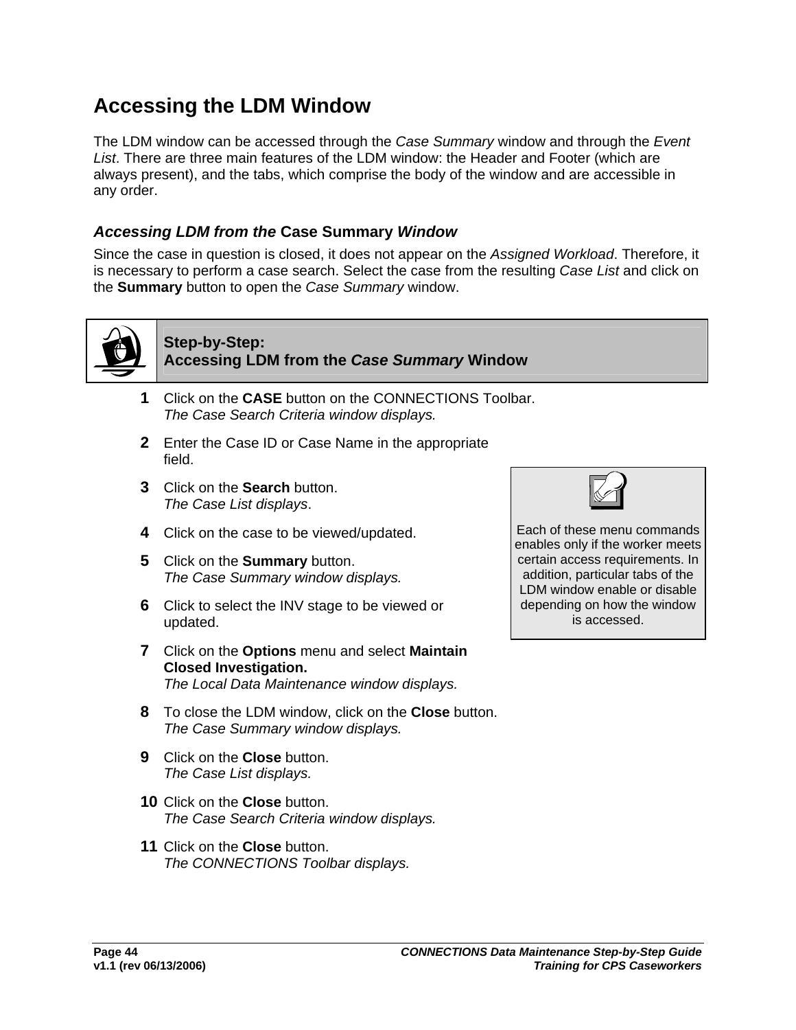# Accessing the LDM Window

The LDM window can be accessed through the *Case Summary* window and through the *Event List*. There are three main features of the LDM window: the Header and Footer (which are always present), and the tabs, which comprise the body of the window and are accessible in any order.

### *Accessing LDM from the* Case Summary *Window*

Since the case in question is closed, it does not appear on the *Assigned Workload*. Therefore, it is necessary to perform a case search. Select the case from the resulting *Case List* and click on the **Summary** button to open the *Case Summary* window.

**Step-by-Step:**
**Accessing LDM from the *Case Summary* Window**

1. Click on the **CASE** button on the CONNECTIONS Toolbar.
   *The Case Search Criteria window displays.*
2. Enter the Case ID or Case Name in the appropriate field.
3. Click on the **Search** button.
   *The Case List displays*.
4. Click on the case to be viewed/updated.
5. Click on the **Summary** button.
   *The Case Summary window displays.*
6. Click to select the INV stage to be viewed or updated.
7. Click on the **Options** menu and select **Maintain Closed Investigation.**
   *The Local Data Maintenance window displays.*
8. To close the LDM window, click on the **Close** button.
   *The Case Summary window displays.*
9. Click on the **Close** button.
   *The Case List displays.*
10. Click on the **Close** button.
    *The Case Search Criteria window displays.*
11. Click on the **Close** button.
    *The CONNECTIONS Toolbar displays.*

> Each of these menu commands enables only if the worker meets certain access requirements. In addition, particular tabs of the LDM window enable or disable depending on how the window is accessed.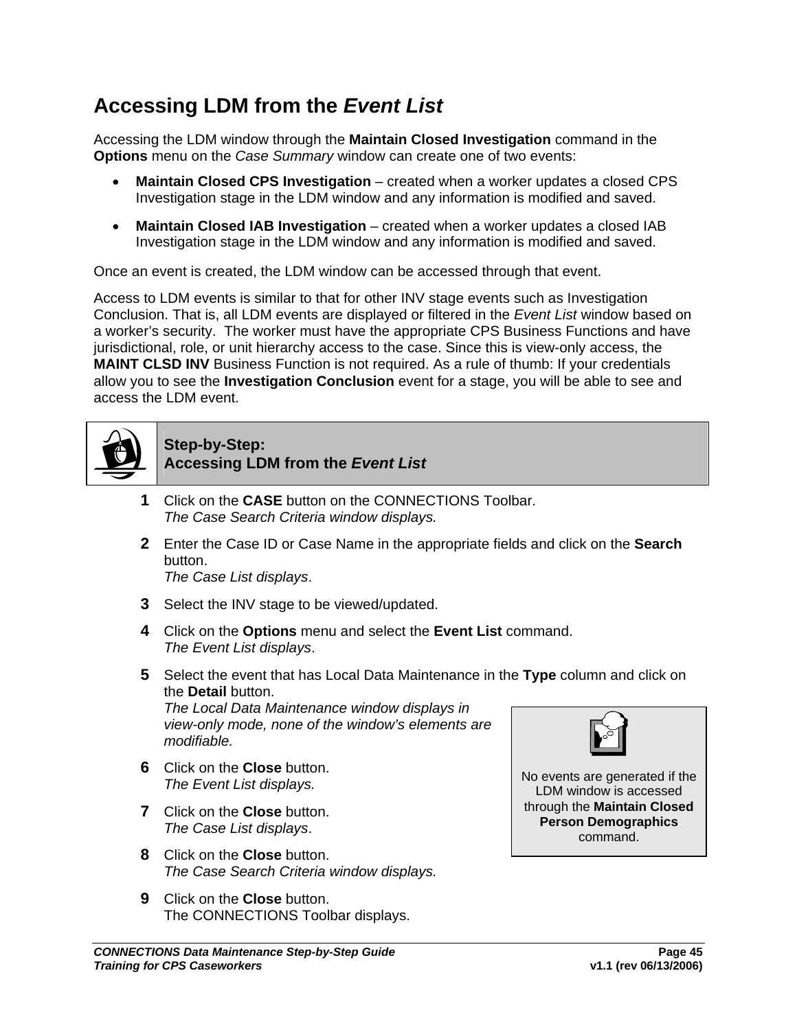## Accessing LDM from the *Event List*

Accessing the LDM window through the **Maintain Closed Investigation** command in the **Options** menu on the *Case Summary* window can create one of two events:

- **Maintain Closed CPS Investigation** – created when a worker updates a closed CPS Investigation stage in the LDM window and any information is modified and saved.
- **Maintain Closed IAB Investigation** – created when a worker updates a closed IAB Investigation stage in the LDM window and any information is modified and saved.

Once an event is created, the LDM window can be accessed through that event.

Access to LDM events is similar to that for other INV stage events such as Investigation Conclusion. That is, all LDM events are displayed or filtered in the *Event List* window based on a worker's security. The worker must have the appropriate CPS Business Functions and have jurisdictional, role, or unit hierarchy access to the case. Since this is view-only access, the **MAINT CLSD INV** Business Function is not required. As a rule of thumb: If your credentials allow you to see the **Investigation Conclusion** event for a stage, you will be able to see and access the LDM event.

### Step-by-Step: Accessing LDM from the *Event List*

**1** Click on the **CASE** button on the CONNECTIONS Toolbar.
*The Case Search Criteria window displays.*

**2** Enter the Case ID or Case Name in the appropriate fields and click on the **Search** button.
*The Case List displays*.

**3** Select the INV stage to be viewed/updated.

**4** Click on the **Options** menu and select the **Event List** command.
*The Event List displays*.

**5** Select the event that has Local Data Maintenance in the **Type** column and click on the **Detail** button.
*The Local Data Maintenance window displays in view-only mode, none of the window's elements are modifiable.*

**6** Click on the **Close** button.
*The Event List displays.*

**7** Click on the **Close** button.
*The Case List displays*.

**8** Click on the **Close** button.
*The Case Search Criteria window displays.*

**9** Click on the **Close** button.
The CONNECTIONS Toolbar displays.

> No events are generated if the LDM window is accessed through the **Maintain Closed Person Demographics** command.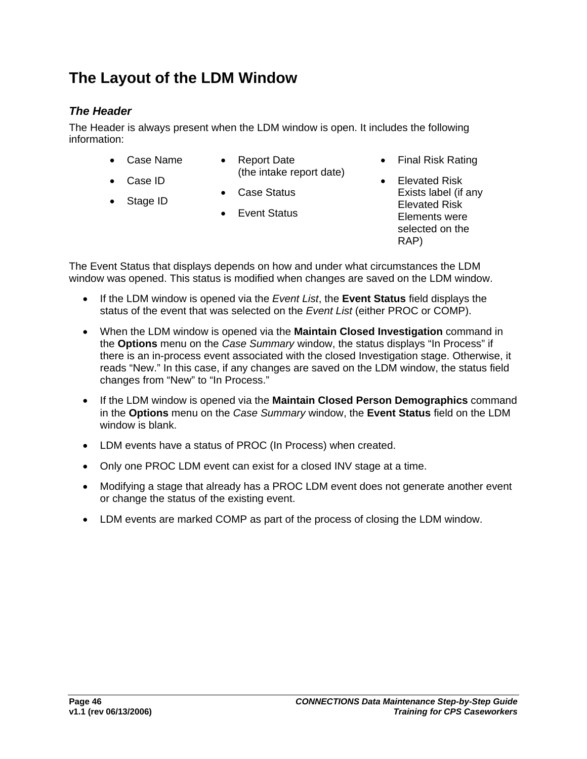## The Layout of the LDM Window

### *The Header*

The Header is always present when the LDM window is open. It includes the following information:

- Case Name
- Case ID
- Stage ID
- Report Date (the intake report date)
- Case Status
- Event Status
- Final Risk Rating
- Elevated Risk Exists label (if any Elevated Risk Elements were selected on the RAP)

The Event Status that displays depends on how and under what circumstances the LDM window was opened. This status is modified when changes are saved on the LDM window.

- If the LDM window is opened via the *Event List*, the **Event Status** field displays the status of the event that was selected on the *Event List* (either PROC or COMP).
- When the LDM window is opened via the **Maintain Closed Investigation** command in the **Options** menu on the *Case Summary* window, the status displays “In Process” if there is an in-process event associated with the closed Investigation stage. Otherwise, it reads “New.” In this case, if any changes are saved on the LDM window, the status field changes from “New” to “In Process.”
- If the LDM window is opened via the **Maintain Closed Person Demographics** command in the **Options** menu on the *Case Summary* window, the **Event Status** field on the LDM window is blank.
- LDM events have a status of PROC (In Process) when created.
- Only one PROC LDM event can exist for a closed INV stage at a time.
- Modifying a stage that already has a PROC LDM event does not generate another event or change the status of the existing event.
- LDM events are marked COMP as part of the process of closing the LDM window.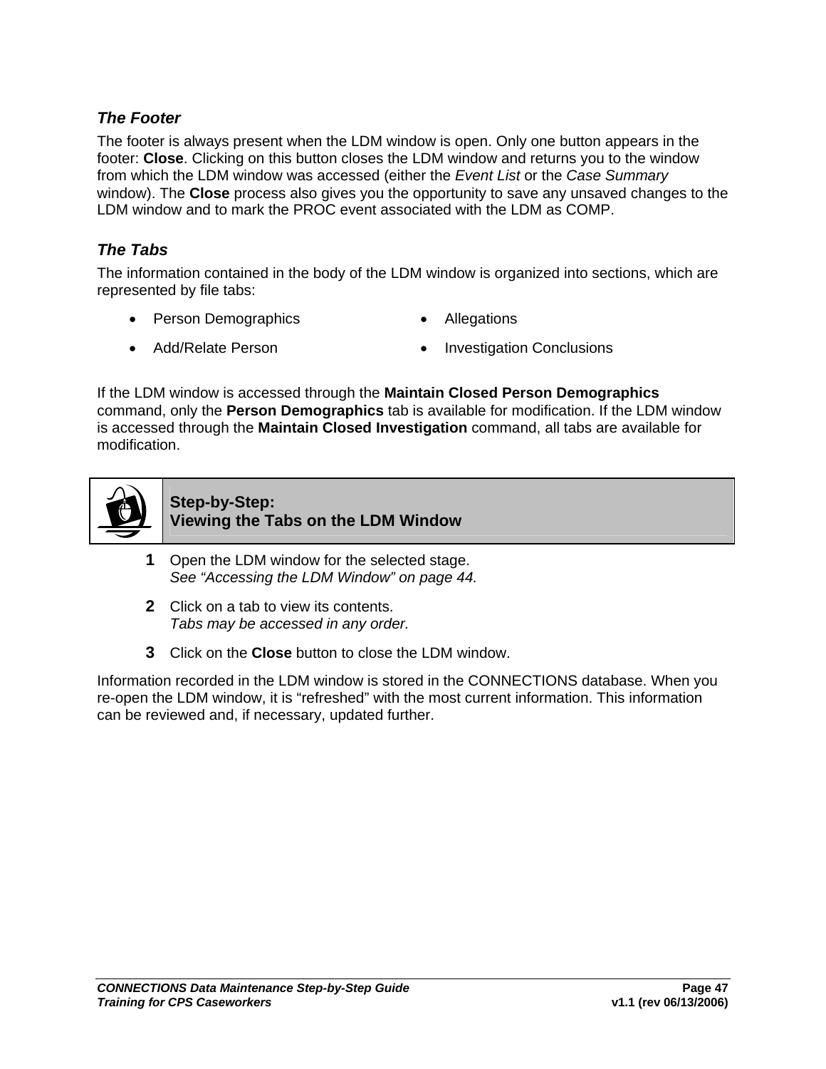### *The Footer*

The footer is always present when the LDM window is open. Only one button appears in the footer: **Close**. Clicking on this button closes the LDM window and returns you to the window from which the LDM window was accessed (either the *Event List* or the *Case Summary* window). The **Close** process also gives you the opportunity to save any unsaved changes to the LDM window and to mark the PROC event associated with the LDM as COMP.

### *The Tabs*

The information contained in the body of the LDM window is organized into sections, which are represented by file tabs:

- Person Demographics
- Add/Relate Person
- Allegations
- Investigation Conclusions

If the LDM window is accessed through the **Maintain Closed Person Demographics** command, only the **Person Demographics** tab is available for modification. If the LDM window is accessed through the **Maintain Closed Investigation** command, all tabs are available for modification.

## Step-by-Step: Viewing the Tabs on the LDM Window

**1** Open the LDM window for the selected stage.
*See "Accessing the LDM Window" on page 44.*

**2** Click on a tab to view its contents.
*Tabs may be accessed in any order.*

**3** Click on the **Close** button to close the LDM window.

Information recorded in the LDM window is stored in the CONNECTIONS database. When you re-open the LDM window, it is "refreshed" with the most current information. This information can be reviewed and, if necessary, updated further.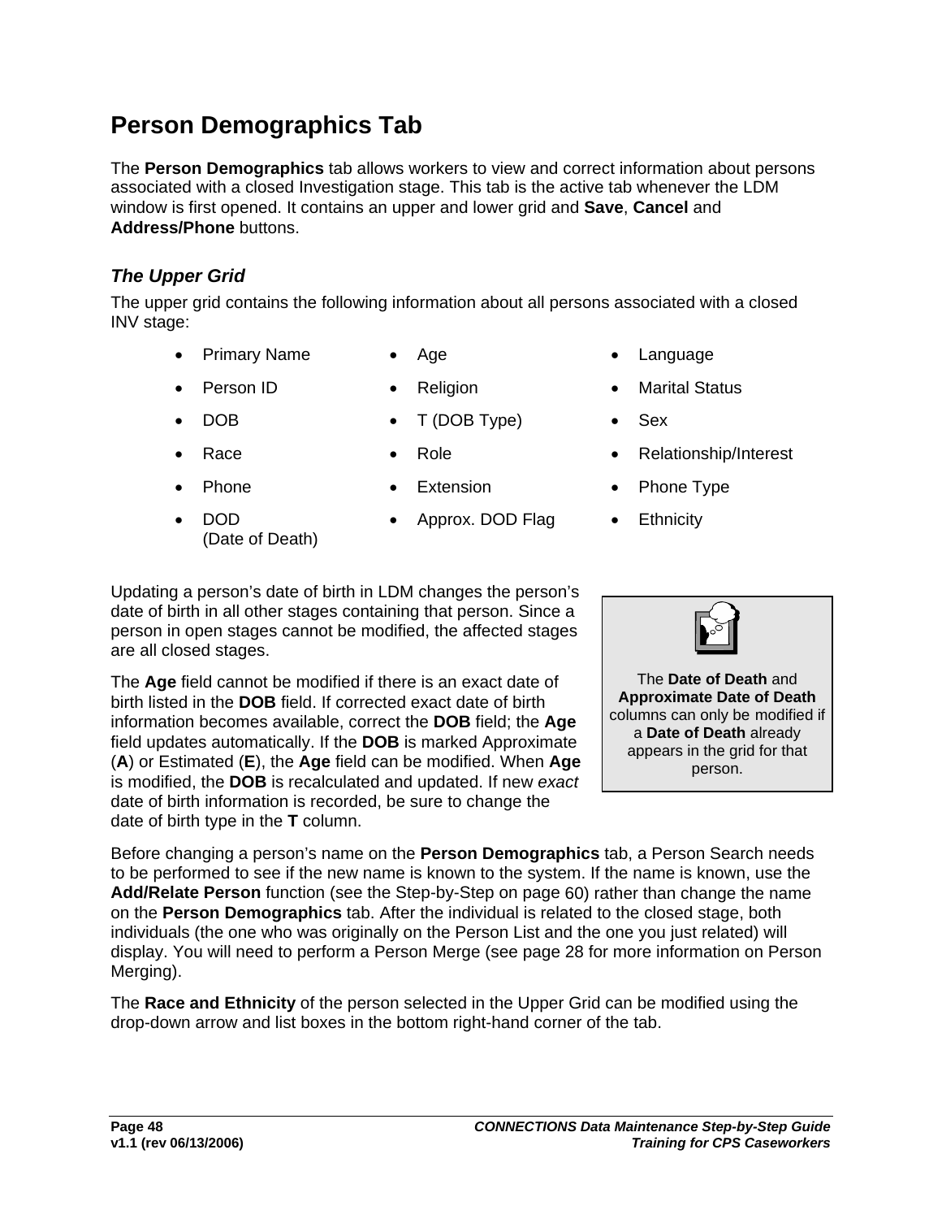# Person Demographics Tab

The **Person Demographics** tab allows workers to view and correct information about persons associated with a closed Investigation stage. This tab is the active tab whenever the LDM window is first opened. It contains an upper and lower grid and **Save**, **Cancel** and **Address/Phone** buttons.

### *The Upper Grid*

The upper grid contains the following information about all persons associated with a closed INV stage:

- Primary Name
- Age
- Language
- Person ID
- Religion
- Marital Status
- DOB
- T (DOB Type)
- Sex
- Race
- Role
- Relationship/Interest
- Phone
- Extension
- Phone Type
- DOD (Date of Death)
- Approx. DOD Flag
- Ethnicity

Updating a person's date of birth in LDM changes the person's date of birth in all other stages containing that person. Since a person in open stages cannot be modified, the affected stages are all closed stages.

> The **Date of Death** and **Approximate Date of Death** columns can only be modified if a **Date of Death** already appears in the grid for that person.

The **Age** field cannot be modified if there is an exact date of birth listed in the **DOB** field. If corrected exact date of birth information becomes available, correct the **DOB** field; the **Age** field updates automatically. If the **DOB** is marked Approximate (**A**) or Estimated (**E**), the **Age** field can be modified. When **Age** is modified, the **DOB** is recalculated and updated. If new *exact* date of birth information is recorded, be sure to change the date of birth type in the **T** column.

Before changing a person's name on the **Person Demographics** tab, a Person Search needs to be performed to see if the new name is known to the system. If the name is known, use the **Add/Relate Person** function (see the Step-by-Step on page 60) rather than change the name on the **Person Demographics** tab. After the individual is related to the closed stage, both individuals (the one who was originally on the Person List and the one you just related) will display. You will need to perform a Person Merge (see page 28 for more information on Person Merging).

The **Race and Ethnicity** of the person selected in the Upper Grid can be modified using the drop-down arrow and list boxes in the bottom right-hand corner of the tab.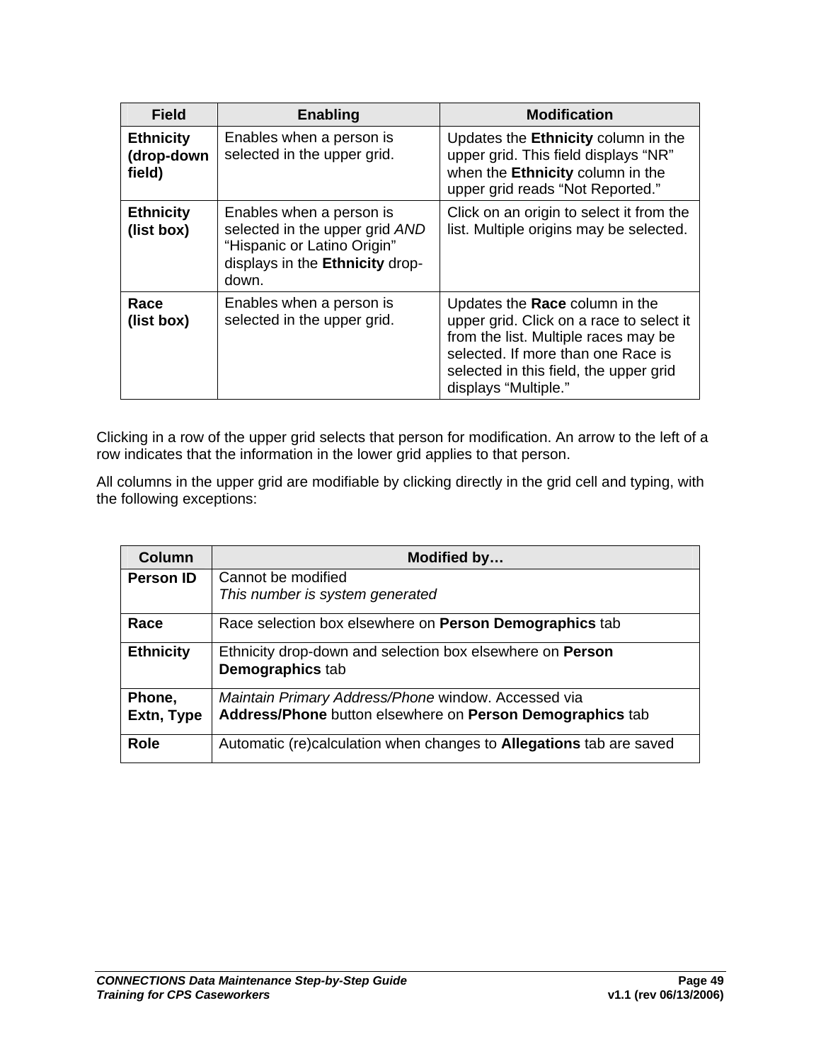| Field | Enabling | Modification |
| --- | --- | --- |
| **Ethnicity (drop-down field)** | Enables when a person is selected in the upper grid. | Updates the **Ethnicity** column in the upper grid. This field displays "NR" when the **Ethnicity** column in the upper grid reads "Not Reported." |
| **Ethnicity (list box)** | Enables when a person is selected in the upper grid *AND* "Hispanic or Latino Origin" displays in the **Ethnicity** drop-down. | Click on an origin to select it from the list. Multiple origins may be selected. |
| **Race (list box)** | Enables when a person is selected in the upper grid. | Updates the **Race** column in the upper grid. Click on a race to select it from the list. Multiple races may be selected. If more than one Race is selected in this field, the upper grid displays "Multiple." |

Clicking in a row of the upper grid selects that person for modification. An arrow to the left of a row indicates that the information in the lower grid applies to that person.

All columns in the upper grid are modifiable by clicking directly in the grid cell and typing, with the following exceptions:

| Column | Modified by… |
| --- | --- |
| **Person ID** | Cannot be modified<br>*This number is system generated* |
| **Race** | Race selection box elsewhere on **Person Demographics** tab |
| **Ethnicity** | Ethnicity drop-down and selection box elsewhere on **Person Demographics** tab |
| **Phone, Extn, Type** | *Maintain Primary Address/Phone* window. Accessed via **Address/Phone** button elsewhere on **Person Demographics** tab |
| **Role** | Automatic (re)calculation when changes to **Allegations** tab are saved |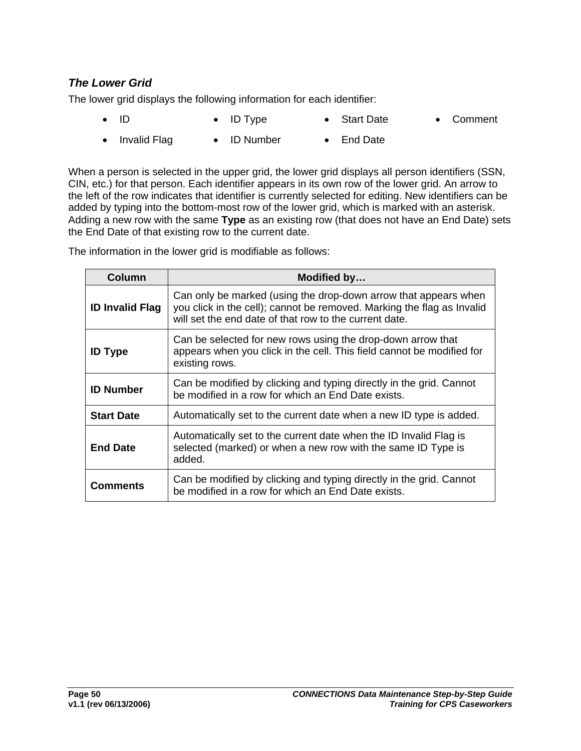### *The Lower Grid*

The lower grid displays the following information for each identifier:

- ID
- ID Type
- Start Date
- Comment
- Invalid Flag
- ID Number
- End Date

When a person is selected in the upper grid, the lower grid displays all person identifiers (SSN, CIN, etc.) for that person. Each identifier appears in its own row of the lower grid. An arrow to the left of the row indicates that identifier is currently selected for editing. New identifiers can be added by typing into the bottom-most row of the lower grid, which is marked with an asterisk. Adding a new row with the same **Type** as an existing row (that does not have an End Date) sets the End Date of that existing row to the current date.

The information in the lower grid is modifiable as follows:

| Column | Modified by… |
|---|---|
| **ID Invalid Flag** | Can only be marked (using the drop-down arrow that appears when you click in the cell); cannot be removed. Marking the flag as Invalid will set the end date of that row to the current date. |
| **ID Type** | Can be selected for new rows using the drop-down arrow that appears when you click in the cell. This field cannot be modified for existing rows. |
| **ID Number** | Can be modified by clicking and typing directly in the grid. Cannot be modified in a row for which an End Date exists. |
| **Start Date** | Automatically set to the current date when a new ID type is added. |
| **End Date** | Automatically set to the current date when the ID Invalid Flag is selected (marked) or when a new row with the same ID Type is added. |
| **Comments** | Can be modified by clicking and typing directly in the grid. Cannot be modified in a row for which an End Date exists. |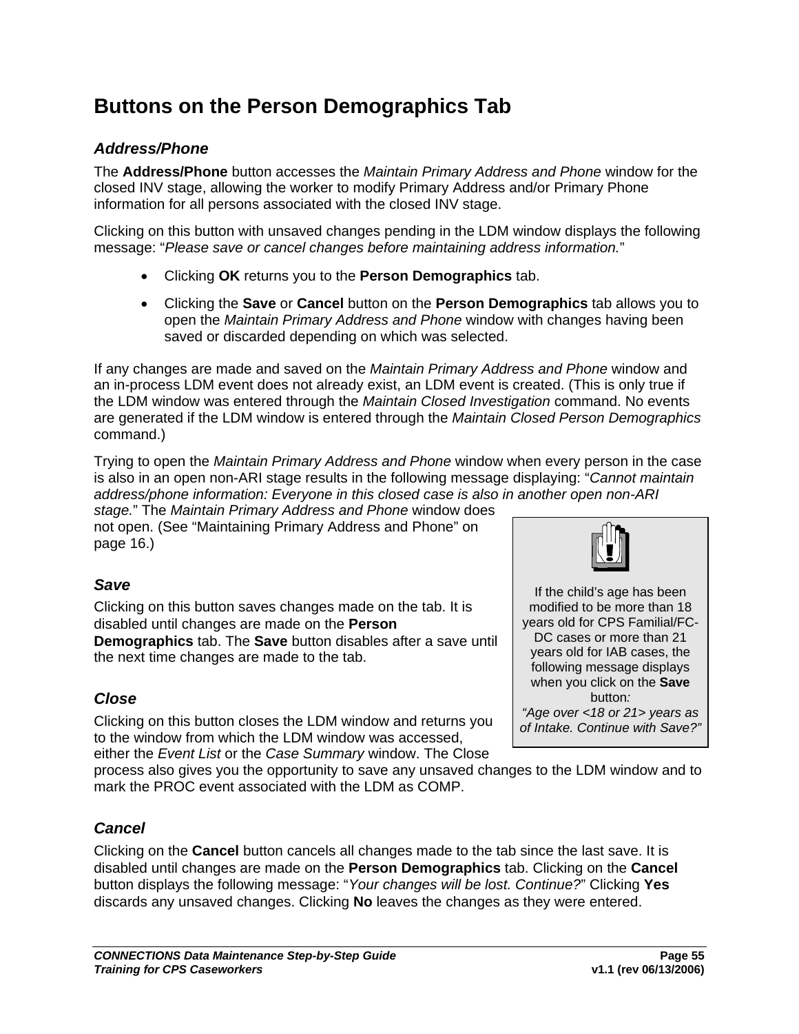# Buttons on the Person Demographics Tab

### *Address/Phone*

The **Address/Phone** button accesses the *Maintain Primary Address and Phone* window for the closed INV stage, allowing the worker to modify Primary Address and/or Primary Phone information for all persons associated with the closed INV stage.

Clicking on this button with unsaved changes pending in the LDM window displays the following message: "*Please save or cancel changes before maintaining address information.*"

- Clicking **OK** returns you to the **Person Demographics** tab.
- Clicking the **Save** or **Cancel** button on the **Person Demographics** tab allows you to open the *Maintain Primary Address and Phone* window with changes having been saved or discarded depending on which was selected.

If any changes are made and saved on the *Maintain Primary Address and Phone* window and an in-process LDM event does not already exist, an LDM event is created. (This is only true if the LDM window was entered through the *Maintain Closed Investigation* command. No events are generated if the LDM window is entered through the *Maintain Closed Person Demographics* command.)

Trying to open the *Maintain Primary Address and Phone* window when every person in the case is also in an open non-ARI stage results in the following message displaying: "*Cannot maintain address/phone information: Everyone in this closed case is also in another open non-ARI stage.*" The *Maintain Primary Address and Phone* window does not open. (See "Maintaining Primary Address and Phone" on page 16.)

> If the child's age has been modified to be more than 18 years old for CPS Familial/FC-DC cases or more than 21 years old for IAB cases, the following message displays when you click on the **Save** button*:*
> *"Age over <18 or 21> years as of Intake. Continue with Save?"*

### *Save*

Clicking on this button saves changes made on the tab. It is disabled until changes are made on the **Person Demographics** tab. The **Save** button disables after a save until the next time changes are made to the tab.

### *Close*

Clicking on this button closes the LDM window and returns you to the window from which the LDM window was accessed, either the *Event List* or the *Case Summary* window. The Close process also gives you the opportunity to save any unsaved changes to the LDM window and to mark the PROC event associated with the LDM as COMP.

### *Cancel*

Clicking on the **Cancel** button cancels all changes made to the tab since the last save. It is disabled until changes are made on the **Person Demographics** tab. Clicking on the **Cancel** button displays the following message: "*Your changes will be lost. Continue?*" Clicking **Yes** discards any unsaved changes. Clicking **No** leaves the changes as they were entered.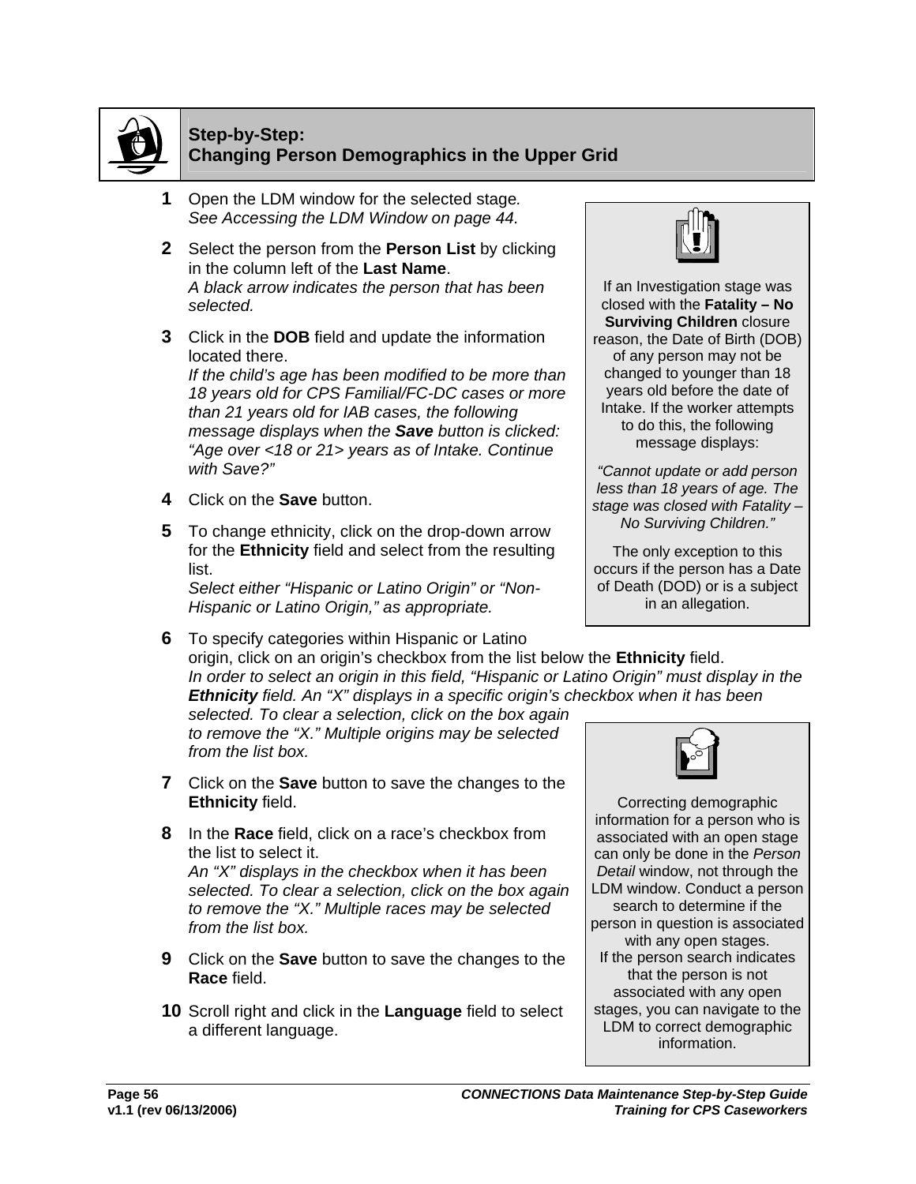## Step-by-Step: Changing Person Demographics in the Upper Grid

1. Open the LDM window for the selected stage.
   *See Accessing the LDM Window on page 44.*

2. Select the person from the **Person List** by clicking in the column left of the **Last Name**.
   *A black arrow indicates the person that has been selected.*

3. Click in the **DOB** field and update the information located there.
   *If the child's age has been modified to be more than 18 years old for CPS Familial/FC-DC cases or more than 21 years old for IAB cases, the following message displays when the **Save** button is clicked: "Age over <18 or 21> years as of Intake. Continue with Save?"*

4. Click on the **Save** button.

5. To change ethnicity, click on the drop-down arrow for the **Ethnicity** field and select from the resulting list.
   *Select either "Hispanic or Latino Origin" or "Non-Hispanic or Latino Origin," as appropriate.*

6. To specify categories within Hispanic or Latino origin, click on an origin's checkbox from the list below the **Ethnicity** field.
   *In order to select an origin in this field, "Hispanic or Latino Origin" must display in the **Ethnicity** field. An "X" displays in a specific origin's checkbox when it has been selected. To clear a selection, click on the box again to remove the "X." Multiple origins may be selected from the list box.*

7. Click on the **Save** button to save the changes to the **Ethnicity** field.

8. In the **Race** field, click on a race's checkbox from the list to select it.
   *An "X" displays in the checkbox when it has been selected. To clear a selection, click on the box again to remove the "X." Multiple races may be selected from the list box.*

9. Click on the **Save** button to save the changes to the **Race** field.

10. Scroll right and click in the **Language** field to select a different language.

> If an Investigation stage was closed with the **Fatality – No Surviving Children** closure reason, the Date of Birth (DOB) of any person may not be changed to younger than 18 years old before the date of Intake. If the worker attempts to do this, the following message displays:
>
> *"Cannot update or add person less than 18 years of age. The stage was closed with Fatality – No Surviving Children."*
>
> The only exception to this occurs if the person has a Date of Death (DOD) or is a subject in an allegation.

> Correcting demographic information for a person who is associated with an open stage can only be done in the *Person Detail* window, not through the LDM window. Conduct a person search to determine if the person in question is associated with any open stages.
> If the person search indicates that the person is not associated with any open stages, you can navigate to the LDM to correct demographic information.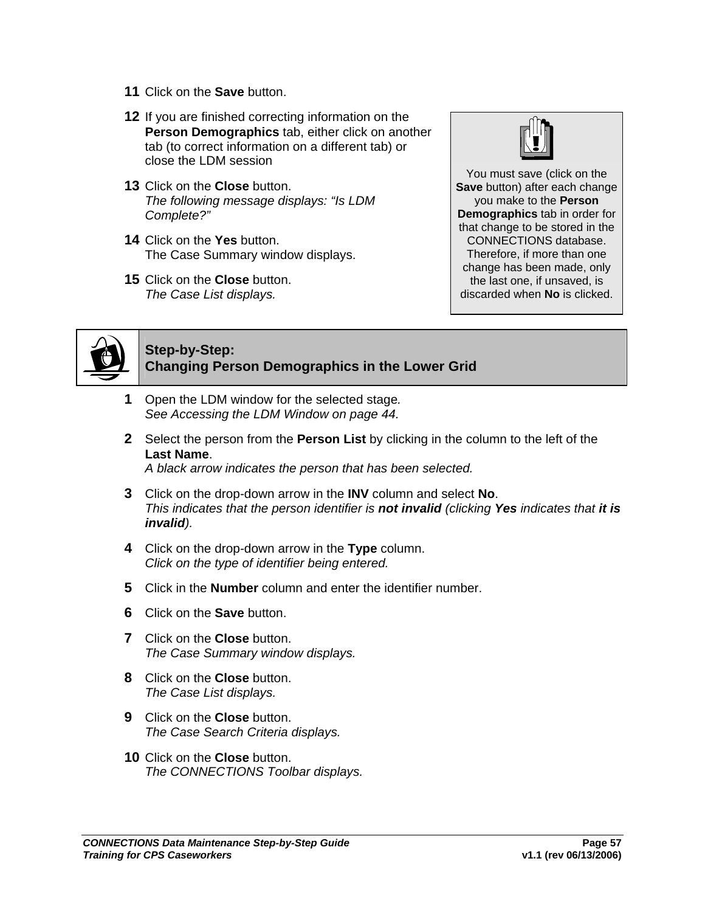11 Click on the **Save** button.

12 If you are finished correcting information on the **Person Demographics** tab, either click on another tab (to correct information on a different tab) or close the LDM session

13 Click on the **Close** button.
*The following message displays: "Is LDM Complete?"*

14 Click on the **Yes** button.
The Case Summary window displays.

15 Click on the **Close** button.
*The Case List displays.*

> You must save (click on the **Save** button) after each change you make to the **Person Demographics** tab in order for that change to be stored in the CONNECTIONS database. Therefore, if more than one change has been made, only the last one, if unsaved, is discarded when **No** is clicked.

## Step-by-Step: Changing Person Demographics in the Lower Grid

1 Open the LDM window for the selected stage.
*See Accessing the LDM Window on page 44.*

2 Select the person from the **Person List** by clicking in the column to the left of the **Last Name**.
*A black arrow indicates the person that has been selected.*

3 Click on the drop-down arrow in the **INV** column and select **No**.
*This indicates that the person identifier is **not invalid** (clicking **Yes** indicates that **it is invalid**).*

4 Click on the drop-down arrow in the **Type** column.
*Click on the type of identifier being entered.*

5 Click in the **Number** column and enter the identifier number.

6 Click on the **Save** button.

7 Click on the **Close** button.
*The Case Summary window displays.*

8 Click on the **Close** button.
*The Case List displays.*

9 Click on the **Close** button.
*The Case Search Criteria displays.*

10 Click on the **Close** button.
*The CONNECTIONS Toolbar displays.*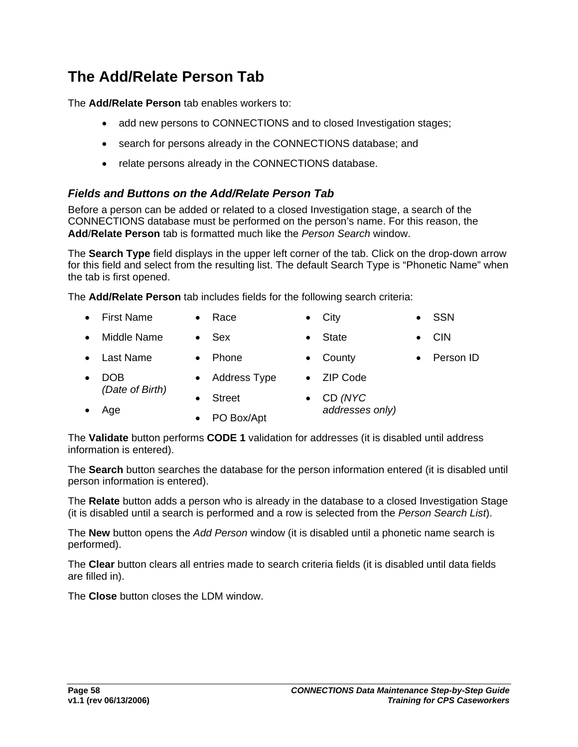# The Add/Relate Person Tab

The **Add/Relate Person** tab enables workers to:

- add new persons to CONNECTIONS and to closed Investigation stages;
- search for persons already in the CONNECTIONS database; and
- relate persons already in the CONNECTIONS database.

### *Fields and Buttons on the Add/Relate Person Tab*

Before a person can be added or related to a closed Investigation stage, a search of the CONNECTIONS database must be performed on the person's name. For this reason, the **Add**/**Relate Person** tab is formatted much like the *Person Search* window.

The **Search Type** field displays in the upper left corner of the tab. Click on the drop-down arrow for this field and select from the resulting list. The default Search Type is "Phonetic Name" when the tab is first opened.

The **Add/Relate Person** tab includes fields for the following search criteria:

- First Name
- Middle Name
- Last Name
- DOB *(Date of Birth)*
- Age
- Race
- Sex
- Phone
- Address Type
- Street
- PO Box/Apt
- City
- State
- County
- ZIP Code
- CD *(NYC addresses only)*
- SSN
- CIN
- Person ID

The **Validate** button performs **CODE 1** validation for addresses (it is disabled until address information is entered).

The **Search** button searches the database for the person information entered (it is disabled until person information is entered).

The **Relate** button adds a person who is already in the database to a closed Investigation Stage (it is disabled until a search is performed and a row is selected from the *Person Search List*).

The **New** button opens the *Add Person* window (it is disabled until a phonetic name search is performed).

The **Clear** button clears all entries made to search criteria fields (it is disabled until data fields are filled in).

The **Close** button closes the LDM window.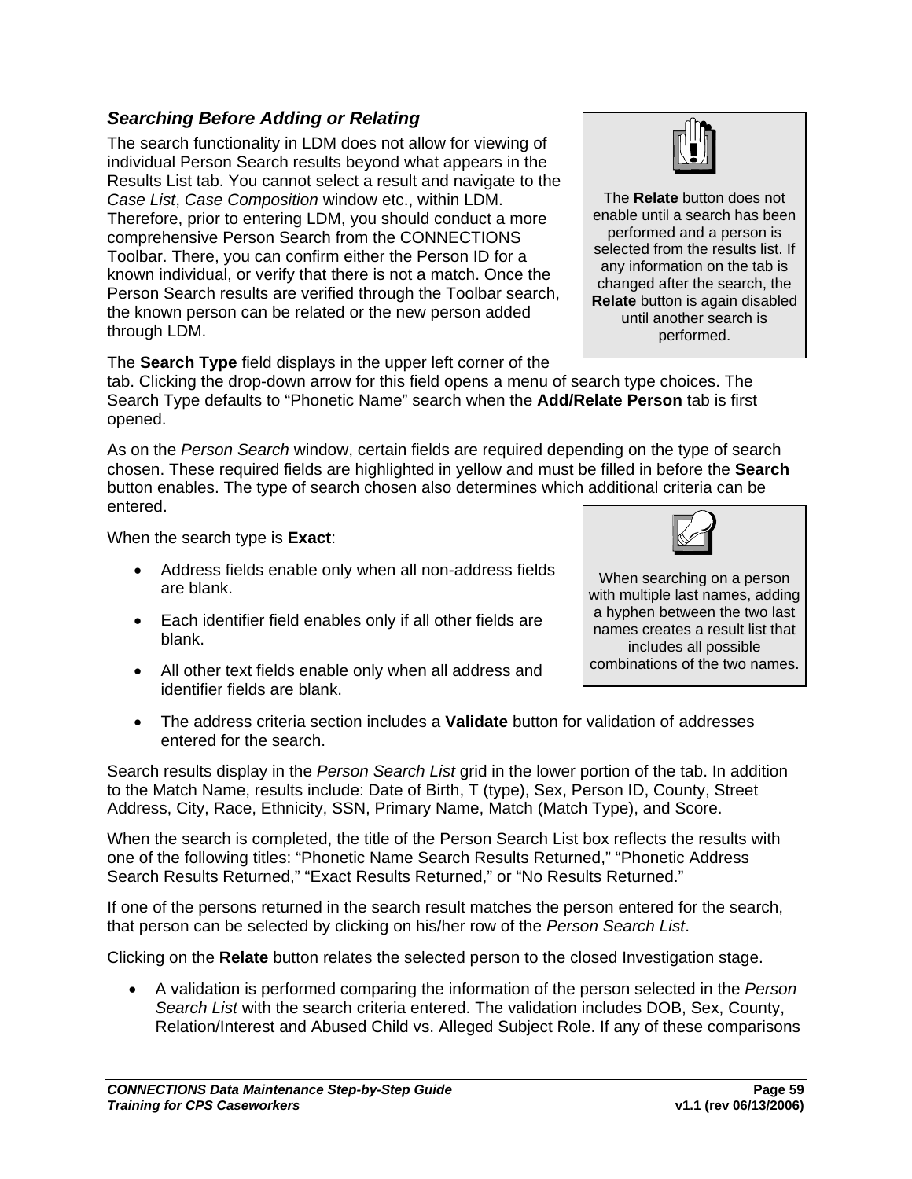### *Searching Before Adding or Relating*

The search functionality in LDM does not allow for viewing of individual Person Search results beyond what appears in the Results List tab. You cannot select a result and navigate to the *Case List*, *Case Composition* window etc., within LDM. Therefore, prior to entering LDM, you should conduct a more comprehensive Person Search from the CONNECTIONS Toolbar. There, you can confirm either the Person ID for a known individual, or verify that there is not a match. Once the Person Search results are verified through the Toolbar search, the known person can be related or the new person added through LDM.

> The **Relate** button does not enable until a search has been performed and a person is selected from the results list. If any information on the tab is changed after the search, the **Relate** button is again disabled until another search is performed.

The **Search Type** field displays in the upper left corner of the tab. Clicking the drop-down arrow for this field opens a menu of search type choices. The Search Type defaults to "Phonetic Name" search when the **Add/Relate Person** tab is first opened.

As on the *Person Search* window, certain fields are required depending on the type of search chosen. These required fields are highlighted in yellow and must be filled in before the **Search** button enables. The type of search chosen also determines which additional criteria can be entered.

> When searching on a person with multiple last names, adding a hyphen between the two last names creates a result list that includes all possible combinations of the two names.

When the search type is **Exact**:

- Address fields enable only when all non-address fields are blank.
- Each identifier field enables only if all other fields are blank.
- All other text fields enable only when all address and identifier fields are blank.
- The address criteria section includes a **Validate** button for validation of addresses entered for the search.

Search results display in the *Person Search List* grid in the lower portion of the tab. In addition to the Match Name, results include: Date of Birth, T (type), Sex, Person ID, County, Street Address, City, Race, Ethnicity, SSN, Primary Name, Match (Match Type), and Score.

When the search is completed, the title of the Person Search List box reflects the results with one of the following titles: "Phonetic Name Search Results Returned," "Phonetic Address Search Results Returned," "Exact Results Returned," or "No Results Returned."

If one of the persons returned in the search result matches the person entered for the search, that person can be selected by clicking on his/her row of the *Person Search List*.

Clicking on the **Relate** button relates the selected person to the closed Investigation stage.

- A validation is performed comparing the information of the person selected in the *Person Search List* with the search criteria entered. The validation includes DOB, Sex, County, Relation/Interest and Abused Child vs. Alleged Subject Role. If any of these comparisons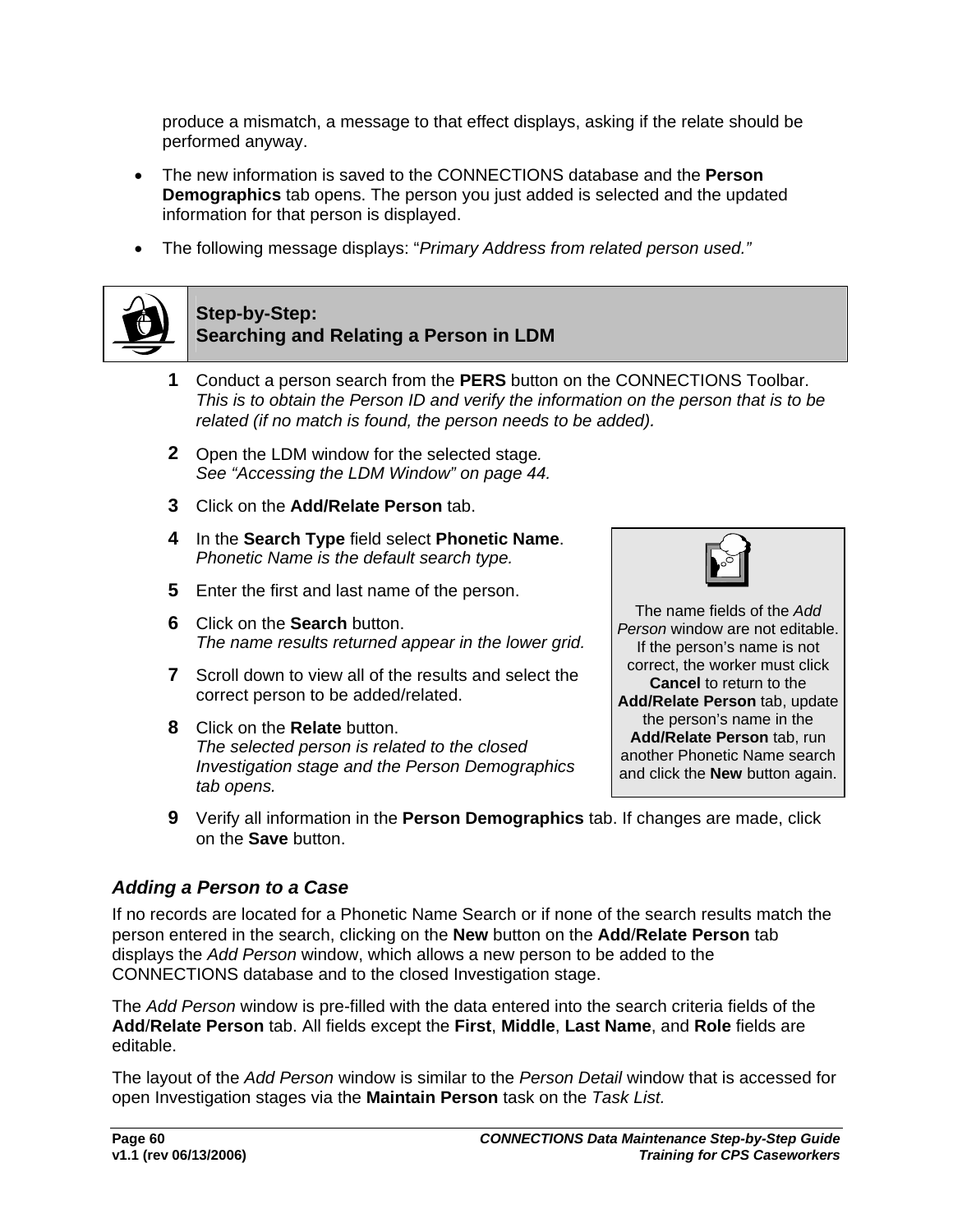produce a mismatch, a message to that effect displays, asking if the relate should be performed anyway.

- The new information is saved to the CONNECTIONS database and the **Person Demographics** tab opens. The person you just added is selected and the updated information for that person is displayed.
- The following message displays: "*Primary Address from related person used.*"

### Step-by-Step: Searching and Relating a Person in LDM

**1** Conduct a person search from the **PERS** button on the CONNECTIONS Toolbar.
*This is to obtain the Person ID and verify the information on the person that is to be related (if no match is found, the person needs to be added).*

**2** Open the LDM window for the selected stage.
*See "Accessing the LDM Window" on page 44.*

**3** Click on the **Add/Relate Person** tab.

**4** In the **Search Type** field select **Phonetic Name**.
*Phonetic Name is the default search type.*

**5** Enter the first and last name of the person.

**6** Click on the **Search** button.
*The name results returned appear in the lower grid.*

**7** Scroll down to view all of the results and select the correct person to be added/related.

**8** Click on the **Relate** button.
*The selected person is related to the closed Investigation stage and the Person Demographics tab opens.*

**9** Verify all information in the **Person Demographics** tab. If changes are made, click on the **Save** button.

> The name fields of the *Add Person* window are not editable. If the person's name is not correct, the worker must click **Cancel** to return to the **Add/Relate Person** tab, update the person's name in the **Add/Relate Person** tab, run another Phonetic Name search and click the **New** button again.

### *Adding a Person to a Case*

If no records are located for a Phonetic Name Search or if none of the search results match the person entered in the search, clicking on the **New** button on the **Add**/**Relate Person** tab displays the *Add Person* window, which allows a new person to be added to the CONNECTIONS database and to the closed Investigation stage.

The *Add Person* window is pre-filled with the data entered into the search criteria fields of the **Add**/**Relate Person** tab. All fields except the **First**, **Middle**, **Last Name**, and **Role** fields are editable.

The layout of the *Add Person* window is similar to the *Person Detail* window that is accessed for open Investigation stages via the **Maintain Person** task on the *Task List.*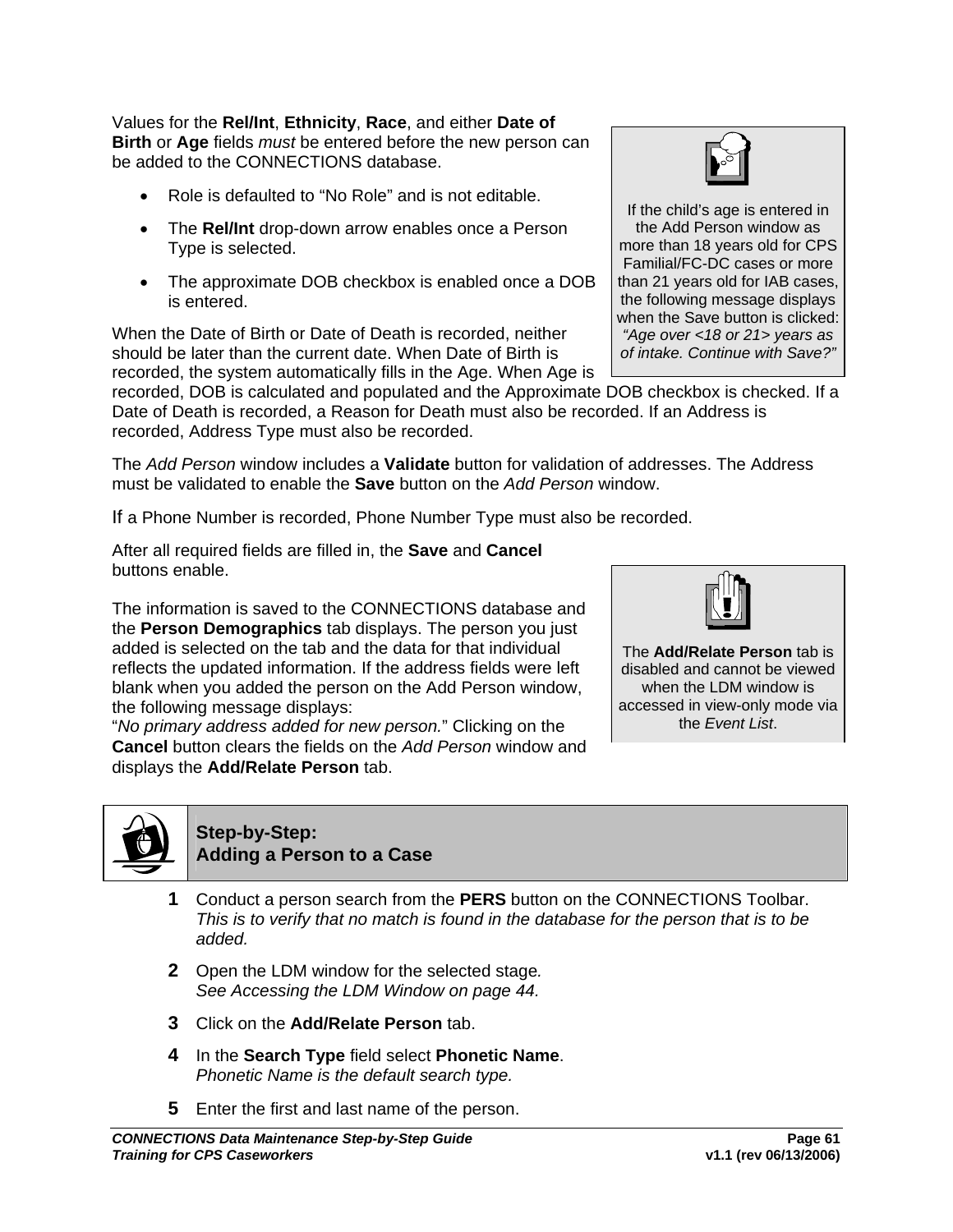Values for the **Rel/Int**, **Ethnicity**, **Race**, and either **Date of Birth** or **Age** fields *must* be entered before the new person can be added to the CONNECTIONS database.

- Role is defaulted to “No Role” and is not editable.
- The **Rel/Int** drop-down arrow enables once a Person Type is selected.
- The approximate DOB checkbox is enabled once a DOB is entered.

> If the child’s age is entered in the Add Person window as more than 18 years old for CPS Familial/FC-DC cases or more than 21 years old for IAB cases, the following message displays when the Save button is clicked: *“Age over <18 or 21> years as of intake. Continue with Save?”*

When the Date of Birth or Date of Death is recorded, neither should be later than the current date. When Date of Birth is recorded, the system automatically fills in the Age. When Age is recorded, DOB is calculated and populated and the Approximate DOB checkbox is checked. If a Date of Death is recorded, a Reason for Death must also be recorded. If an Address is recorded, Address Type must also be recorded.

The *Add Person* window includes a **Validate** button for validation of addresses. The Address must be validated to enable the **Save** button on the *Add Person* window.

If a Phone Number is recorded, Phone Number Type must also be recorded.

After all required fields are filled in, the **Save** and **Cancel** buttons enable.

The information is saved to the CONNECTIONS database and the **Person Demographics** tab displays. The person you just added is selected on the tab and the data for that individual reflects the updated information. If the address fields were left blank when you added the person on the Add Person window, the following message displays:
“*No primary address added for new person.*” Clicking on the **Cancel** button clears the fields on the *Add Person* window and displays the **Add/Relate Person** tab.

> The **Add/Relate Person** tab is disabled and cannot be viewed when the LDM window is accessed in view-only mode via the *Event List*.

## Step-by-Step: Adding a Person to a Case

**1** Conduct a person search from the **PERS** button on the CONNECTIONS Toolbar.
*This is to verify that no match is found in the database for the person that is to be added.*

**2** Open the LDM window for the selected stage.
*See Accessing the LDM Window on page 44.*

**3** Click on the **Add/Relate Person** tab.

**4** In the **Search Type** field select **Phonetic Name**.
*Phonetic Name is the default search type.*

**5** Enter the first and last name of the person.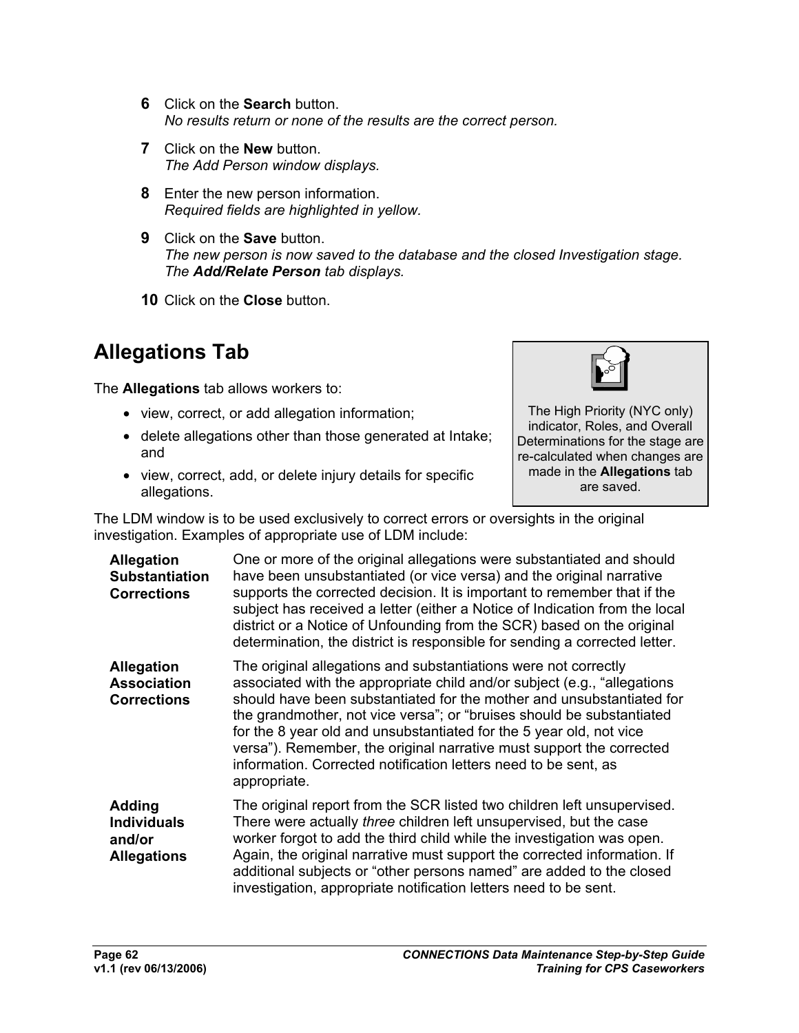6. Click on the **Search** button.
   *No results return or none of the results are the correct person.*

7. Click on the **New** button.
   *The Add Person window displays.*

8. Enter the new person information.
   *Required fields are highlighted in yellow.*

9. Click on the **Save** button.
   *The new person is now saved to the database and the closed Investigation stage. The* ***Add/Relate Person*** *tab displays.*

10. Click on the **Close** button.

## Allegations Tab

The **Allegations** tab allows workers to:

- view, correct, or add allegation information;
- delete allegations other than those generated at Intake; and
- view, correct, add, or delete injury details for specific allegations.

> The High Priority (NYC only) indicator, Roles, and Overall Determinations for the stage are re-calculated when changes are made in the **Allegations** tab are saved.

The LDM window is to be used exclusively to correct errors or oversights in the original investigation. Examples of appropriate use of LDM include:

**Allegation Substantiation Corrections**
One or more of the original allegations were substantiated and should have been unsubstantiated (or vice versa) and the original narrative supports the corrected decision. It is important to remember that if the subject has received a letter (either a Notice of Indication from the local district or a Notice of Unfounding from the SCR) based on the original determination, the district is responsible for sending a corrected letter.

**Allegation Association Corrections**
The original allegations and substantiations were not correctly associated with the appropriate child and/or subject (e.g., “allegations should have been substantiated for the mother and unsubstantiated for the grandmother, not vice versa”; or “bruises should be substantiated for the 8 year old and unsubstantiated for the 5 year old, not vice versa”). Remember, the original narrative must support the corrected information. Corrected notification letters need to be sent, as appropriate.

**Adding Individuals and/or Allegations**
The original report from the SCR listed two children left unsupervised. There were actually *three* children left unsupervised, but the case worker forgot to add the third child while the investigation was open. Again, the original narrative must support the corrected information. If additional subjects or “other persons named” are added to the closed investigation, appropriate notification letters need to be sent.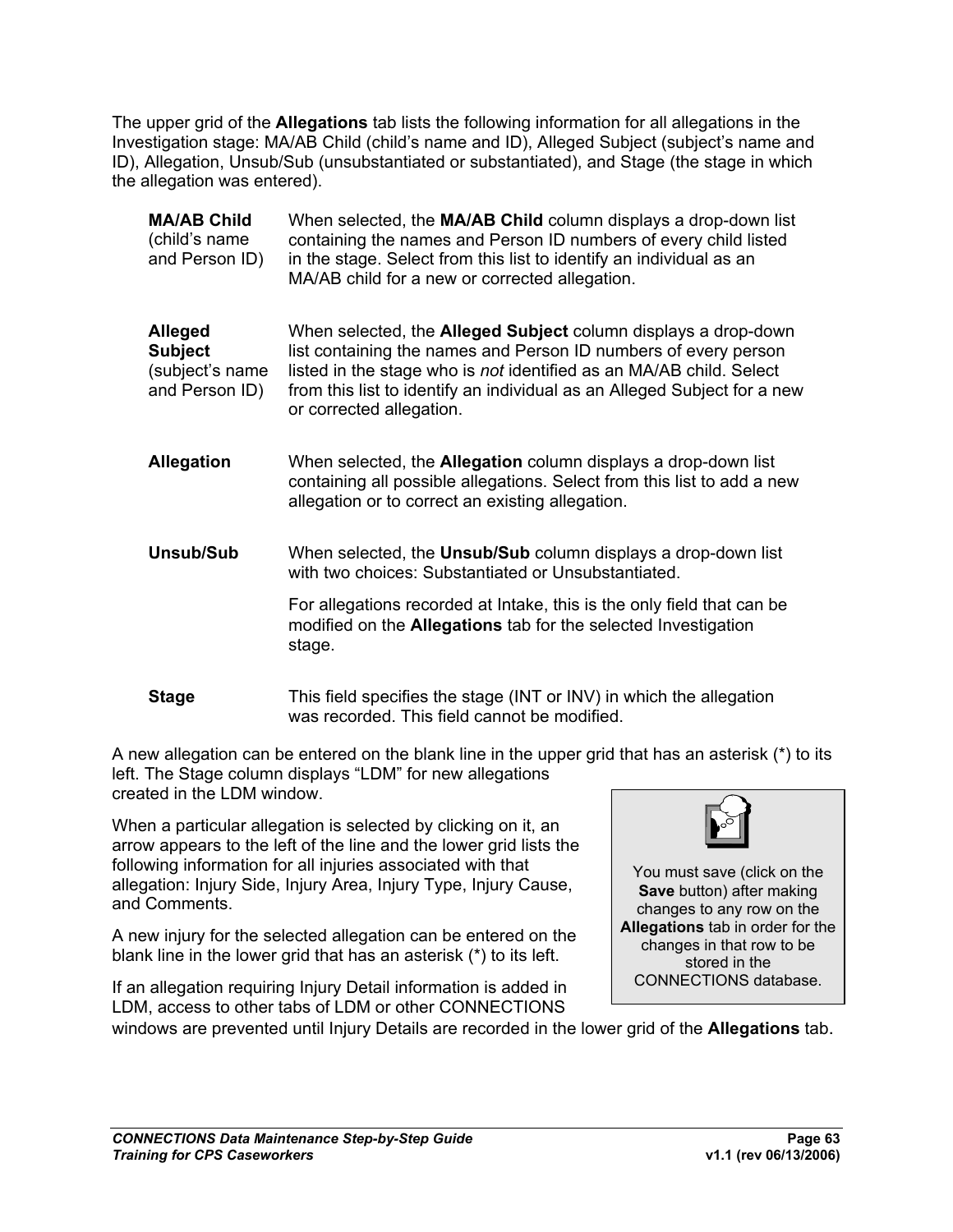The upper grid of the **Allegations** tab lists the following information for all allegations in the Investigation stage: MA/AB Child (child's name and ID), Alleged Subject (subject's name and ID), Allegation, Unsub/Sub (unsubstantiated or substantiated), and Stage (the stage in which the allegation was entered).

| | |
|---|---|
| **MA/AB Child** (child's name and Person ID) | When selected, the **MA/AB Child** column displays a drop-down list containing the names and Person ID numbers of every child listed in the stage. Select from this list to identify an individual as an MA/AB child for a new or corrected allegation. |
| **Alleged Subject** (subject's name and Person ID) | When selected, the **Alleged Subject** column displays a drop-down list containing the names and Person ID numbers of every person listed in the stage who is *not* identified as an MA/AB child. Select from this list to identify an individual as an Alleged Subject for a new or corrected allegation. |
| **Allegation** | When selected, the **Allegation** column displays a drop-down list containing all possible allegations. Select from this list to add a new allegation or to correct an existing allegation. |
| **Unsub/Sub** | When selected, the **Unsub/Sub** column displays a drop-down list with two choices: Substantiated or Unsubstantiated. <br><br> For allegations recorded at Intake, this is the only field that can be modified on the **Allegations** tab for the selected Investigation stage. |
| **Stage** | This field specifies the stage (INT or INV) in which the allegation was recorded. This field cannot be modified. |

A new allegation can be entered on the blank line in the upper grid that has an asterisk (*) to its left. The Stage column displays "LDM" for new allegations created in the LDM window.

> You must save (click on the **Save** button) after making changes to any row on the **Allegations** tab in order for the changes in that row to be stored in the CONNECTIONS database.

When a particular allegation is selected by clicking on it, an arrow appears to the left of the line and the lower grid lists the following information for all injuries associated with that allegation: Injury Side, Injury Area, Injury Type, Injury Cause, and Comments.

A new injury for the selected allegation can be entered on the blank line in the lower grid that has an asterisk (*) to its left.

If an allegation requiring Injury Detail information is added in LDM, access to other tabs of LDM or other CONNECTIONS windows are prevented until Injury Details are recorded in the lower grid of the **Allegations** tab.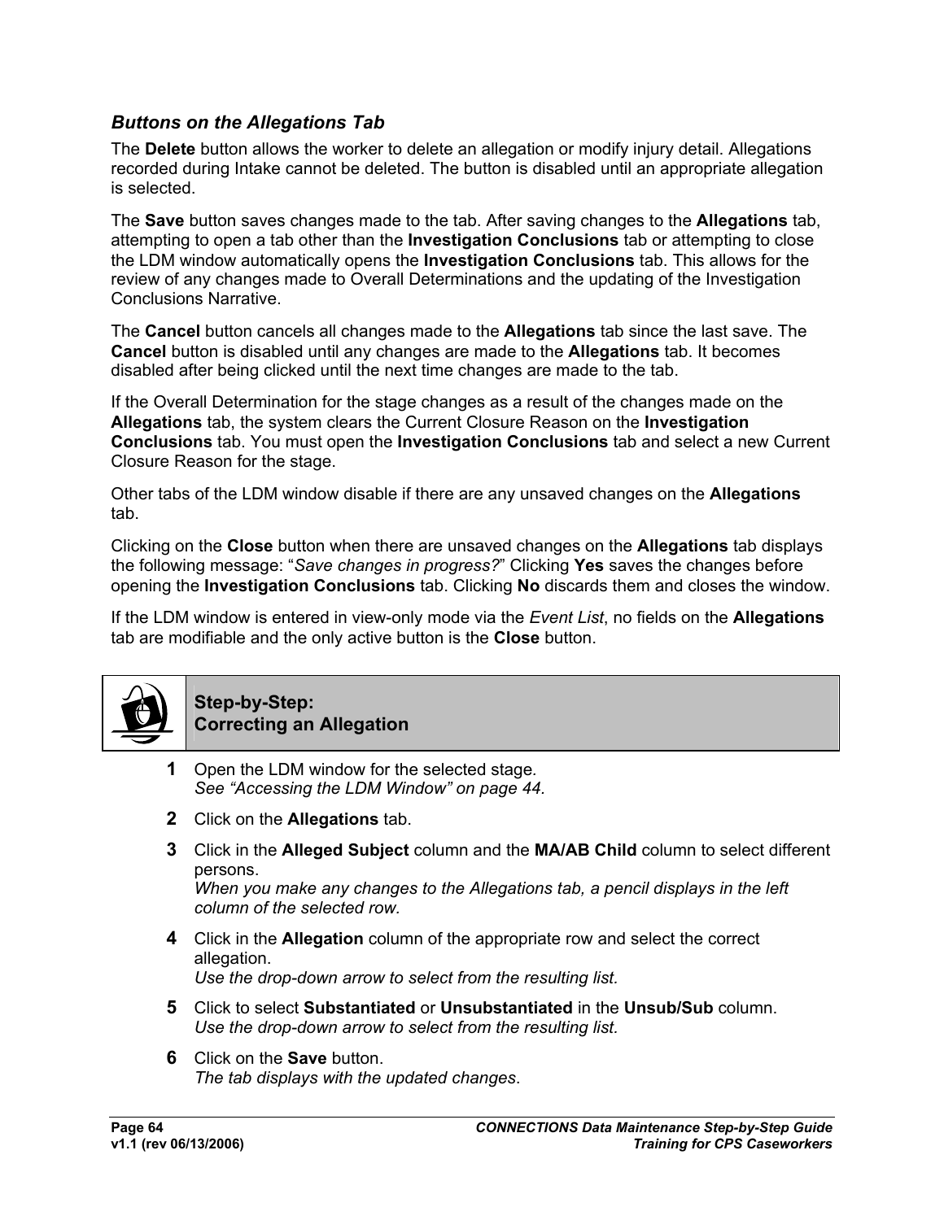### *Buttons on the Allegations Tab*

The **Delete** button allows the worker to delete an allegation or modify injury detail. Allegations recorded during Intake cannot be deleted. The button is disabled until an appropriate allegation is selected.

The **Save** button saves changes made to the tab. After saving changes to the **Allegations** tab, attempting to open a tab other than the **Investigation Conclusions** tab or attempting to close the LDM window automatically opens the **Investigation Conclusions** tab. This allows for the review of any changes made to Overall Determinations and the updating of the Investigation Conclusions Narrative.

The **Cancel** button cancels all changes made to the **Allegations** tab since the last save. The **Cancel** button is disabled until any changes are made to the **Allegations** tab. It becomes disabled after being clicked until the next time changes are made to the tab.

If the Overall Determination for the stage changes as a result of the changes made on the **Allegations** tab, the system clears the Current Closure Reason on the **Investigation Conclusions** tab. You must open the **Investigation Conclusions** tab and select a new Current Closure Reason for the stage.

Other tabs of the LDM window disable if there are any unsaved changes on the **Allegations** tab.

Clicking on the **Close** button when there are unsaved changes on the **Allegations** tab displays the following message: "*Save changes in progress?*" Clicking **Yes** saves the changes before opening the **Investigation Conclusions** tab. Clicking **No** discards them and closes the window.

If the LDM window is entered in view-only mode via the *Event List*, no fields on the **Allegations** tab are modifiable and the only active button is the **Close** button.

## Step-by-Step: Correcting an Allegation

1. Open the LDM window for the selected stage.
   *See "Accessing the LDM Window" on page 44.*
2. Click on the **Allegations** tab.
3. Click in the **Alleged Subject** column and the **MA/AB Child** column to select different persons.
   *When you make any changes to the Allegations tab, a pencil displays in the left column of the selected row.*
4. Click in the **Allegation** column of the appropriate row and select the correct allegation.
   *Use the drop-down arrow to select from the resulting list.*
5. Click to select **Substantiated** or **Unsubstantiated** in the **Unsub/Sub** column.
   *Use the drop-down arrow to select from the resulting list.*
6. Click on the **Save** button.
   *The tab displays with the updated changes.*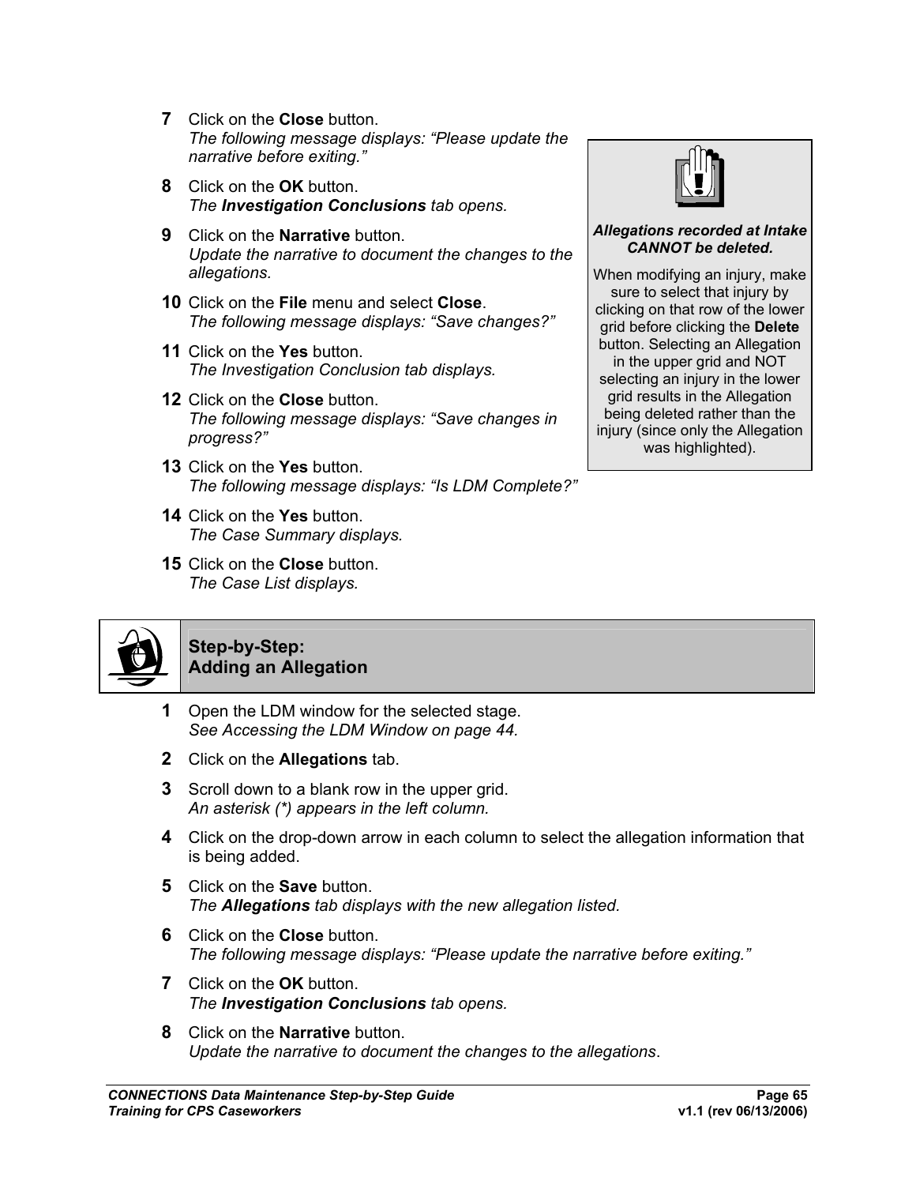7. Click on the **Close** button.
   *The following message displays: "Please update the narrative before exiting."*

8. Click on the **OK** button.
   *The **Investigation Conclusions** tab opens.*

9. Click on the **Narrative** button.
   *Update the narrative to document the changes to the allegations.*

10. Click on the **File** menu and select **Close**.
    *The following message displays: "Save changes?"*

11. Click on the **Yes** button.
    *The Investigation Conclusion tab displays.*

12. Click on the **Close** button.
    *The following message displays: "Save changes in progress?"*

13. Click on the **Yes** button.
    *The following message displays: "Is LDM Complete?"*

14. Click on the **Yes** button.
    *The Case Summary displays.*

15. Click on the **Close** button.
    *The Case List displays.*

> ***Allegations recorded at Intake CANNOT be deleted.***
>
> When modifying an injury, make sure to select that injury by clicking on that row of the lower grid before clicking the **Delete** button. Selecting an Allegation in the upper grid and NOT selecting an injury in the lower grid results in the Allegation being deleted rather than the injury (since only the Allegation was highlighted).

## Step-by-Step: Adding an Allegation

1. Open the LDM window for the selected stage.
   *See Accessing the LDM Window on page 44.*

2. Click on the **Allegations** tab.

3. Scroll down to a blank row in the upper grid.
   *An asterisk (*) appears in the left column.*

4. Click on the drop-down arrow in each column to select the allegation information that is being added.

5. Click on the **Save** button.
   *The **Allegations** tab displays with the new allegation listed.*

6. Click on the **Close** button.
   *The following message displays: "Please update the narrative before exiting."*

7. Click on the **OK** button.
   *The **Investigation Conclusions** tab opens.*

8. Click on the **Narrative** button.
   *Update the narrative to document the changes to the allegations*.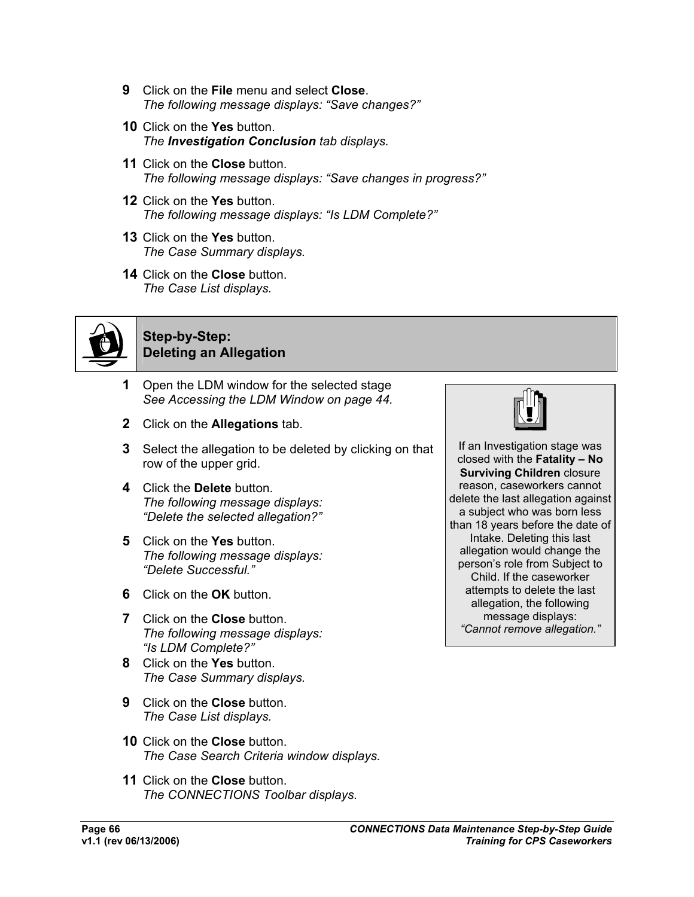9 Click on the **File** menu and select **Close**.
*The following message displays: "Save changes?"*

10 Click on the **Yes** button.
*The **Investigation Conclusion** tab displays.*

11 Click on the **Close** button.
*The following message displays: "Save changes in progress?"*

12 Click on the **Yes** button.
*The following message displays: "Is LDM Complete?"*

13 Click on the **Yes** button.
*The Case Summary displays.*

14 Click on the **Close** button.
*The Case List displays.*

## Step-by-Step: Deleting an Allegation

1 Open the LDM window for the selected stage
*See Accessing the LDM Window on page 44.*

2 Click on the **Allegations** tab.

3 Select the allegation to be deleted by clicking on that row of the upper grid.

4 Click the **Delete** button.
*The following message displays: "Delete the selected allegation?"*

5 Click on the **Yes** button.
*The following message displays: "Delete Successful."*

6 Click on the **OK** button.

7 Click on the **Close** button.
*The following message displays: "Is LDM Complete?"*

8 Click on the **Yes** button.
*The Case Summary displays.*

9 Click on the **Close** button.
*The Case List displays.*

10 Click on the **Close** button.
*The Case Search Criteria window displays.*

11 Click on the **Close** button.
*The CONNECTIONS Toolbar displays.*

> If an Investigation stage was closed with the **Fatality – No Surviving Children** closure reason, caseworkers cannot delete the last allegation against a subject who was born less than 18 years before the date of Intake. Deleting this last allegation would change the person's role from Subject to Child. If the caseworker attempts to delete the last allegation, the following message displays: *"Cannot remove allegation."*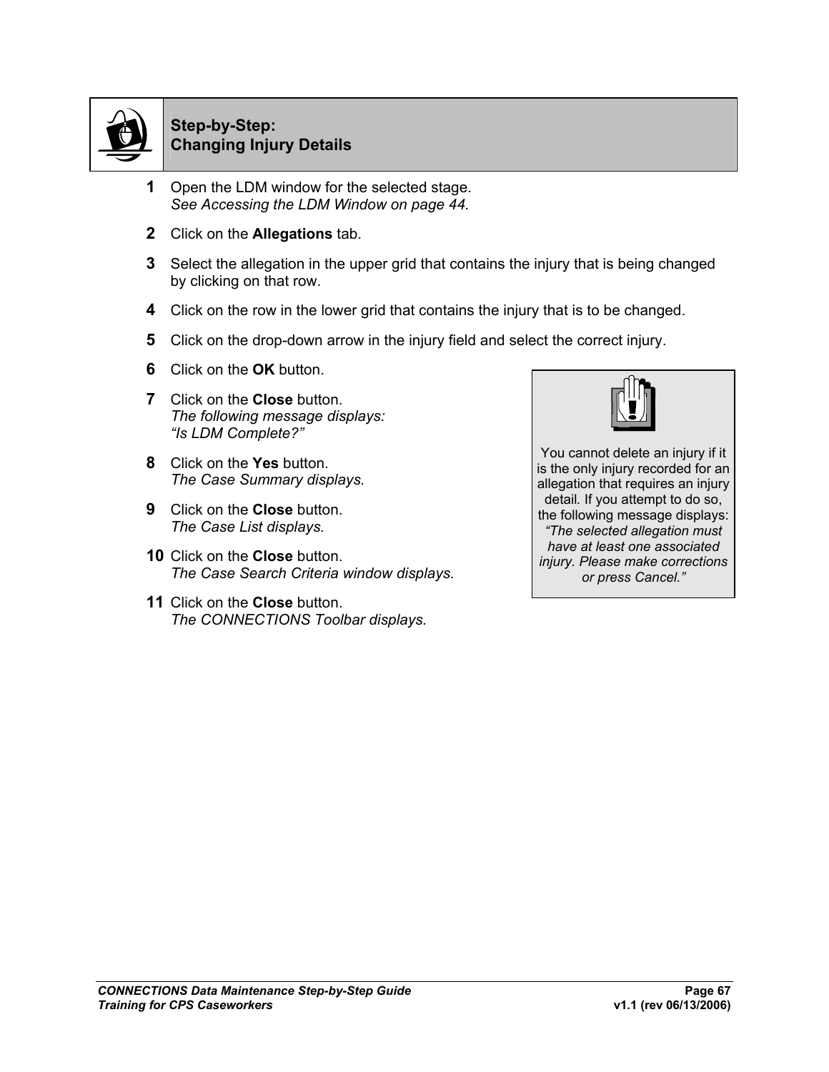## Step-by-Step: Changing Injury Details

1. Open the LDM window for the selected stage.
   *See Accessing the LDM Window on page 44.*
2. Click on the **Allegations** tab.
3. Select the allegation in the upper grid that contains the injury that is being changed by clicking on that row.
4. Click on the row in the lower grid that contains the injury that is to be changed.
5. Click on the drop-down arrow in the injury field and select the correct injury.
6. Click on the **OK** button.
7. Click on the **Close** button.
   *The following message displays:*
   *"Is LDM Complete?"*
8. Click on the **Yes** button.
   *The Case Summary displays.*
9. Click on the **Close** button.
   *The Case List displays.*
10. Click on the **Close** button.
    *The Case Search Criteria window displays.*
11. Click on the **Close** button.
    *The CONNECTIONS Toolbar displays.*

> You cannot delete an injury if it is the only injury recorded for an allegation that requires an injury detail. If you attempt to do so, the following message displays: *"The selected allegation must have at least one associated injury. Please make corrections or press Cancel."*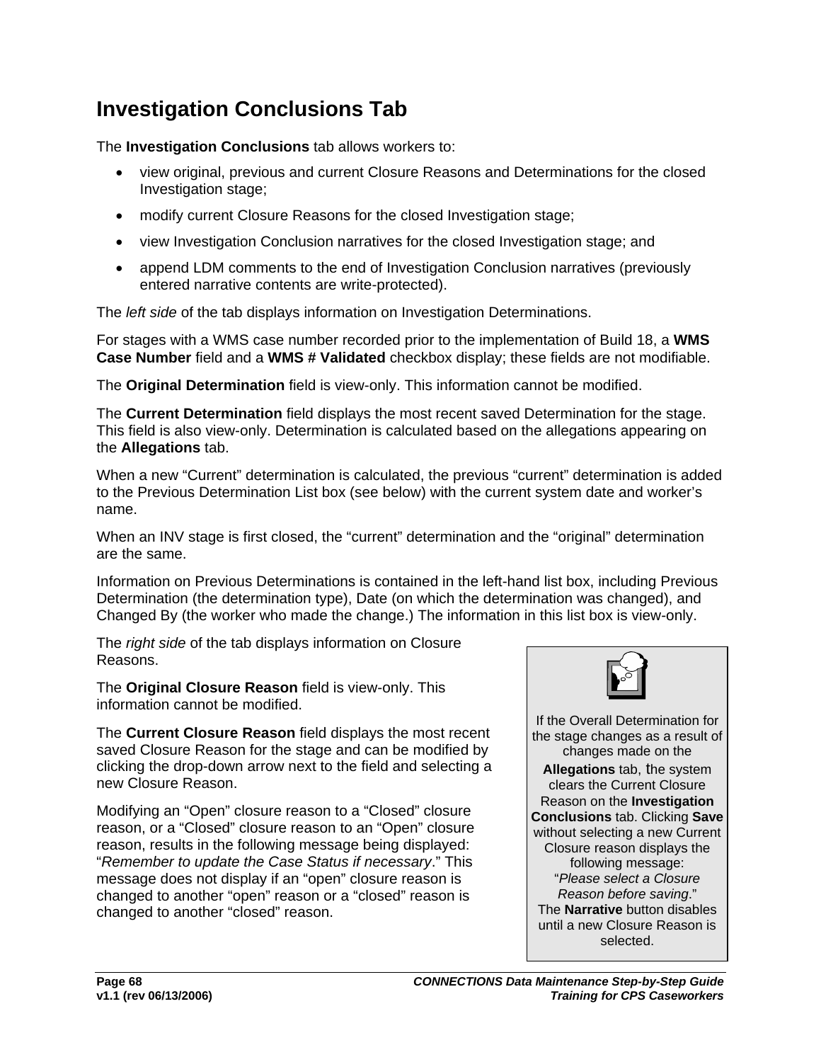## Investigation Conclusions Tab

The **Investigation Conclusions** tab allows workers to:

- view original, previous and current Closure Reasons and Determinations for the closed Investigation stage;
- modify current Closure Reasons for the closed Investigation stage;
- view Investigation Conclusion narratives for the closed Investigation stage; and
- append LDM comments to the end of Investigation Conclusion narratives (previously entered narrative contents are write-protected).

The *left side* of the tab displays information on Investigation Determinations.

For stages with a WMS case number recorded prior to the implementation of Build 18, a **WMS Case Number** field and a **WMS # Validated** checkbox display; these fields are not modifiable.

The **Original Determination** field is view-only. This information cannot be modified.

The **Current Determination** field displays the most recent saved Determination for the stage. This field is also view-only. Determination is calculated based on the allegations appearing on the **Allegations** tab.

When a new "Current" determination is calculated, the previous "current" determination is added to the Previous Determination List box (see below) with the current system date and worker's name.

When an INV stage is first closed, the "current" determination and the "original" determination are the same.

Information on Previous Determinations is contained in the left-hand list box, including Previous Determination (the determination type), Date (on which the determination was changed), and Changed By (the worker who made the change.) The information in this list box is view-only.

The *right side* of the tab displays information on Closure Reasons.

The **Original Closure Reason** field is view-only. This information cannot be modified.

The **Current Closure Reason** field displays the most recent saved Closure Reason for the stage and can be modified by clicking the drop-down arrow next to the field and selecting a new Closure Reason.

Modifying an "Open" closure reason to a "Closed" closure reason, or a "Closed" closure reason to an "Open" closure reason, results in the following message being displayed: "*Remember to update the Case Status if necessary*." This message does not display if an "open" closure reason is changed to another "open" reason or a "closed" reason is changed to another "closed" reason.

> If the Overall Determination for the stage changes as a result of changes made on the **Allegations** tab, the system clears the Current Closure Reason on the **Investigation Conclusions** tab. Clicking **Save** without selecting a new Current Closure reason displays the following message: "*Please select a Closure Reason before saving*." The **Narrative** button disables until a new Closure Reason is selected.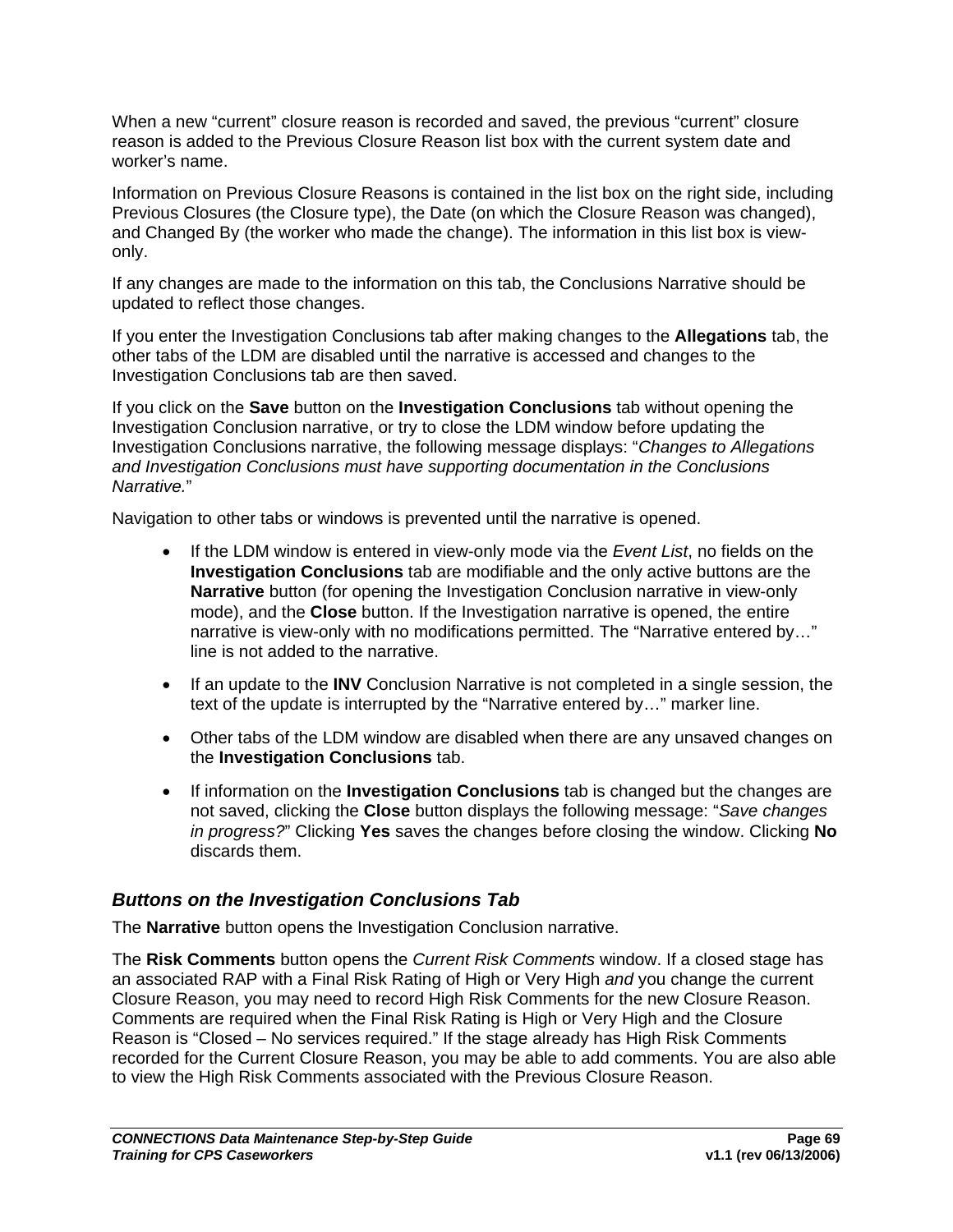When a new "current" closure reason is recorded and saved, the previous "current" closure reason is added to the Previous Closure Reason list box with the current system date and worker's name.

Information on Previous Closure Reasons is contained in the list box on the right side, including Previous Closures (the Closure type), the Date (on which the Closure Reason was changed), and Changed By (the worker who made the change). The information in this list box is view-only.

If any changes are made to the information on this tab, the Conclusions Narrative should be updated to reflect those changes.

If you enter the Investigation Conclusions tab after making changes to the **Allegations** tab, the other tabs of the LDM are disabled until the narrative is accessed and changes to the Investigation Conclusions tab are then saved.

If you click on the **Save** button on the **Investigation Conclusions** tab without opening the Investigation Conclusion narrative, or try to close the LDM window before updating the Investigation Conclusions narrative, the following message displays: "*Changes to Allegations and Investigation Conclusions must have supporting documentation in the Conclusions Narrative.*"

Navigation to other tabs or windows is prevented until the narrative is opened.

- If the LDM window is entered in view-only mode via the *Event List*, no fields on the **Investigation Conclusions** tab are modifiable and the only active buttons are the **Narrative** button (for opening the Investigation Conclusion narrative in view-only mode), and the **Close** button. If the Investigation narrative is opened, the entire narrative is view-only with no modifications permitted. The "Narrative entered by…" line is not added to the narrative.
- If an update to the **INV** Conclusion Narrative is not completed in a single session, the text of the update is interrupted by the "Narrative entered by…" marker line.
- Other tabs of the LDM window are disabled when there are any unsaved changes on the **Investigation Conclusions** tab.
- If information on the **Investigation Conclusions** tab is changed but the changes are not saved, clicking the **Close** button displays the following message: "*Save changes in progress?*" Clicking **Yes** saves the changes before closing the window. Clicking **No** discards them.

### *Buttons on the Investigation Conclusions Tab*

The **Narrative** button opens the Investigation Conclusion narrative.

The **Risk Comments** button opens the *Current Risk Comments* window. If a closed stage has an associated RAP with a Final Risk Rating of High or Very High *and* you change the current Closure Reason, you may need to record High Risk Comments for the new Closure Reason. Comments are required when the Final Risk Rating is High or Very High and the Closure Reason is "Closed – No services required." If the stage already has High Risk Comments recorded for the Current Closure Reason, you may be able to add comments. You are also able to view the High Risk Comments associated with the Previous Closure Reason.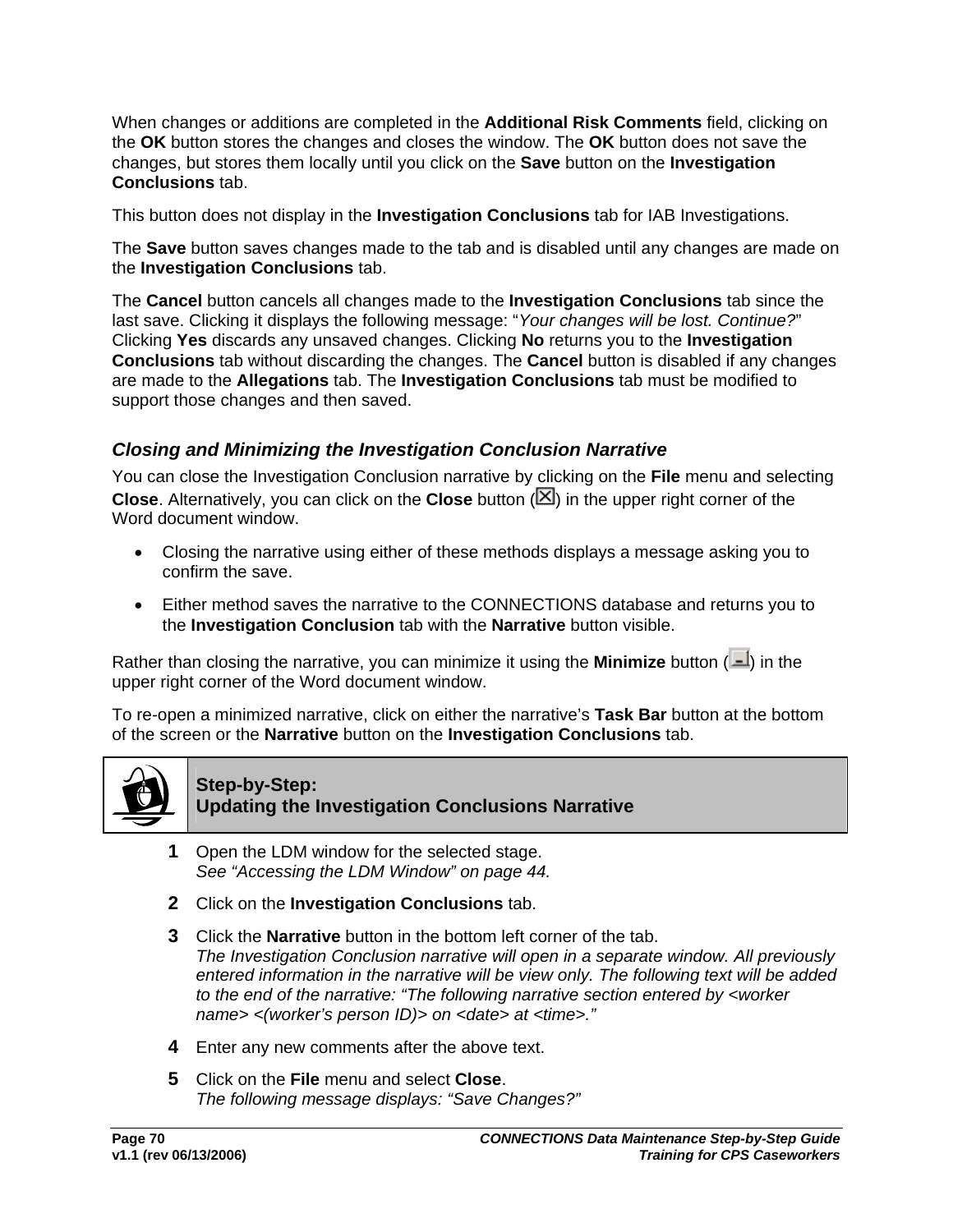When changes or additions are completed in the **Additional Risk Comments** field, clicking on the **OK** button stores the changes and closes the window. The **OK** button does not save the changes, but stores them locally until you click on the **Save** button on the **Investigation Conclusions** tab.

This button does not display in the **Investigation Conclusions** tab for IAB Investigations.

The **Save** button saves changes made to the tab and is disabled until any changes are made on the **Investigation Conclusions** tab.

The **Cancel** button cancels all changes made to the **Investigation Conclusions** tab since the last save. Clicking it displays the following message: "*Your changes will be lost. Continue?*" Clicking **Yes** discards any unsaved changes. Clicking **No** returns you to the **Investigation Conclusions** tab without discarding the changes. The **Cancel** button is disabled if any changes are made to the **Allegations** tab. The **Investigation Conclusions** tab must be modified to support those changes and then saved.

### *Closing and Minimizing the Investigation Conclusion Narrative*

You can close the Investigation Conclusion narrative by clicking on the **File** menu and selecting **Close**. Alternatively, you can click on the **Close** button (☒) in the upper right corner of the Word document window.

- Closing the narrative using either of these methods displays a message asking you to confirm the save.
- Either method saves the narrative to the CONNECTIONS database and returns you to the **Investigation Conclusion** tab with the **Narrative** button visible.

Rather than closing the narrative, you can minimize it using the **Minimize** button ( ) in the upper right corner of the Word document window.

To re-open a minimized narrative, click on either the narrative's **Task Bar** button at the bottom of the screen or the **Narrative** button on the **Investigation Conclusions** tab.

**Step-by-Step:**
**Updating the Investigation Conclusions Narrative**

1. Open the LDM window for the selected stage.
   *See "Accessing the LDM Window" on page 44.*
2. Click on the **Investigation Conclusions** tab.
3. Click the **Narrative** button in the bottom left corner of the tab.
   *The Investigation Conclusion narrative will open in a separate window. All previously entered information in the narrative will be view only. The following text will be added to the end of the narrative: "The following narrative section entered by <worker name> <(worker's person ID)> on <date> at <time>."*
4. Enter any new comments after the above text.
5. Click on the **File** menu and select **Close**.
   *The following message displays: "Save Changes?"*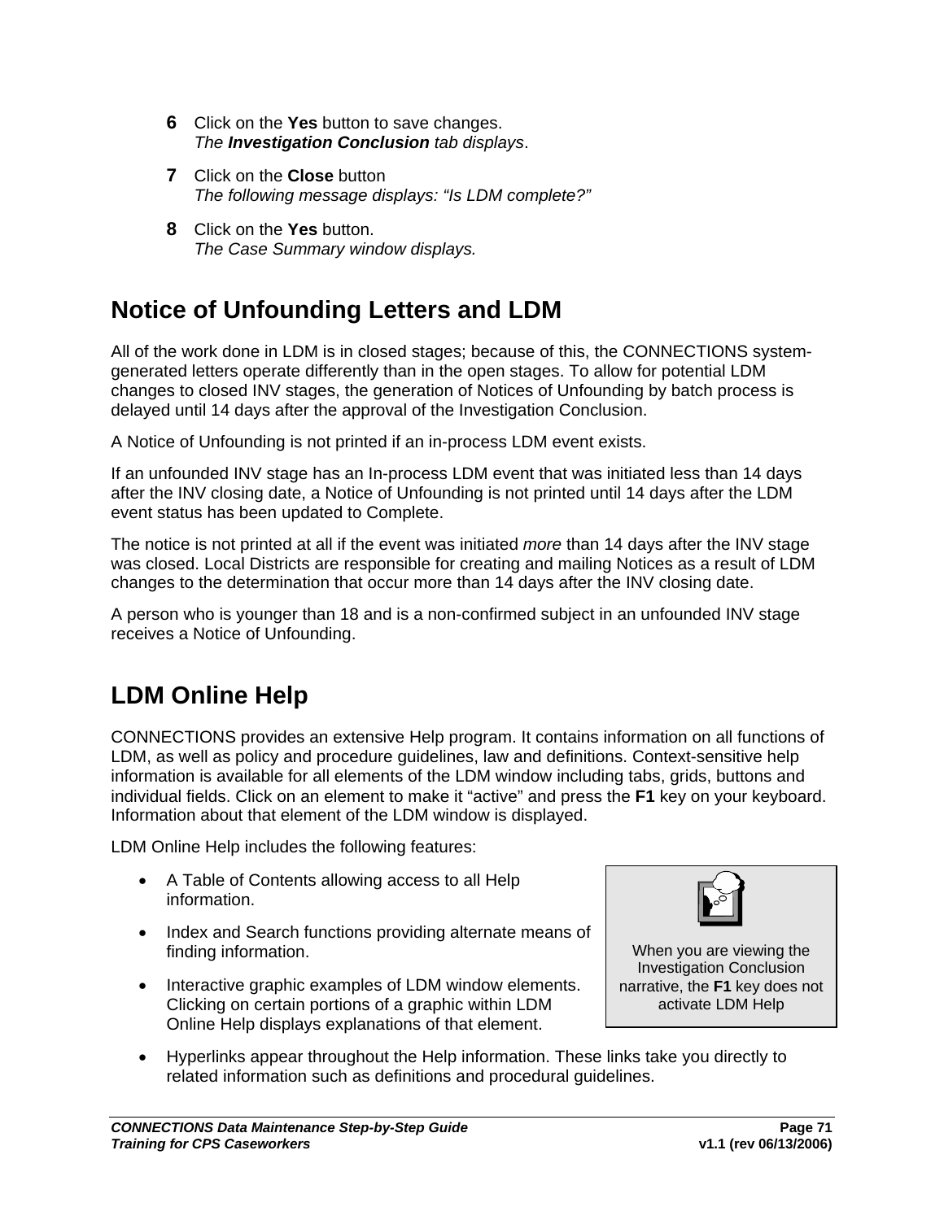6. Click on the **Yes** button to save changes.
   *The **Investigation Conclusion** tab displays*.

7. Click on the **Close** button
   *The following message displays: "Is LDM complete?"*

8. Click on the **Yes** button.
   *The Case Summary window displays.*

## Notice of Unfounding Letters and LDM

All of the work done in LDM is in closed stages; because of this, the CONNECTIONS system-generated letters operate differently than in the open stages. To allow for potential LDM changes to closed INV stages, the generation of Notices of Unfounding by batch process is delayed until 14 days after the approval of the Investigation Conclusion.

A Notice of Unfounding is not printed if an in-process LDM event exists.

If an unfounded INV stage has an In-process LDM event that was initiated less than 14 days after the INV closing date, a Notice of Unfounding is not printed until 14 days after the LDM event status has been updated to Complete.

The notice is not printed at all if the event was initiated *more* than 14 days after the INV stage was closed. Local Districts are responsible for creating and mailing Notices as a result of LDM changes to the determination that occur more than 14 days after the INV closing date.

A person who is younger than 18 and is a non-confirmed subject in an unfounded INV stage receives a Notice of Unfounding.

## LDM Online Help

CONNECTIONS provides an extensive Help program. It contains information on all functions of LDM, as well as policy and procedure guidelines, law and definitions. Context-sensitive help information is available for all elements of the LDM window including tabs, grids, buttons and individual fields. Click on an element to make it "active" and press the **F1** key on your keyboard. Information about that element of the LDM window is displayed.

LDM Online Help includes the following features:

- A Table of Contents allowing access to all Help information.
- Index and Search functions providing alternate means of finding information.
- Interactive graphic examples of LDM window elements. Clicking on certain portions of a graphic within LDM Online Help displays explanations of that element.
- Hyperlinks appear throughout the Help information. These links take you directly to related information such as definitions and procedural guidelines.

> When you are viewing the Investigation Conclusion narrative, the **F1** key does not activate LDM Help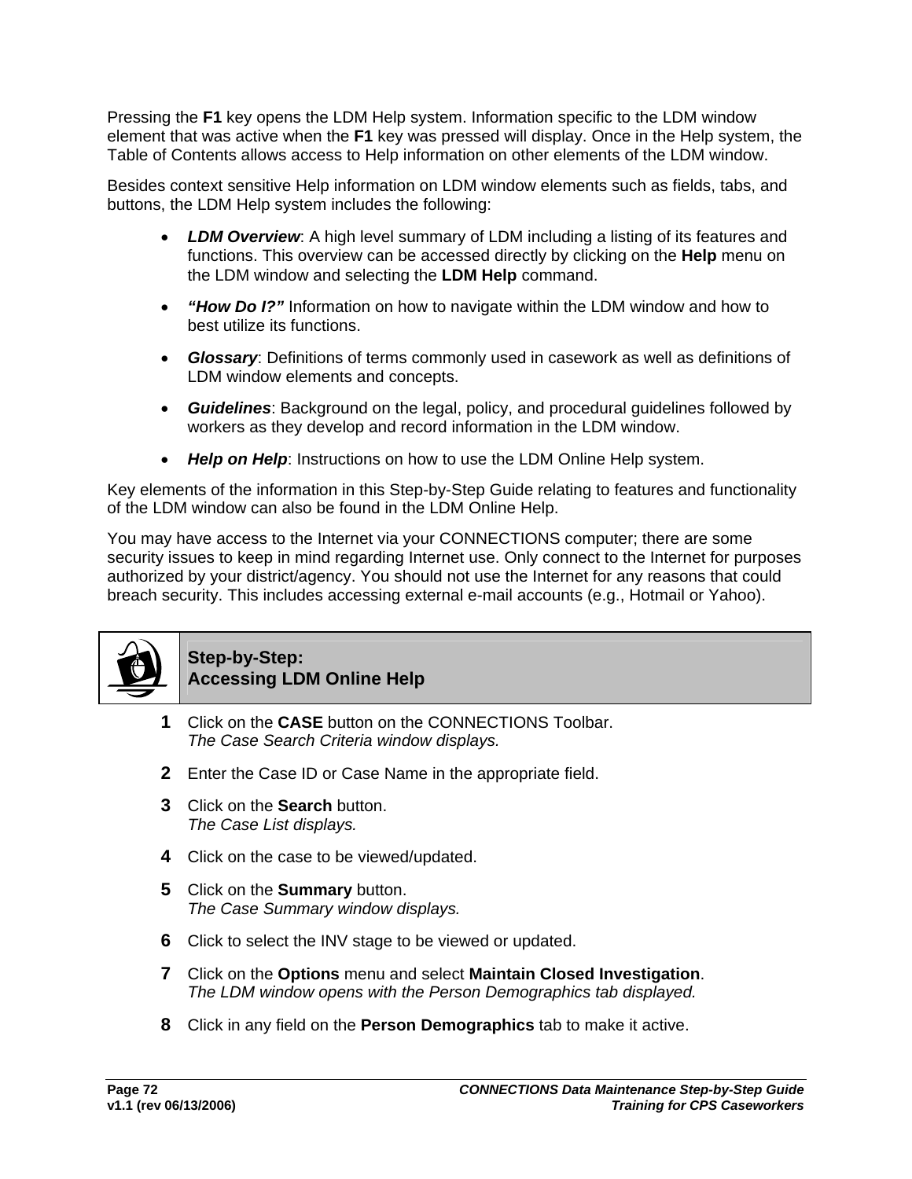Pressing the **F1** key opens the LDM Help system. Information specific to the LDM window element that was active when the **F1** key was pressed will display. Once in the Help system, the Table of Contents allows access to Help information on other elements of the LDM window.

Besides context sensitive Help information on LDM window elements such as fields, tabs, and buttons, the LDM Help system includes the following:

- ***LDM Overview***: A high level summary of LDM including a listing of its features and functions. This overview can be accessed directly by clicking on the **Help** menu on the LDM window and selecting the **LDM Help** command.
- ***"How Do I?"*** Information on how to navigate within the LDM window and how to best utilize its functions.
- ***Glossary***: Definitions of terms commonly used in casework as well as definitions of LDM window elements and concepts.
- ***Guidelines***: Background on the legal, policy, and procedural guidelines followed by workers as they develop and record information in the LDM window.
- ***Help on Help***: Instructions on how to use the LDM Online Help system.

Key elements of the information in this Step-by-Step Guide relating to features and functionality of the LDM window can also be found in the LDM Online Help.

You may have access to the Internet via your CONNECTIONS computer; there are some security issues to keep in mind regarding Internet use. Only connect to the Internet for purposes authorized by your district/agency. You should not use the Internet for any reasons that could breach security. This includes accessing external e-mail accounts (e.g., Hotmail or Yahoo).

## Step-by-Step: Accessing LDM Online Help

1. Click on the **CASE** button on the CONNECTIONS Toolbar.
   *The Case Search Criteria window displays.*
2. Enter the Case ID or Case Name in the appropriate field.
3. Click on the **Search** button.
   *The Case List displays.*
4. Click on the case to be viewed/updated.
5. Click on the **Summary** button.
   *The Case Summary window displays.*
6. Click to select the INV stage to be viewed or updated.
7. Click on the **Options** menu and select **Maintain Closed Investigation**.
   *The LDM window opens with the Person Demographics tab displayed.*
8. Click in any field on the **Person Demographics** tab to make it active.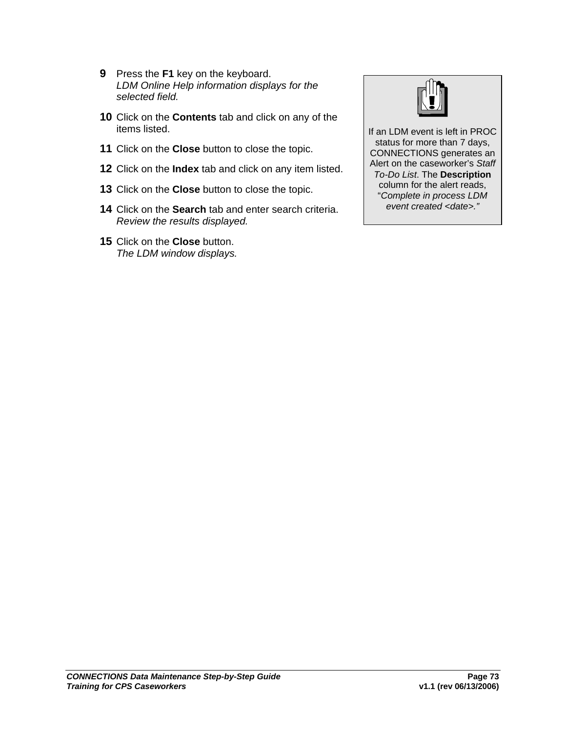9. Press the **F1** key on the keyboard.
   *LDM Online Help information displays for the selected field.*

10. Click on the **Contents** tab and click on any of the items listed.

11. Click on the **Close** button to close the topic.

12. Click on the **Index** tab and click on any item listed.

13. Click on the **Close** button to close the topic.

14. Click on the **Search** tab and enter search criteria.
    *Review the results displayed.*

15. Click on the **Close** button.
    *The LDM window displays.*

> If an LDM event is left in PROC status for more than 7 days, CONNECTIONS generates an Alert on the caseworker's *Staff To-Do List*. The **Description** column for the alert reads, "*Complete in process LDM event created <date>.*"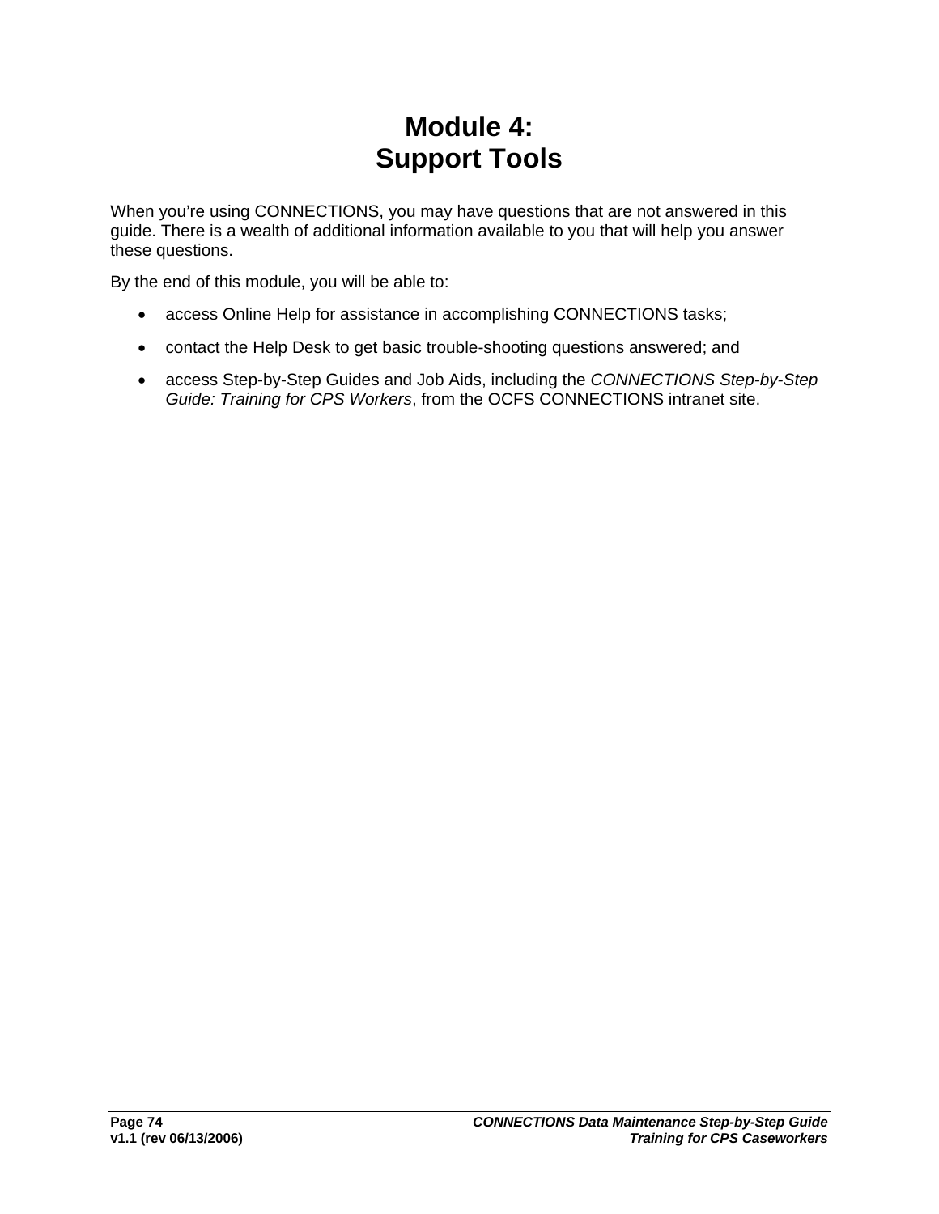# Module 4:
# Support Tools

When you're using CONNECTIONS, you may have questions that are not answered in this guide. There is a wealth of additional information available to you that will help you answer these questions.

By the end of this module, you will be able to:

- access Online Help for assistance in accomplishing CONNECTIONS tasks;
- contact the Help Desk to get basic trouble-shooting questions answered; and
- access Step-by-Step Guides and Job Aids, including the *CONNECTIONS Step-by-Step Guide: Training for CPS Workers*, from the OCFS CONNECTIONS intranet site.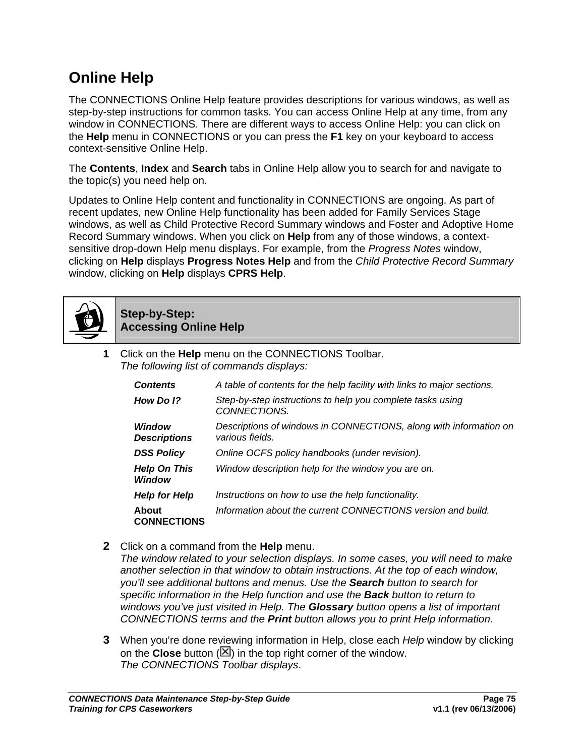# Online Help

The CONNECTIONS Online Help feature provides descriptions for various windows, as well as step-by-step instructions for common tasks. You can access Online Help at any time, from any window in CONNECTIONS. There are different ways to access Online Help: you can click on the **Help** menu in CONNECTIONS or you can press the **F1** key on your keyboard to access context-sensitive Online Help.

The **Contents**, **Index** and **Search** tabs in Online Help allow you to search for and navigate to the topic(s) you need help on.

Updates to Online Help content and functionality in CONNECTIONS are ongoing. As part of recent updates, new Online Help functionality has been added for Family Services Stage windows, as well as Child Protective Record Summary windows and Foster and Adoptive Home Record Summary windows. When you click on **Help** from any of those windows, a context-sensitive drop-down Help menu displays. For example, from the *Progress Notes* window, clicking on **Help** displays **Progress Notes Help** and from the *Child Protective Record Summary* window, clicking on **Help** displays **CPRS Help**.

## Step-by-Step: Accessing Online Help

**1** Click on the **Help** menu on the CONNECTIONS Toolbar.
*The following list of commands displays:*

| | |
|---|---|
| ***Contents*** | *A table of contents for the help facility with links to major sections.* |
| ***How Do I?*** | *Step-by-step instructions to help you complete tasks using CONNECTIONS.* |
| ***Window Descriptions*** | *Descriptions of windows in CONNECTIONS, along with information on various fields.* |
| ***DSS Policy*** | *Online OCFS policy handbooks (under revision).* |
| ***Help On This Window*** | *Window description help for the window you are on.* |
| ***Help for Help*** | *Instructions on how to use the help functionality.* |
| **About CONNECTIONS** | *Information about the current CONNECTIONS version and build.* |

**2** Click on a command from the **Help** menu.
*The window related to your selection displays. In some cases, you will need to make another selection in that window to obtain instructions. At the top of each window, you'll see additional buttons and menus. Use the* ***Search*** *button to search for specific information in the Help function and use the* ***Back*** *button to return to windows you've just visited in Help. The* ***Glossary*** *button opens a list of important CONNECTIONS terms and the* ***Print*** *button allows you to print Help information.*

**3** When you're done reviewing information in Help, close each *Help* window by clicking on the **Close** button (☒) in the top right corner of the window.
*The CONNECTIONS Toolbar displays*.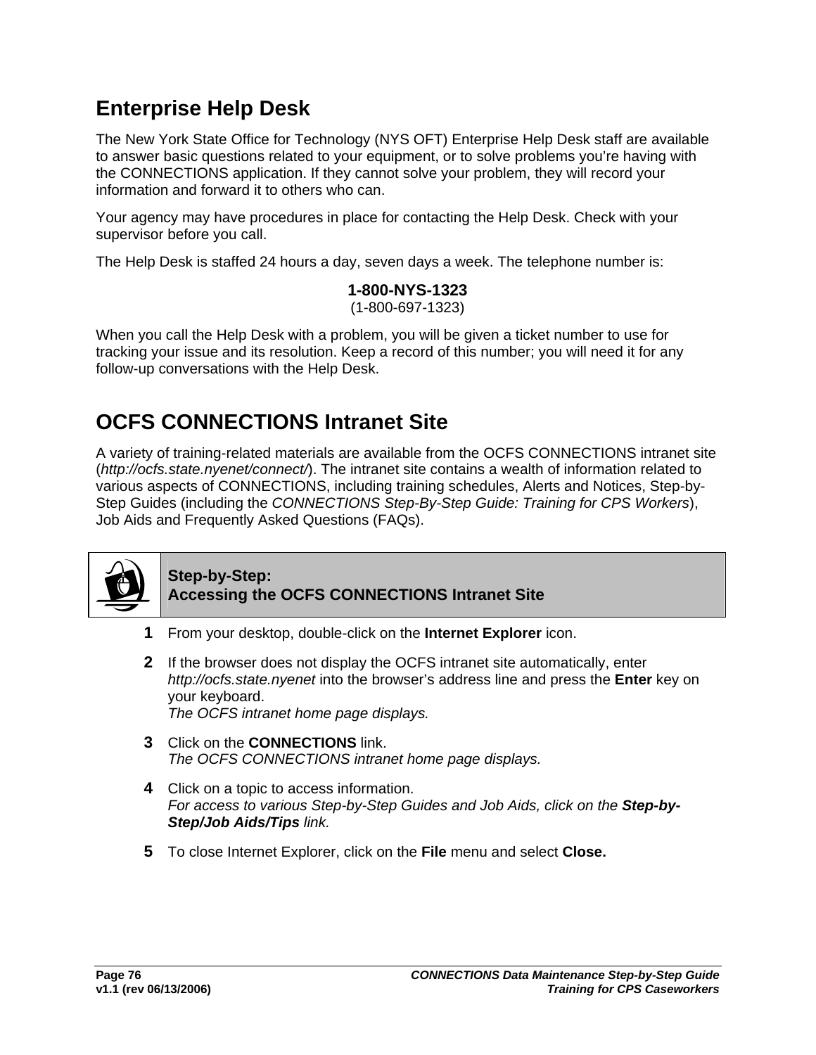## Enterprise Help Desk

The New York State Office for Technology (NYS OFT) Enterprise Help Desk staff are available to answer basic questions related to your equipment, or to solve problems you're having with the CONNECTIONS application. If they cannot solve your problem, they will record your information and forward it to others who can.

Your agency may have procedures in place for contacting the Help Desk. Check with your supervisor before you call.

The Help Desk is staffed 24 hours a day, seven days a week. The telephone number is:

**1-800-NYS-1323**
(1-800-697-1323)

When you call the Help Desk with a problem, you will be given a ticket number to use for tracking your issue and its resolution. Keep a record of this number; you will need it for any follow-up conversations with the Help Desk.

## OCFS CONNECTIONS Intranet Site

A variety of training-related materials are available from the OCFS CONNECTIONS intranet site (*http://ocfs.state.nyenet/connect/*). The intranet site contains a wealth of information related to various aspects of CONNECTIONS, including training schedules, Alerts and Notices, Step-by-Step Guides (including the *CONNECTIONS Step-By-Step Guide: Training for CPS Workers*), Job Aids and Frequently Asked Questions (FAQs).

**Step-by-Step:**
**Accessing the OCFS CONNECTIONS Intranet Site**

1. From your desktop, double-click on the **Internet Explorer** icon.
2. If the browser does not display the OCFS intranet site automatically, enter *http://ocfs.state.nyenet* into the browser's address line and press the **Enter** key on your keyboard.
   *The OCFS intranet home page displays.*
3. Click on the **CONNECTIONS** link.
   *The OCFS CONNECTIONS intranet home page displays.*
4. Click on a topic to access information.
   *For access to various Step-by-Step Guides and Job Aids, click on the* ***Step-by-Step/Job Aids/Tips*** *link.*
5. To close Internet Explorer, click on the **File** menu and select **Close.**